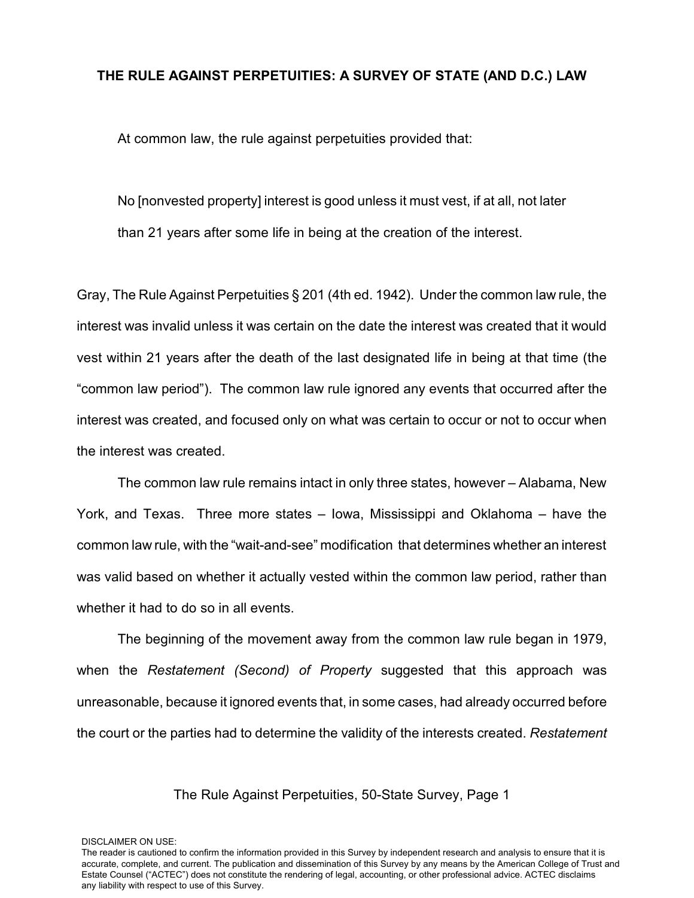# THE RULE AGAINST PERPETUITIES: A SURVEY OF STATE (AND D.C.) LAW

At common law, the rule against perpetuities provided that:

> No [nonvested property] interest is good unless it must vest, if at all, not later than 21 years after some life in being at the creation of the interest.

Gray, The Rule Against Perpetuities § 201 (4th ed. 1942). Under the common law rule, the interest was invalid unless it was certain on the date the interest was created that it would vest within 21 years after the death of the last designated life in being at that time (the "common law period"). The common law rule ignored any events that occurred after the interest was created, and focused only on what was certain to occur or not to occur when the interest was created.

The common law rule remains intact in only three states, however – Alabama, New York, and Texas. Three more states – Iowa, Mississippi and Oklahoma – have the common law rule, with the "wait-and-see" modification that determines whether an interest was valid based on whether it actually vested within the common law period, rather than whether it had to do so in all events.

The beginning of the movement away from the common law rule began in 1979, when the *Restatement (Second) of Property* suggested that this approach was unreasonable, because it ignored events that, in some cases, had already occurred before the court or the parties had to determine the validity of the interests created. *Restatement*

DISCLAIMER ON USE:
The reader is cautioned to confirm the information provided in this Survey by independent research and analysis to ensure that it is accurate, complete, and current. The publication and dissemination of this Survey by any means by the American College of Trust and Estate Counsel ("ACTEC") does not constitute the rendering of legal, accounting, or other professional advice. ACTEC disclaims any liability with respect to use of this Survey.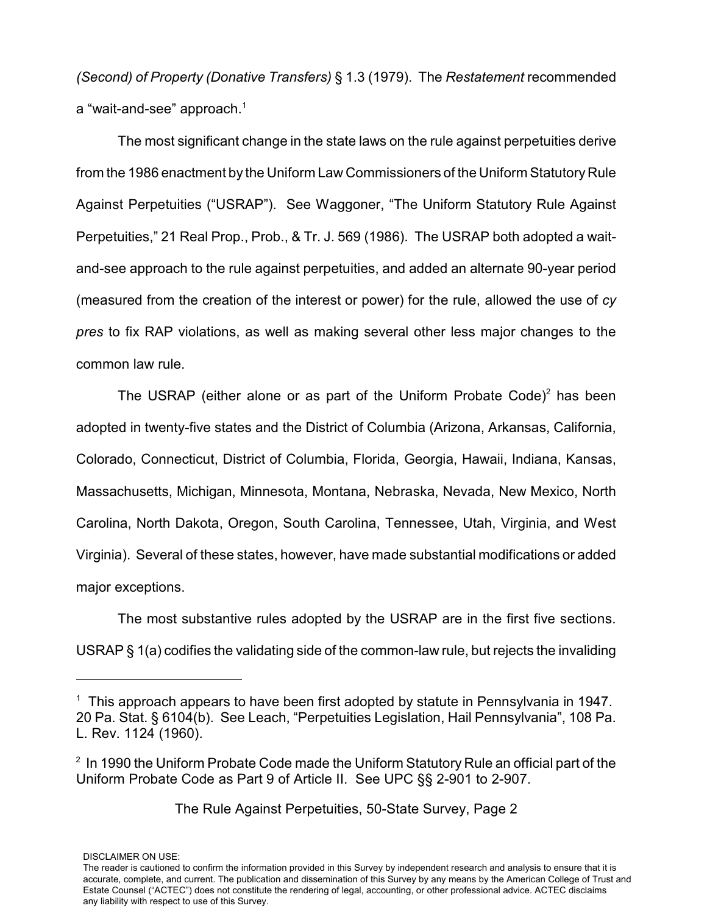*(Second) of Property (Donative Transfers)* § 1.3 (1979). The *Restatement* recommended a "wait-and-see" approach.[1]

The most significant change in the state laws on the rule against perpetuities derive from the 1986 enactment by the Uniform Law Commissioners of the Uniform Statutory Rule Against Perpetuities ("USRAP"). See Waggoner, "The Uniform Statutory Rule Against Perpetuities," 21 Real Prop., Prob., & Tr. J. 569 (1986). The USRAP both adopted a wait-and-see approach to the rule against perpetuities, and added an alternate 90-year period (measured from the creation of the interest or power) for the rule, allowed the use of *cy pres* to fix RAP violations, as well as making several other less major changes to the common law rule.

The USRAP (either alone or as part of the Uniform Probate Code)[2] has been adopted in twenty-five states and the District of Columbia (Arizona, Arkansas, California, Colorado, Connecticut, District of Columbia, Florida, Georgia, Hawaii, Indiana, Kansas, Massachusetts, Michigan, Minnesota, Montana, Nebraska, Nevada, New Mexico, North Carolina, North Dakota, Oregon, South Carolina, Tennessee, Utah, Virginia, and West Virginia). Several of these states, however, have made substantial modifications or added major exceptions.

The most substantive rules adopted by the USRAP are in the first five sections. USRAP § 1(a) codifies the validating side of the common-law rule, but rejects the invaliding

---

[1] This approach appears to have been first adopted by statute in Pennsylvania in 1947. 20 Pa. Stat. § 6104(b). See Leach, "Perpetuities Legislation, Hail Pennsylvania", 108 Pa. L. Rev. 1124 (1960).

[2] In 1990 the Uniform Probate Code made the Uniform Statutory Rule an official part of the Uniform Probate Code as Part 9 of Article II. See UPC §§ 2-901 to 2-907.

DISCLAIMER ON USE:
The reader is cautioned to confirm the information provided in this Survey by independent research and analysis to ensure that it is accurate, complete, and current. The publication and dissemination of this Survey by any means by the American College of Trust and Estate Counsel ("ACTEC") does not constitute the rendering of legal, accounting, or other professional advice. ACTEC disclaims any liability with respect to use of this Survey.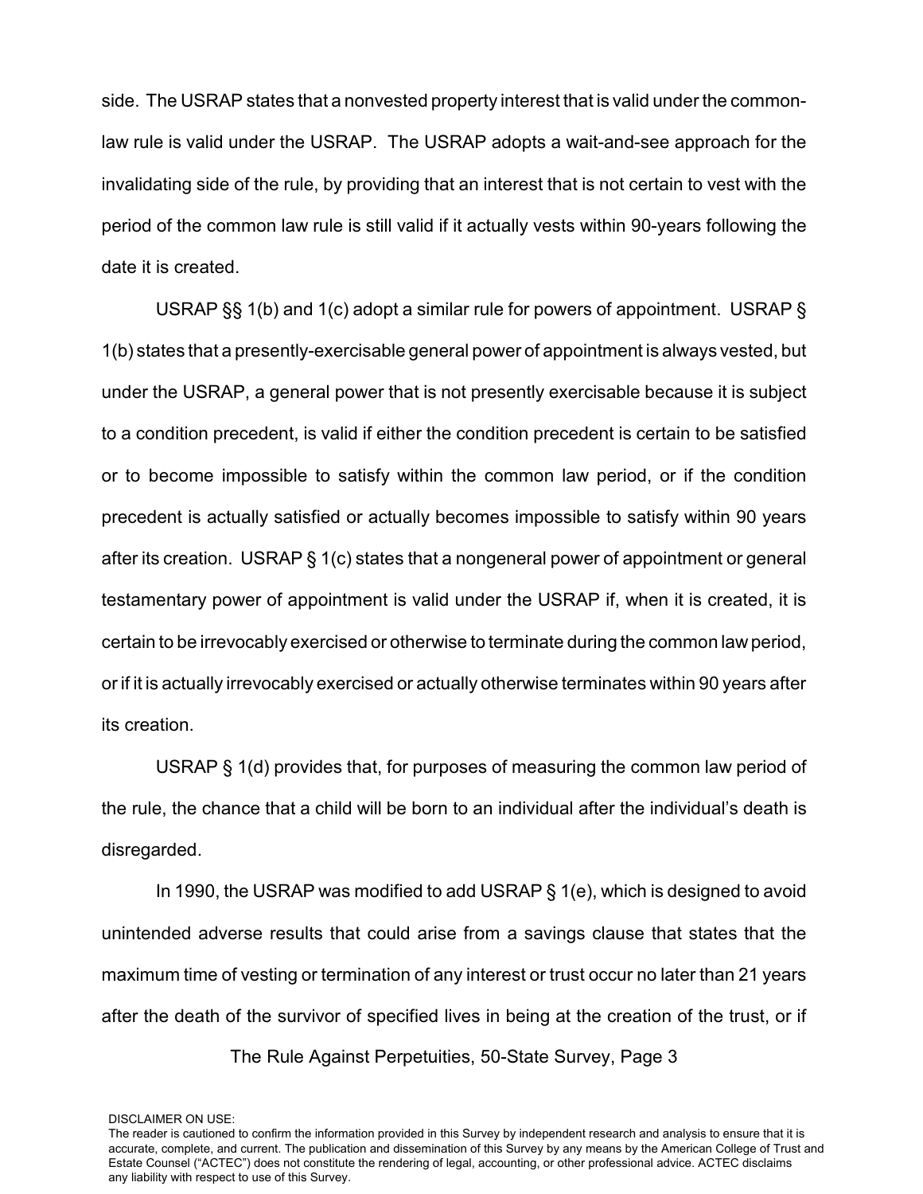side. The USRAP states that a nonvested property interest that is valid under the common-law rule is valid under the USRAP. The USRAP adopts a wait-and-see approach for the invalidating side of the rule, by providing that an interest that is not certain to vest with the period of the common law rule is still valid if it actually vests within 90-years following the date it is created.

USRAP §§ 1(b) and 1(c) adopt a similar rule for powers of appointment. USRAP § 1(b) states that a presently-exercisable general power of appointment is always vested, but under the USRAP, a general power that is not presently exercisable because it is subject to a condition precedent, is valid if either the condition precedent is certain to be satisfied or to become impossible to satisfy within the common law period, or if the condition precedent is actually satisfied or actually becomes impossible to satisfy within 90 years after its creation. USRAP § 1(c) states that a nongeneral power of appointment or general testamentary power of appointment is valid under the USRAP if, when it is created, it is certain to be irrevocably exercised or otherwise to terminate during the common law period, or if it is actually irrevocably exercised or actually otherwise terminates within 90 years after its creation.

USRAP § 1(d) provides that, for purposes of measuring the common law period of the rule, the chance that a child will be born to an individual after the individual's death is disregarded.

In 1990, the USRAP was modified to add USRAP § 1(e), which is designed to avoid unintended adverse results that could arise from a savings clause that states that the maximum time of vesting or termination of any interest or trust occur no later than 21 years after the death of the survivor of specified lives in being at the creation of the trust, or if

DISCLAIMER ON USE:
The reader is cautioned to confirm the information provided in this Survey by independent research and analysis to ensure that it is accurate, complete, and current. The publication and dissemination of this Survey by any means by the American College of Trust and Estate Counsel ("ACTEC") does not constitute the rendering of legal, accounting, or other professional advice. ACTEC disclaims any liability with respect to use of this Survey.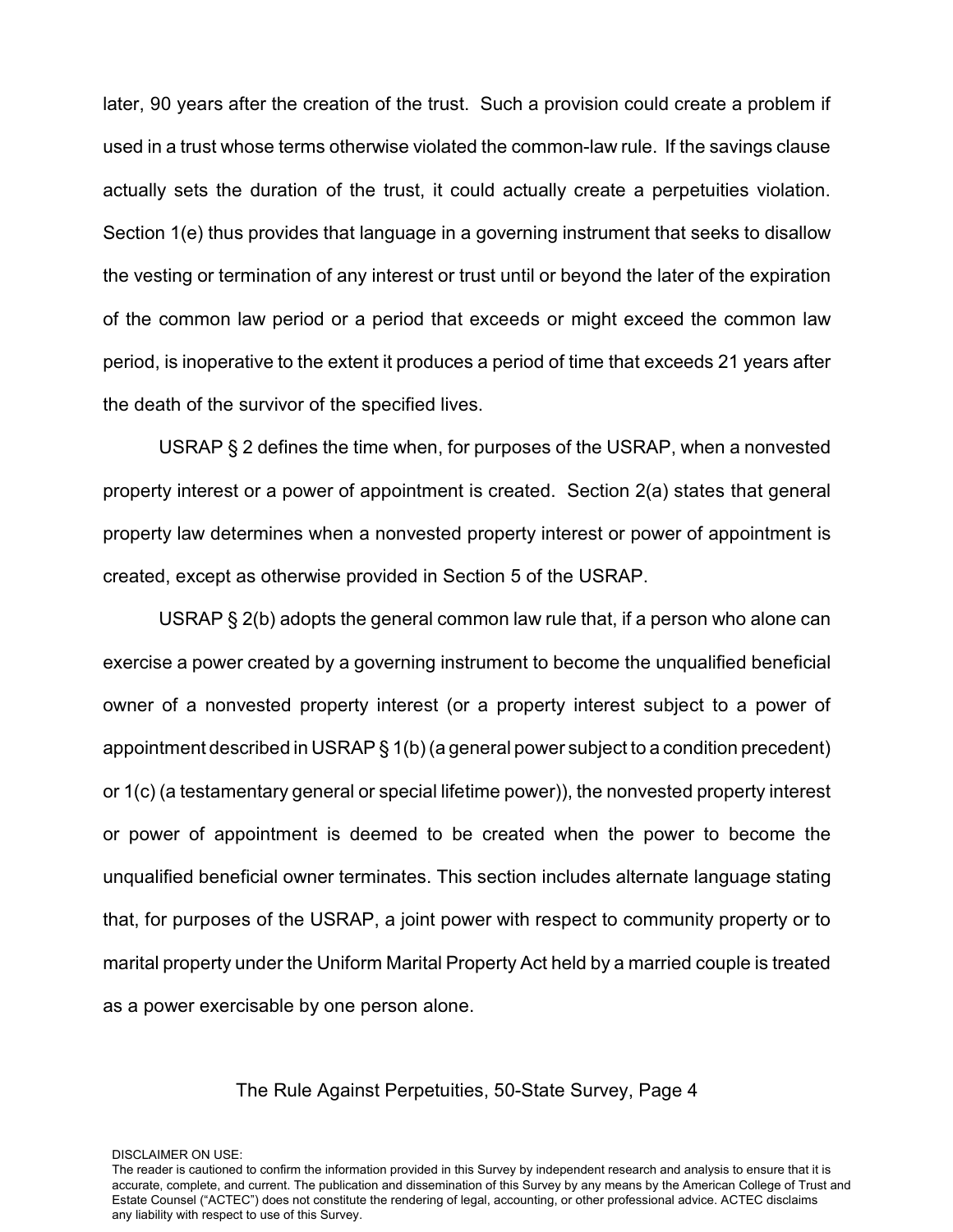later, 90 years after the creation of the trust. Such a provision could create a problem if used in a trust whose terms otherwise violated the common-law rule. If the savings clause actually sets the duration of the trust, it could actually create a perpetuities violation. Section 1(e) thus provides that language in a governing instrument that seeks to disallow the vesting or termination of any interest or trust until or beyond the later of the expiration of the common law period or a period that exceeds or might exceed the common law period, is inoperative to the extent it produces a period of time that exceeds 21 years after the death of the survivor of the specified lives.

USRAP § 2 defines the time when, for purposes of the USRAP, when a nonvested property interest or a power of appointment is created. Section 2(a) states that general property law determines when a nonvested property interest or power of appointment is created, except as otherwise provided in Section 5 of the USRAP.

USRAP § 2(b) adopts the general common law rule that, if a person who alone can exercise a power created by a governing instrument to become the unqualified beneficial owner of a nonvested property interest (or a property interest subject to a power of appointment described in USRAP § 1(b) (a general power subject to a condition precedent) or 1(c) (a testamentary general or special lifetime power)), the nonvested property interest or power of appointment is deemed to be created when the power to become the unqualified beneficial owner terminates. This section includes alternate language stating that, for purposes of the USRAP, a joint power with respect to community property or to marital property under the Uniform Marital Property Act held by a married couple is treated as a power exercisable by one person alone.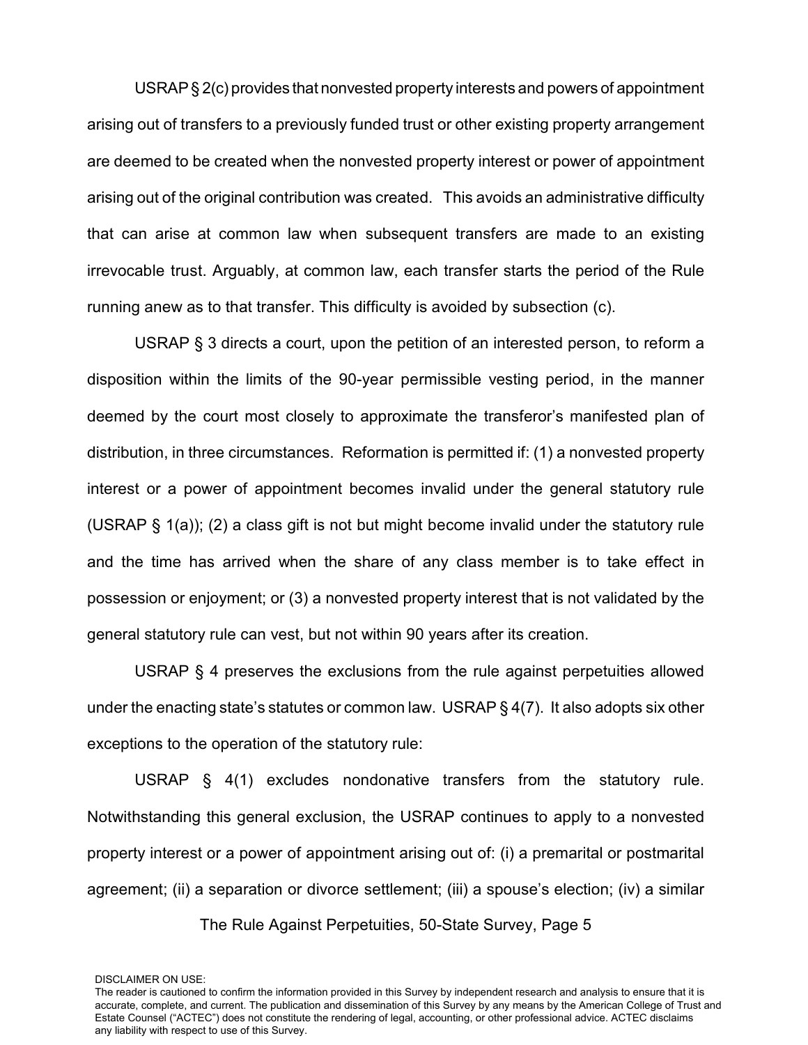USRAP § 2(c) provides that nonvested property interests and powers of appointment arising out of transfers to a previously funded trust or other existing property arrangement are deemed to be created when the nonvested property interest or power of appointment arising out of the original contribution was created. This avoids an administrative difficulty that can arise at common law when subsequent transfers are made to an existing irrevocable trust. Arguably, at common law, each transfer starts the period of the Rule running anew as to that transfer. This difficulty is avoided by subsection (c).

USRAP § 3 directs a court, upon the petition of an interested person, to reform a disposition within the limits of the 90-year permissible vesting period, in the manner deemed by the court most closely to approximate the transferor's manifested plan of distribution, in three circumstances. Reformation is permitted if: (1) a nonvested property interest or a power of appointment becomes invalid under the general statutory rule (USRAP § 1(a)); (2) a class gift is not but might become invalid under the statutory rule and the time has arrived when the share of any class member is to take effect in possession or enjoyment; or (3) a nonvested property interest that is not validated by the general statutory rule can vest, but not within 90 years after its creation.

USRAP § 4 preserves the exclusions from the rule against perpetuities allowed under the enacting state's statutes or common law. USRAP § 4(7). It also adopts six other exceptions to the operation of the statutory rule:

USRAP § 4(1) excludes nondonative transfers from the statutory rule. Notwithstanding this general exclusion, the USRAP continues to apply to a nonvested property interest or a power of appointment arising out of: (i) a premarital or postmarital agreement; (ii) a separation or divorce settlement; (iii) a spouse's election; (iv) a similar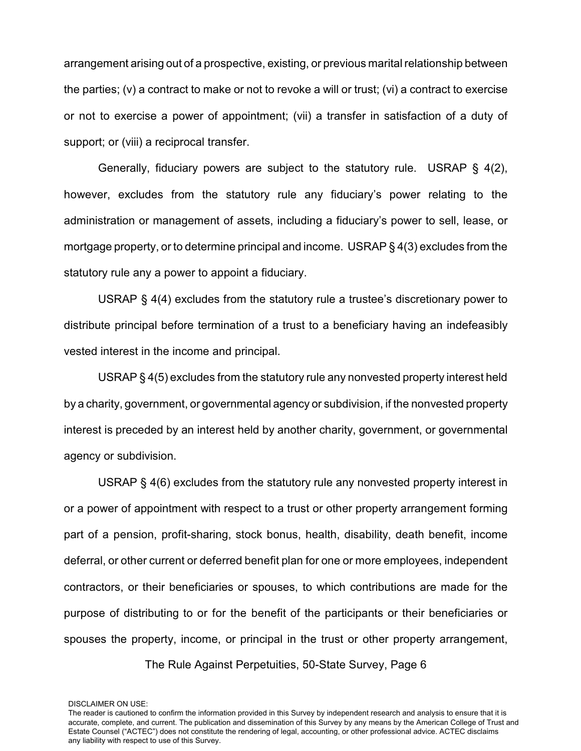arrangement arising out of a prospective, existing, or previous marital relationship between the parties; (v) a contract to make or not to revoke a will or trust; (vi) a contract to exercise or not to exercise a power of appointment; (vii) a transfer in satisfaction of a duty of support; or (viii) a reciprocal transfer.

Generally, fiduciary powers are subject to the statutory rule. USRAP § 4(2), however, excludes from the statutory rule any fiduciary's power relating to the administration or management of assets, including a fiduciary's power to sell, lease, or mortgage property, or to determine principal and income. USRAP § 4(3) excludes from the statutory rule any a power to appoint a fiduciary.

USRAP § 4(4) excludes from the statutory rule a trustee's discretionary power to distribute principal before termination of a trust to a beneficiary having an indefeasibly vested interest in the income and principal.

USRAP § 4(5) excludes from the statutory rule any nonvested property interest held by a charity, government, or governmental agency or subdivision, if the nonvested property interest is preceded by an interest held by another charity, government, or governmental agency or subdivision.

USRAP § 4(6) excludes from the statutory rule any nonvested property interest in or a power of appointment with respect to a trust or other property arrangement forming part of a pension, profit-sharing, stock bonus, health, disability, death benefit, income deferral, or other current or deferred benefit plan for one or more employees, independent contractors, or their beneficiaries or spouses, to which contributions are made for the purpose of distributing to or for the benefit of the participants or their beneficiaries or spouses the property, income, or principal in the trust or other property arrangement,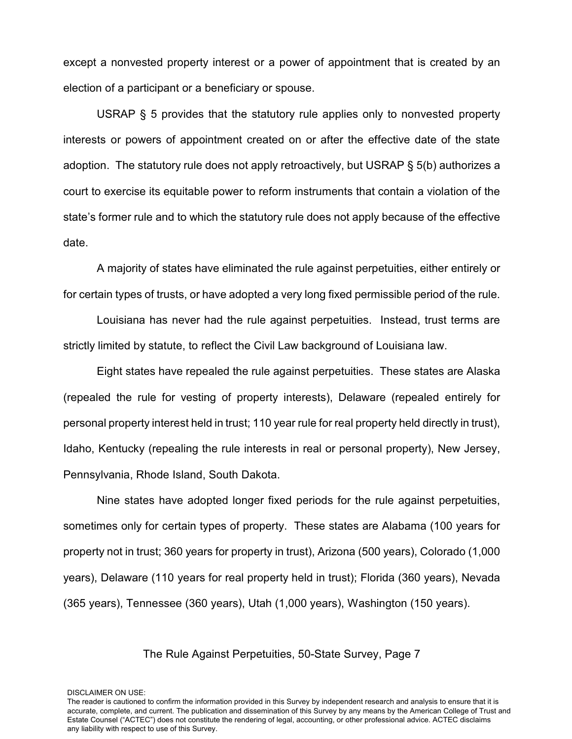except a nonvested property interest or a power of appointment that is created by an election of a participant or a beneficiary or spouse.

USRAP § 5 provides that the statutory rule applies only to nonvested property interests or powers of appointment created on or after the effective date of the state adoption. The statutory rule does not apply retroactively, but USRAP § 5(b) authorizes a court to exercise its equitable power to reform instruments that contain a violation of the state's former rule and to which the statutory rule does not apply because of the effective date.

A majority of states have eliminated the rule against perpetuities, either entirely or for certain types of trusts, or have adopted a very long fixed permissible period of the rule.

Louisiana has never had the rule against perpetuities. Instead, trust terms are strictly limited by statute, to reflect the Civil Law background of Louisiana law.

Eight states have repealed the rule against perpetuities. These states are Alaska (repealed the rule for vesting of property interests), Delaware (repealed entirely for personal property interest held in trust; 110 year rule for real property held directly in trust), Idaho, Kentucky (repealing the rule interests in real or personal property), New Jersey, Pennsylvania, Rhode Island, South Dakota.

Nine states have adopted longer fixed periods for the rule against perpetuities, sometimes only for certain types of property. These states are Alabama (100 years for property not in trust; 360 years for property in trust), Arizona (500 years), Colorado (1,000 years), Delaware (110 years for real property held in trust); Florida (360 years), Nevada (365 years), Tennessee (360 years), Utah (1,000 years), Washington (150 years).

DISCLAIMER ON USE:
The reader is cautioned to confirm the information provided in this Survey by independent research and analysis to ensure that it is accurate, complete, and current. The publication and dissemination of this Survey by any means by the American College of Trust and Estate Counsel ("ACTEC") does not constitute the rendering of legal, accounting, or other professional advice. ACTEC disclaims any liability with respect to use of this Survey.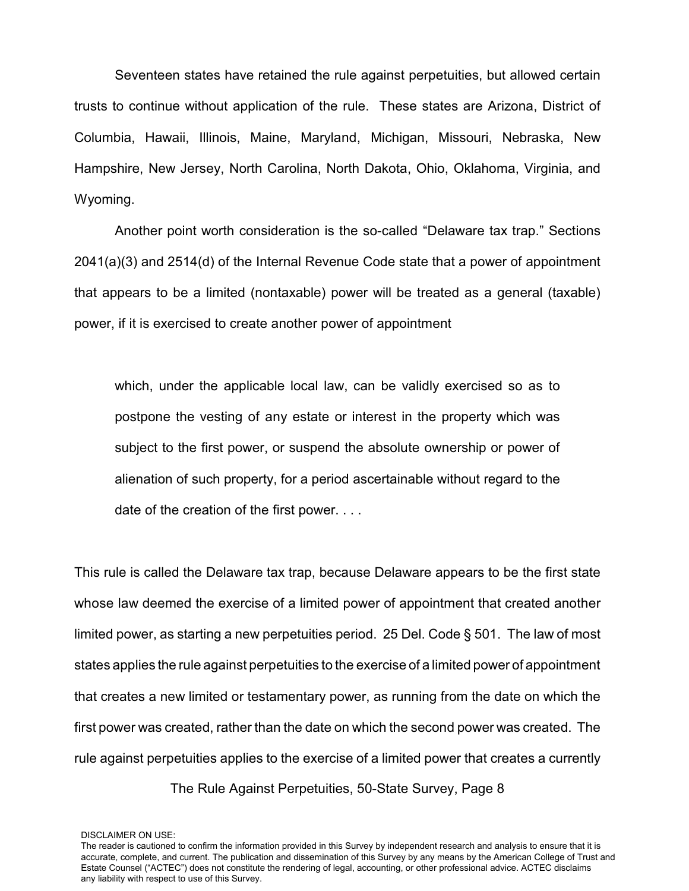Seventeen states have retained the rule against perpetuities, but allowed certain trusts to continue without application of the rule. These states are Arizona, District of Columbia, Hawaii, Illinois, Maine, Maryland, Michigan, Missouri, Nebraska, New Hampshire, New Jersey, North Carolina, North Dakota, Ohio, Oklahoma, Virginia, and Wyoming.

Another point worth consideration is the so-called "Delaware tax trap." Sections 2041(a)(3) and 2514(d) of the Internal Revenue Code state that a power of appointment that appears to be a limited (nontaxable) power will be treated as a general (taxable) power, if it is exercised to create another power of appointment

> which, under the applicable local law, can be validly exercised so as to postpone the vesting of any estate or interest in the property which was subject to the first power, or suspend the absolute ownership or power of alienation of such property, for a period ascertainable without regard to the date of the creation of the first power. . . .

This rule is called the Delaware tax trap, because Delaware appears to be the first state whose law deemed the exercise of a limited power of appointment that created another limited power, as starting a new perpetuities period. 25 Del. Code § 501. The law of most states applies the rule against perpetuities to the exercise of a limited power of appointment that creates a new limited or testamentary power, as running from the date on which the first power was created, rather than the date on which the second power was created. The rule against perpetuities applies to the exercise of a limited power that creates a currently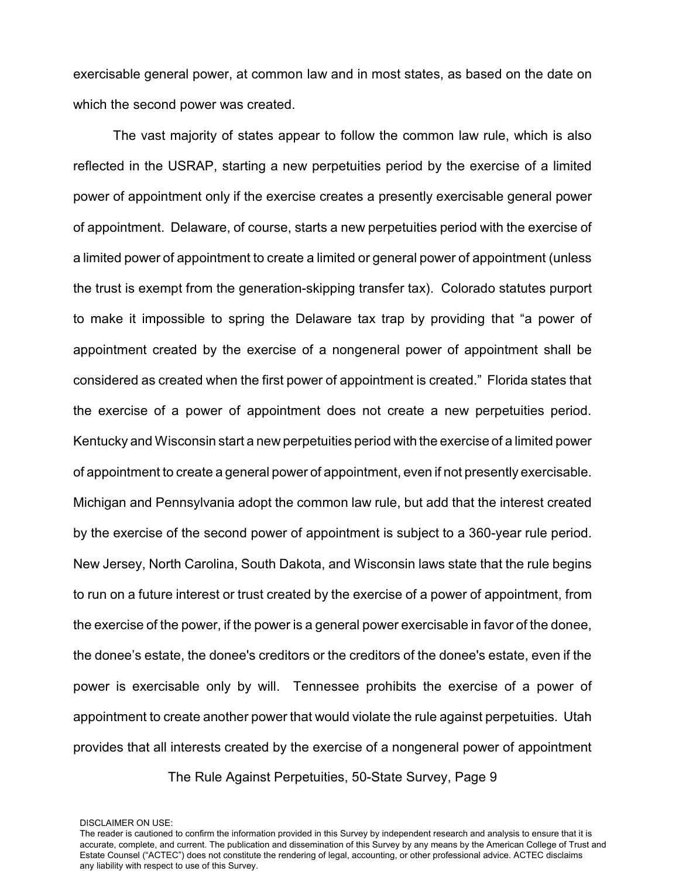exercisable general power, at common law and in most states, as based on the date on which the second power was created.

The vast majority of states appear to follow the common law rule, which is also reflected in the USRAP, starting a new perpetuities period by the exercise of a limited power of appointment only if the exercise creates a presently exercisable general power of appointment. Delaware, of course, starts a new perpetuities period with the exercise of a limited power of appointment to create a limited or general power of appointment (unless the trust is exempt from the generation-skipping transfer tax). Colorado statutes purport to make it impossible to spring the Delaware tax trap by providing that "a power of appointment created by the exercise of a nongeneral power of appointment shall be considered as created when the first power of appointment is created." Florida states that the exercise of a power of appointment does not create a new perpetuities period. Kentucky and Wisconsin start a new perpetuities period with the exercise of a limited power of appointment to create a general power of appointment, even if not presently exercisable. Michigan and Pennsylvania adopt the common law rule, but add that the interest created by the exercise of the second power of appointment is subject to a 360-year rule period. New Jersey, North Carolina, South Dakota, and Wisconsin laws state that the rule begins to run on a future interest or trust created by the exercise of a power of appointment, from the exercise of the power, if the power is a general power exercisable in favor of the donee, the donee's estate, the donee's creditors or the creditors of the donee's estate, even if the power is exercisable only by will. Tennessee prohibits the exercise of a power of appointment to create another power that would violate the rule against perpetuities. Utah provides that all interests created by the exercise of a nongeneral power of appointment

DISCLAIMER ON USE:
The reader is cautioned to confirm the information provided in this Survey by independent research and analysis to ensure that it is accurate, complete, and current. The publication and dissemination of this Survey by any means by the American College of Trust and Estate Counsel ("ACTEC") does not constitute the rendering of legal, accounting, or other professional advice. ACTEC disclaims any liability with respect to use of this Survey.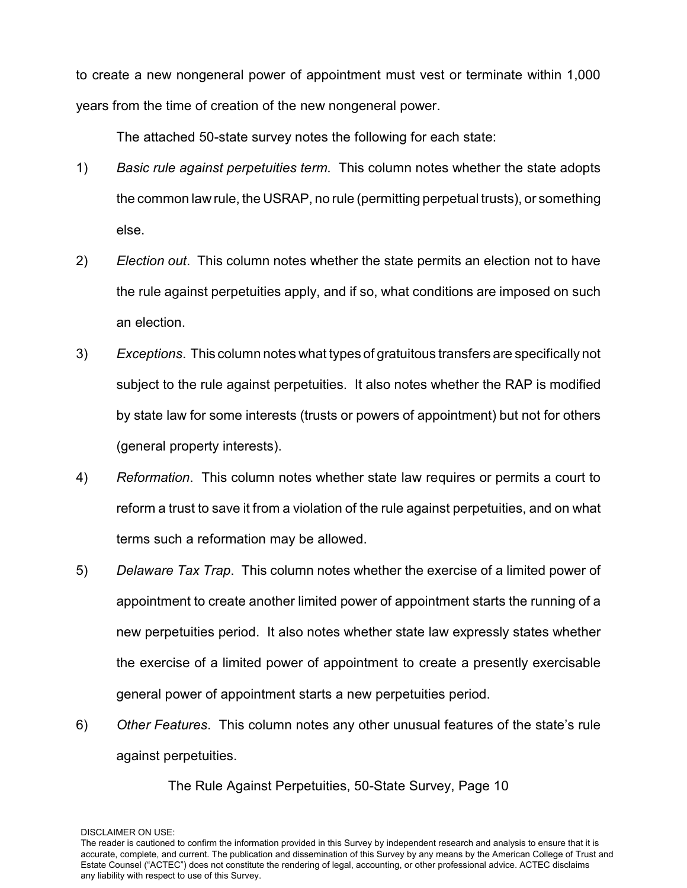to create a new nongeneral power of appointment must vest or terminate within 1,000 years from the time of creation of the new nongeneral power.

The attached 50-state survey notes the following for each state:

1) *Basic rule against perpetuities term*. This column notes whether the state adopts the common law rule, the USRAP, no rule (permitting perpetual trusts), or something else.

2) *Election out*. This column notes whether the state permits an election not to have the rule against perpetuities apply, and if so, what conditions are imposed on such an election.

3) *Exceptions*. This column notes what types of gratuitous transfers are specifically not subject to the rule against perpetuities. It also notes whether the RAP is modified by state law for some interests (trusts or powers of appointment) but not for others (general property interests).

4) *Reformation*. This column notes whether state law requires or permits a court to reform a trust to save it from a violation of the rule against perpetuities, and on what terms such a reformation may be allowed.

5) *Delaware Tax Trap*. This column notes whether the exercise of a limited power of appointment to create another limited power of appointment starts the running of a new perpetuities period. It also notes whether state law expressly states whether the exercise of a limited power of appointment to create a presently exercisable general power of appointment starts a new perpetuities period.

6) *Other Features*. This column notes any other unusual features of the state's rule against perpetuities.

DISCLAIMER ON USE:
The reader is cautioned to confirm the information provided in this Survey by independent research and analysis to ensure that it is accurate, complete, and current. The publication and dissemination of this Survey by any means by the American College of Trust and Estate Counsel ("ACTEC") does not constitute the rendering of legal, accounting, or other professional advice. ACTEC disclaims any liability with respect to use of this Survey.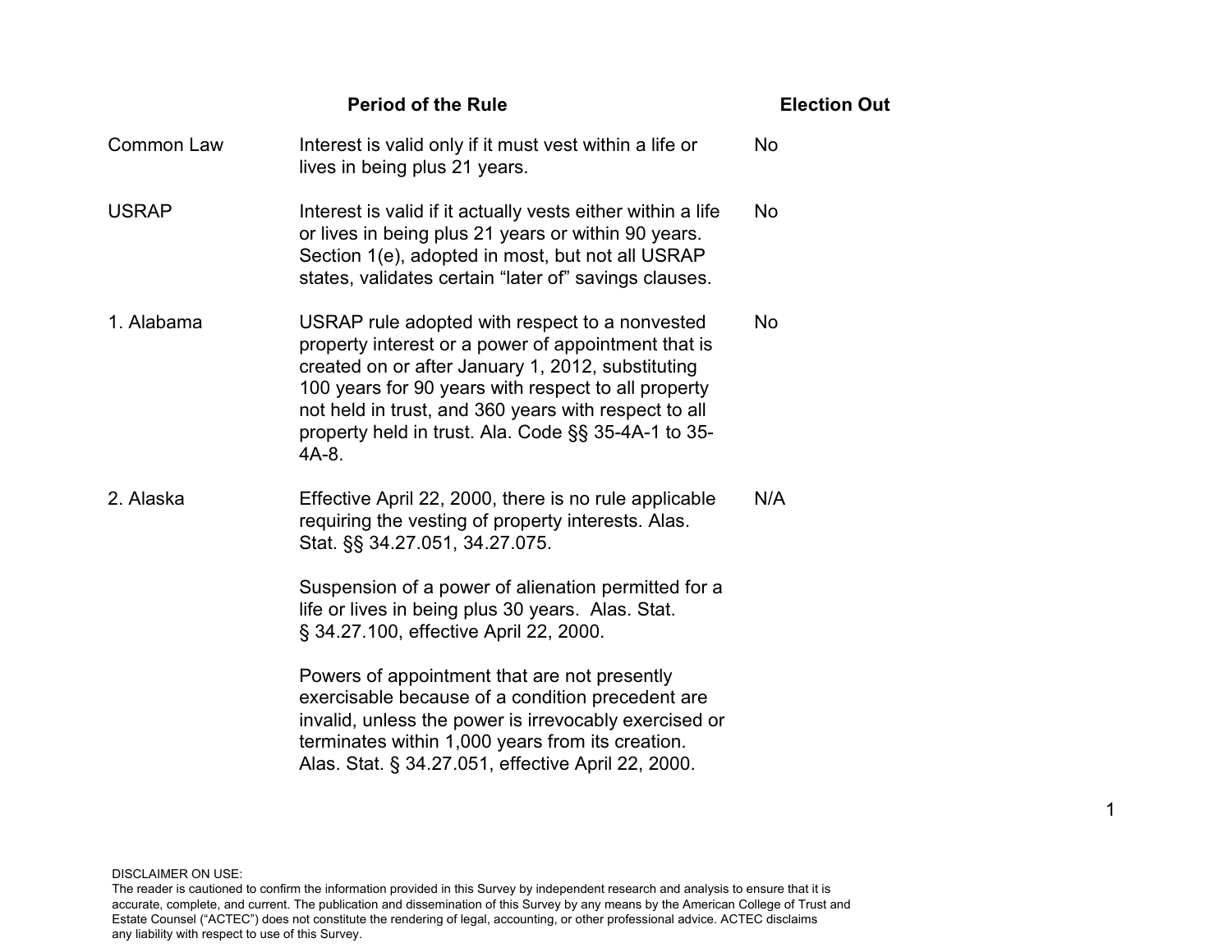| | Period of the Rule | Election Out |
|---|---|---|
| Common Law | Interest is valid only if it must vest within a life or lives in being plus 21 years. | No |
| USRAP | Interest is valid if it actually vests either within a life or lives in being plus 21 years or within 90 years. Section 1(e), adopted in most, but not all USRAP states, validates certain "later of" savings clauses. | No |
| 1. Alabama | USRAP rule adopted with respect to a nonvested property interest or a power of appointment that is created on or after January 1, 2012, substituting 100 years for 90 years with respect to all property not held in trust, and 360 years with respect to all property held in trust. Ala. Code §§ 35-4A-1 to 35-4A-8. | No |
| 2. Alaska | Effective April 22, 2000, there is no rule applicable requiring the vesting of property interests. Alas. Stat. §§ 34.27.051, 34.27.075.<br><br>Suspension of a power of alienation permitted for a life or lives in being plus 30 years. Alas. Stat. § 34.27.100, effective April 22, 2000.<br><br>Powers of appointment that are not presently exercisable because of a condition precedent are invalid, unless the power is irrevocably exercised or terminates within 1,000 years from its creation. Alas. Stat. § 34.27.051, effective April 22, 2000. | N/A |

DISCLAIMER ON USE:
The reader is cautioned to confirm the information provided in this Survey by independent research and analysis to ensure that it is accurate, complete, and current. The publication and dissemination of this Survey by any means by the American College of Trust and Estate Counsel ("ACTEC") does not constitute the rendering of legal, accounting, or other professional advice. ACTEC disclaims any liability with respect to use of this Survey.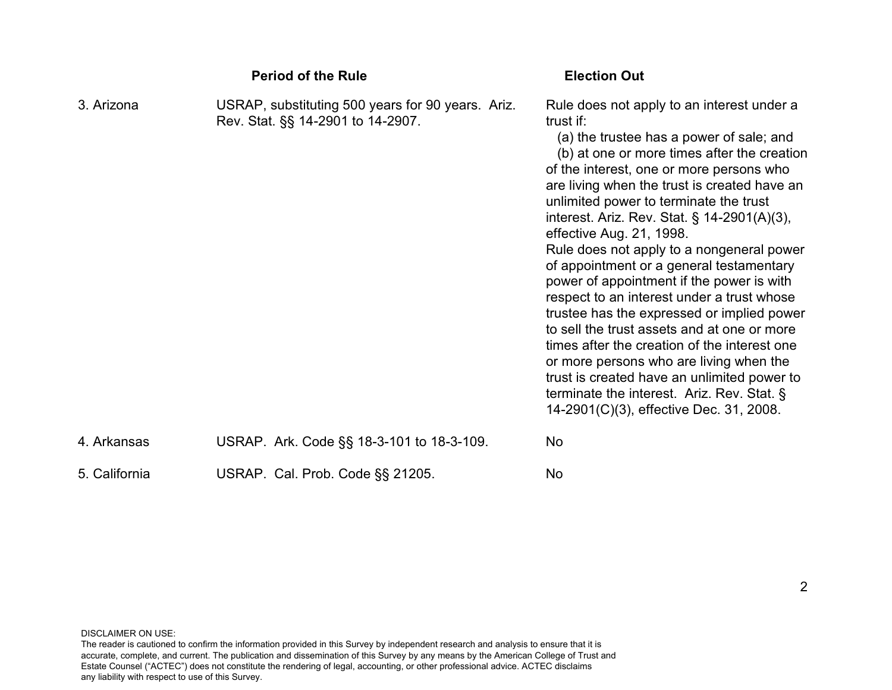| | Period of the Rule | Election Out |
|---|---|---|
| 3. Arizona | USRAP, substituting 500 years for 90 years. Ariz. Rev. Stat. §§ 14-2901 to 14-2907. | Rule does not apply to an interest under a trust if: (a) the trustee has a power of sale; and (b) at one or more times after the creation of the interest, one or more persons who are living when the trust is created have an unlimited power to terminate the trust interest. Ariz. Rev. Stat. § 14-2901(A)(3), effective Aug. 21, 1998. Rule does not apply to a nongeneral power of appointment or a general testamentary power of appointment if the power is with respect to an interest under a trust whose trustee has the expressed or implied power to sell the trust assets and at one or more times after the creation of the interest one or more persons who are living when the trust is created have an unlimited power to terminate the interest. Ariz. Rev. Stat. § 14-2901(C)(3), effective Dec. 31, 2008. |
| 4. Arkansas | USRAP. Ark. Code §§ 18-3-101 to 18-3-109. | No |
| 5. California | USRAP. Cal. Prob. Code §§ 21205. | No |

DISCLAIMER ON USE:
The reader is cautioned to confirm the information provided in this Survey by independent research and analysis to ensure that it is accurate, complete, and current. The publication and dissemination of this Survey by any means by the American College of Trust and Estate Counsel ("ACTEC") does not constitute the rendering of legal, accounting, or other professional advice. ACTEC disclaims any liability with respect to use of this Survey.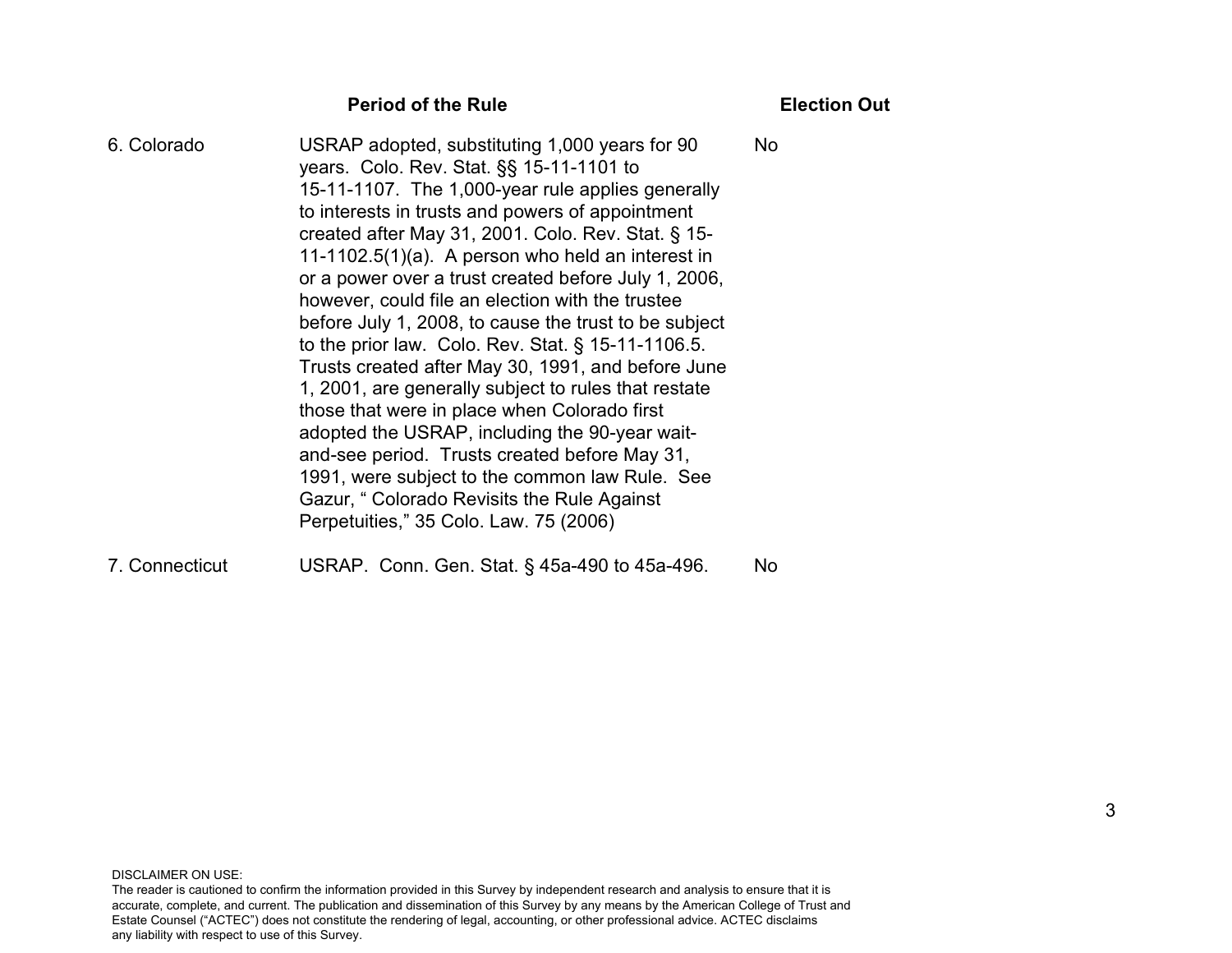| | Period of the Rule | Election Out |
|---|---|---|
| 6. Colorado | USRAP adopted, substituting 1,000 years for 90 years. Colo. Rev. Stat. §§ 15-11-1101 to 15-11-1107. The 1,000-year rule applies generally to interests in trusts and powers of appointment created after May 31, 2001. Colo. Rev. Stat. § 15-11-1102.5(1)(a). A person who held an interest in or a power over a trust created before July 1, 2006, however, could file an election with the trustee before July 1, 2008, to cause the trust to be subject to the prior law. Colo. Rev. Stat. § 15-11-1106.5. Trusts created after May 30, 1991, and before June 1, 2001, are generally subject to rules that restate those that were in place when Colorado first adopted the USRAP, including the 90-year wait-and-see period. Trusts created before May 31, 1991, were subject to the common law Rule. See Gazur, " Colorado Revisits the Rule Against Perpetuities," 35 Colo. Law. 75 (2006) | No |
| 7. Connecticut | USRAP. Conn. Gen. Stat. § 45a-490 to 45a-496. | No |

DISCLAIMER ON USE:
The reader is cautioned to confirm the information provided in this Survey by independent research and analysis to ensure that it is accurate, complete, and current. The publication and dissemination of this Survey by any means by the American College of Trust and Estate Counsel ("ACTEC") does not constitute the rendering of legal, accounting, or other professional advice. ACTEC disclaims any liability with respect to use of this Survey.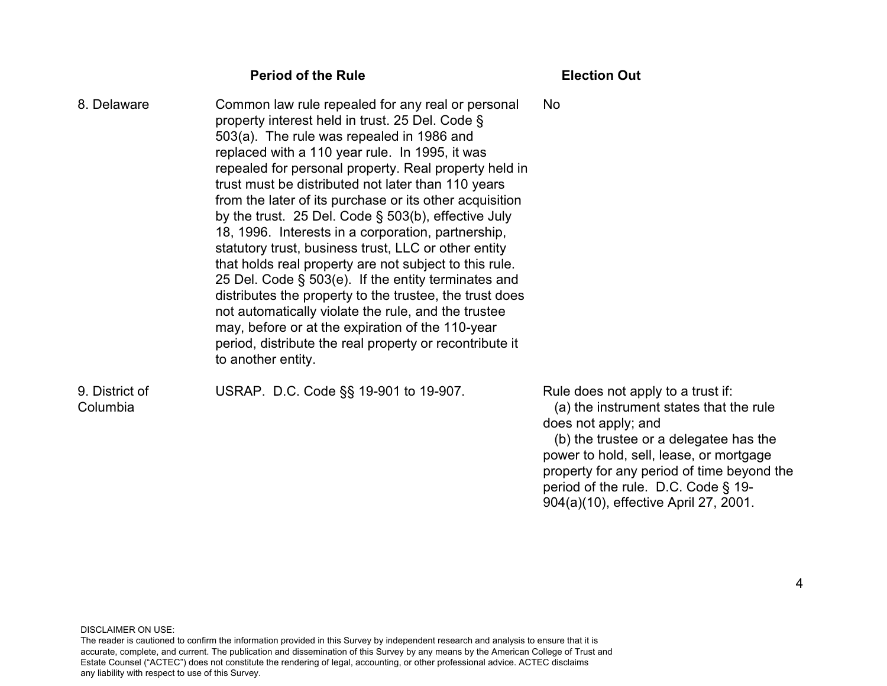| | Period of the Rule | Election Out |
|---|---|---|
| 8. Delaware | Common law rule repealed for any real or personal property interest held in trust. 25 Del. Code § 503(a). The rule was repealed in 1986 and replaced with a 110 year rule. In 1995, it was repealed for personal property. Real property held in trust must be distributed not later than 110 years from the later of its purchase or its other acquisition by the trust. 25 Del. Code § 503(b), effective July 18, 1996. Interests in a corporation, partnership, statutory trust, business trust, LLC or other entity that holds real property are not subject to this rule. 25 Del. Code § 503(e). If the entity terminates and distributes the property to the trustee, the trust does not automatically violate the rule, and the trustee may, before or at the expiration of the 110-year period, distribute the real property or recontribute it to another entity. | No |
| 9. District of Columbia | USRAP. D.C. Code §§ 19-901 to 19-907. | Rule does not apply to a trust if: (a) the instrument states that the rule does not apply; and (b) the trustee or a delegatee has the power to hold, sell, lease, or mortgage property for any period of time beyond the period of the rule. D.C. Code § 19-904(a)(10), effective April 27, 2001. |

DISCLAIMER ON USE:
The reader is cautioned to confirm the information provided in this Survey by independent research and analysis to ensure that it is accurate, complete, and current. The publication and dissemination of this Survey by any means by the American College of Trust and Estate Counsel ("ACTEC") does not constitute the rendering of legal, accounting, or other professional advice. ACTEC disclaims any liability with respect to use of this Survey.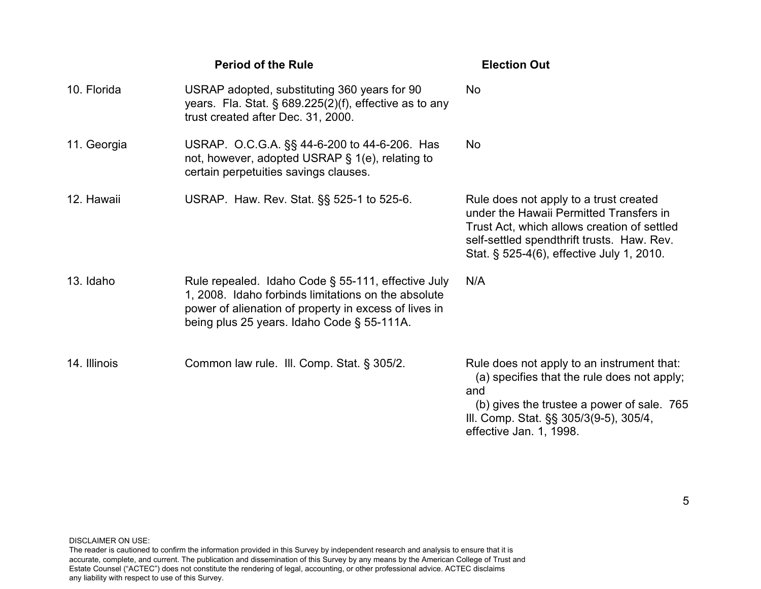| | Period of the Rule | Election Out |
|---|---|---|
| 10. Florida | USRAP adopted, substituting 360 years for 90 years. Fla. Stat. § 689.225(2)(f), effective as to any trust created after Dec. 31, 2000. | No |
| 11. Georgia | USRAP. O.C.G.A. §§ 44-6-200 to 44-6-206. Has not, however, adopted USRAP § 1(e), relating to certain perpetuities savings clauses. | No |
| 12. Hawaii | USRAP. Haw. Rev. Stat. §§ 525-1 to 525-6. | Rule does not apply to a trust created under the Hawaii Permitted Transfers in Trust Act, which allows creation of settled self-settled spendthrift trusts. Haw. Rev. Stat. § 525-4(6), effective July 1, 2010. |
| 13. Idaho | Rule repealed. Idaho Code § 55-111, effective July 1, 2008. Idaho forbinds limitations on the absolute power of alienation of property in excess of lives in being plus 25 years. Idaho Code § 55-111A. | N/A |
| 14. Illinois | Common law rule. Ill. Comp. Stat. § 305/2. | Rule does not apply to an instrument that: (a) specifies that the rule does not apply; and (b) gives the trustee a power of sale. 765 Ill. Comp. Stat. §§ 305/3(9-5), 305/4, effective Jan. 1, 1998. |

DISCLAIMER ON USE:
The reader is cautioned to confirm the information provided in this Survey by independent research and analysis to ensure that it is accurate, complete, and current. The publication and dissemination of this Survey by any means by the American College of Trust and Estate Counsel ("ACTEC") does not constitute the rendering of legal, accounting, or other professional advice. ACTEC disclaims any liability with respect to use of this Survey.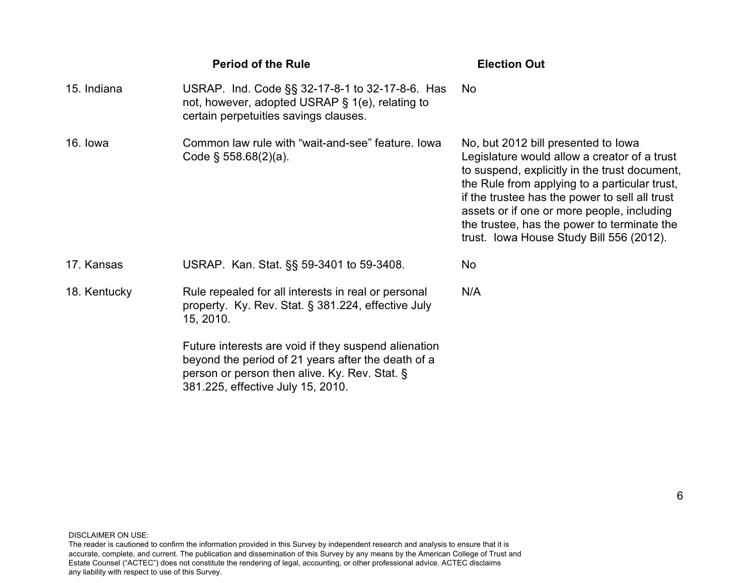| | Period of the Rule | Election Out |
|---|---|---|
| 15. Indiana | USRAP. Ind. Code §§ 32-17-8-1 to 32-17-8-6. Has not, however, adopted USRAP § 1(e), relating to certain perpetuities savings clauses. | No |
| 16. Iowa | Common law rule with "wait-and-see" feature. Iowa Code § 558.68(2)(a). | No, but 2012 bill presented to Iowa Legislature would allow a creator of a trust to suspend, explicitly in the trust document, the Rule from applying to a particular trust, if the trustee has the power to sell all trust assets or if one or more people, including the trustee, has the power to terminate the trust. Iowa House Study Bill 556 (2012). |
| 17. Kansas | USRAP. Kan. Stat. §§ 59-3401 to 59-3408. | No |
| 18. Kentucky | Rule repealed for all interests in real or personal property. Ky. Rev. Stat. § 381.224, effective July 15, 2010.<br><br>Future interests are void if they suspend alienation beyond the period of 21 years after the death of a person or person then alive. Ky. Rev. Stat. § 381.225, effective July 15, 2010. | N/A |

DISCLAIMER ON USE:
The reader is cautioned to confirm the information provided in this Survey by independent research and analysis to ensure that it is accurate, complete, and current. The publication and dissemination of this Survey by any means by the American College of Trust and Estate Counsel ("ACTEC") does not constitute the rendering of legal, accounting, or other professional advice. ACTEC disclaims any liability with respect to use of this Survey.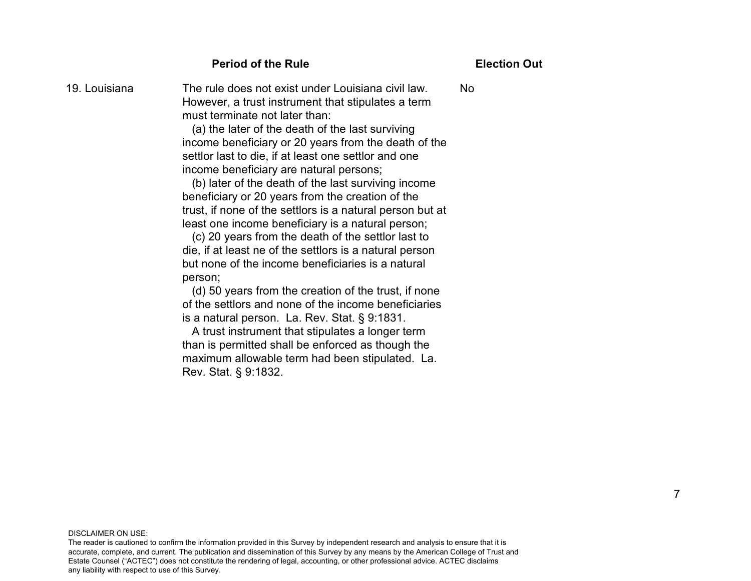| | Period of the Rule | Election Out |
|---|---|---|
| 19. Louisiana | The rule does not exist under Louisiana civil law. However, a trust instrument that stipulates a term must terminate not later than:<br>(a) the later of the death of the last surviving income beneficiary or 20 years from the death of the settlor last to die, if at least one settlor and one income beneficiary are natural persons;<br>(b) later of the death of the last surviving income beneficiary or 20 years from the creation of the trust, if none of the settlors is a natural person but at least one income beneficiary is a natural person;<br>(c) 20 years from the death of the settlor last to die, if at least ne of the settlors is a natural person but none of the income beneficiaries is a natural person;<br>(d) 50 years from the creation of the trust, if none of the settlors and none of the income beneficiaries is a natural person. La. Rev. Stat. § 9:1831.<br>A trust instrument that stipulates a longer term than is permitted shall be enforced as though the maximum allowable term had been stipulated. La. Rev. Stat. § 9:1832. | No |

DISCLAIMER ON USE:
The reader is cautioned to confirm the information provided in this Survey by independent research and analysis to ensure that it is accurate, complete, and current. The publication and dissemination of this Survey by any means by the American College of Trust and Estate Counsel ("ACTEC") does not constitute the rendering of legal, accounting, or other professional advice. ACTEC disclaims any liability with respect to use of this Survey.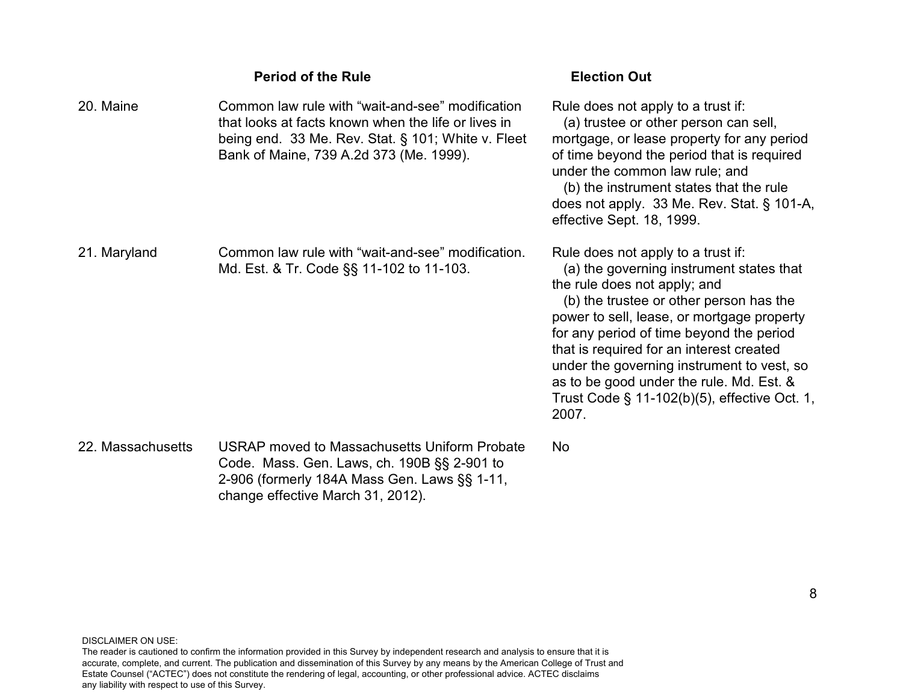| | Period of the Rule | Election Out |
|---|---|---|
| 20. Maine | Common law rule with "wait-and-see" modification that looks at facts known when the life or lives in being end. 33 Me. Rev. Stat. § 101; White v. Fleet Bank of Maine, 739 A.2d 373 (Me. 1999). | Rule does not apply to a trust if: (a) trustee or other person can sell, mortgage, or lease property for any period of time beyond the period that is required under the common law rule; and (b) the instrument states that the rule does not apply. 33 Me. Rev. Stat. § 101-A, effective Sept. 18, 1999. |
| 21. Maryland | Common law rule with "wait-and-see" modification. Md. Est. & Tr. Code §§ 11-102 to 11-103. | Rule does not apply to a trust if: (a) the governing instrument states that the rule does not apply; and (b) the trustee or other person has the power to sell, lease, or mortgage property for any period of time beyond the period that is required for an interest created under the governing instrument to vest, so as to be good under the rule. Md. Est. & Trust Code § 11-102(b)(5), effective Oct. 1, 2007. |
| 22. Massachusetts | USRAP moved to Massachusetts Uniform Probate Code. Mass. Gen. Laws, ch. 190B §§ 2-901 to 2-906 (formerly 184A Mass Gen. Laws §§ 1-11, change effective March 31, 2012). | No |

DISCLAIMER ON USE:
The reader is cautioned to confirm the information provided in this Survey by independent research and analysis to ensure that it is accurate, complete, and current. The publication and dissemination of this Survey by any means by the American College of Trust and Estate Counsel ("ACTEC") does not constitute the rendering of legal, accounting, or other professional advice. ACTEC disclaims any liability with respect to use of this Survey.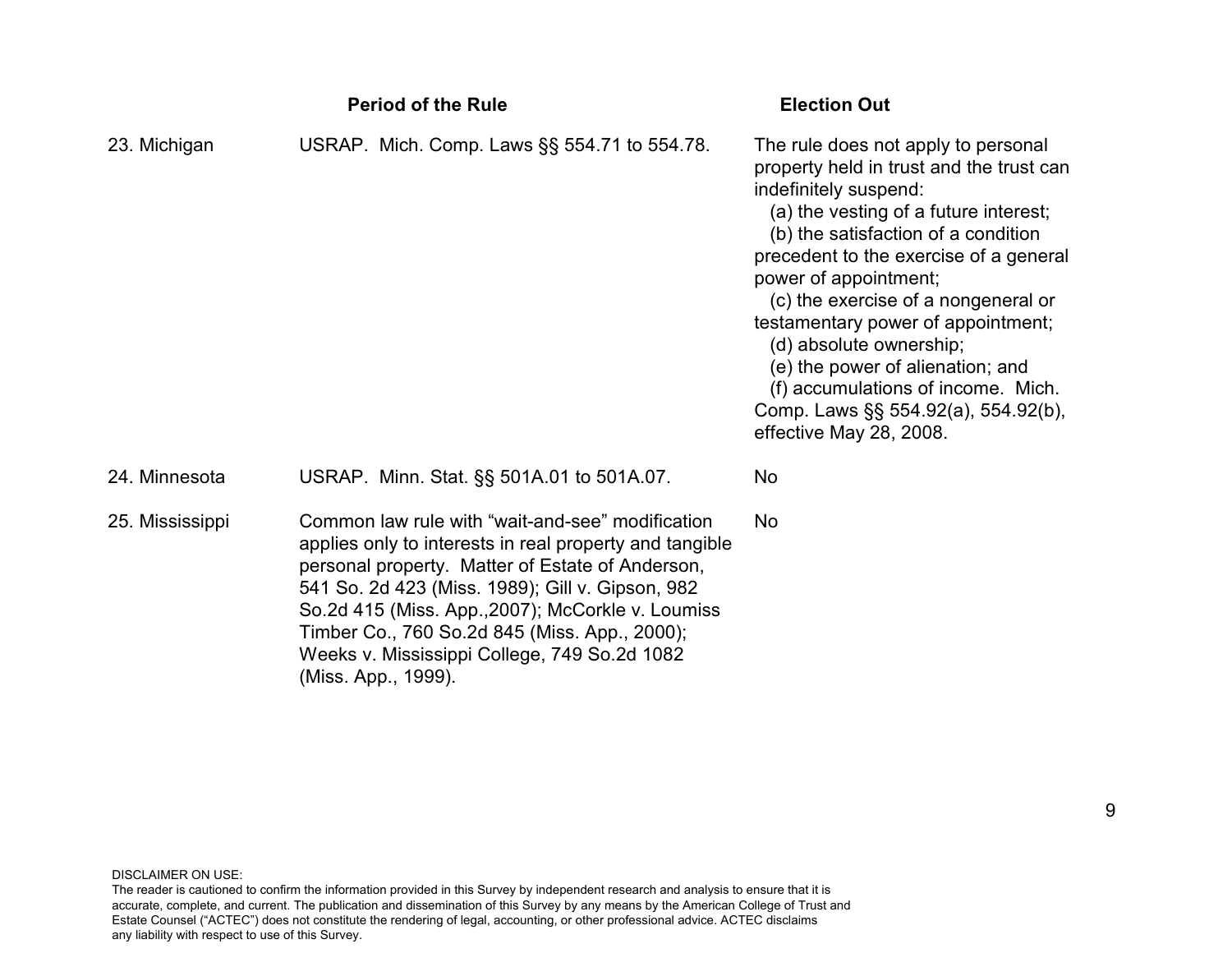| | Period of the Rule | Election Out |
|---|---|---|
| 23. Michigan | USRAP. Mich. Comp. Laws §§ 554.71 to 554.78. | The rule does not apply to personal property held in trust and the trust can indefinitely suspend:<br>(a) the vesting of a future interest;<br>(b) the satisfaction of a condition precedent to the exercise of a general power of appointment;<br>(c) the exercise of a nongeneral or testamentary power of appointment;<br>(d) absolute ownership;<br>(e) the power of alienation; and<br>(f) accumulations of income. Mich. Comp. Laws §§ 554.92(a), 554.92(b), effective May 28, 2008. |
| 24. Minnesota | USRAP. Minn. Stat. §§ 501A.01 to 501A.07. | No |
| 25. Mississippi | Common law rule with "wait-and-see" modification applies only to interests in real property and tangible personal property. Matter of Estate of Anderson, 541 So. 2d 423 (Miss. 1989); Gill v. Gipson, 982 So.2d 415 (Miss. App.,2007); McCorkle v. Loumiss Timber Co., 760 So.2d 845 (Miss. App., 2000); Weeks v. Mississippi College, 749 So.2d 1082 (Miss. App., 1999). | No |

DISCLAIMER ON USE:
The reader is cautioned to confirm the information provided in this Survey by independent research and analysis to ensure that it is accurate, complete, and current. The publication and dissemination of this Survey by any means by the American College of Trust and Estate Counsel ("ACTEC") does not constitute the rendering of legal, accounting, or other professional advice. ACTEC disclaims any liability with respect to use of this Survey.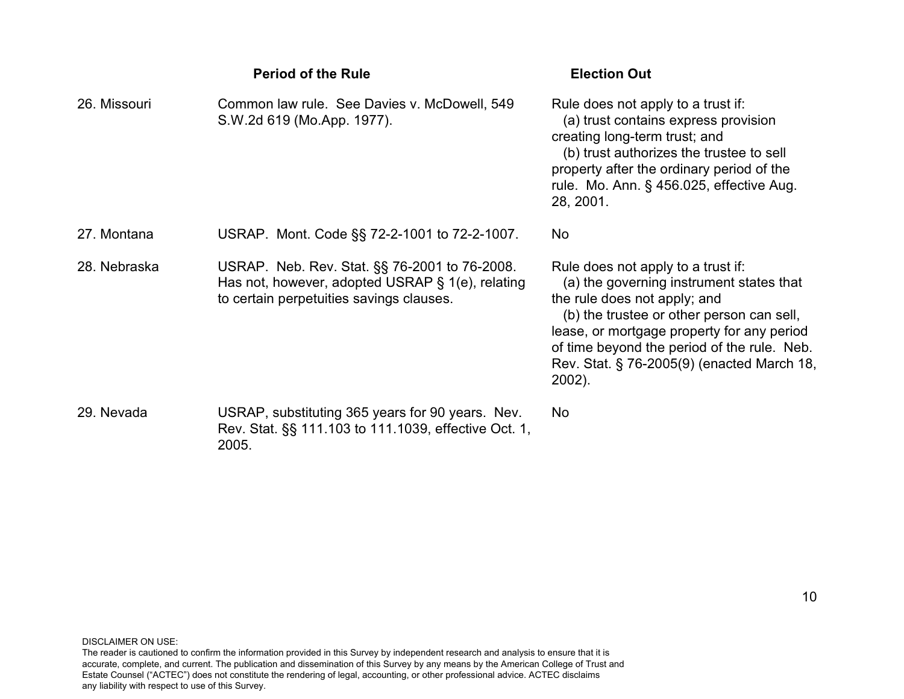| | Period of the Rule | Election Out |
|---|---|---|
| 26. Missouri | Common law rule. See Davies v. McDowell, 549 S.W.2d 619 (Mo.App. 1977). | Rule does not apply to a trust if: (a) trust contains express provision creating long-term trust; and (b) trust authorizes the trustee to sell property after the ordinary period of the rule. Mo. Ann. § 456.025, effective Aug. 28, 2001. |
| 27. Montana | USRAP. Mont. Code §§ 72-2-1001 to 72-2-1007. | No |
| 28. Nebraska | USRAP. Neb. Rev. Stat. §§ 76-2001 to 76-2008. Has not, however, adopted USRAP § 1(e), relating to certain perpetuities savings clauses. | Rule does not apply to a trust if: (a) the governing instrument states that the rule does not apply; and (b) the trustee or other person can sell, lease, or mortgage property for any period of time beyond the period of the rule. Neb. Rev. Stat. § 76-2005(9) (enacted March 18, 2002). |
| 29. Nevada | USRAP, substituting 365 years for 90 years. Nev. Rev. Stat. §§ 111.103 to 111.1039, effective Oct. 1, 2005. | No |

DISCLAIMER ON USE:
The reader is cautioned to confirm the information provided in this Survey by independent research and analysis to ensure that it is accurate, complete, and current. The publication and dissemination of this Survey by any means by the American College of Trust and Estate Counsel ("ACTEC") does not constitute the rendering of legal, accounting, or other professional advice. ACTEC disclaims any liability with respect to use of this Survey.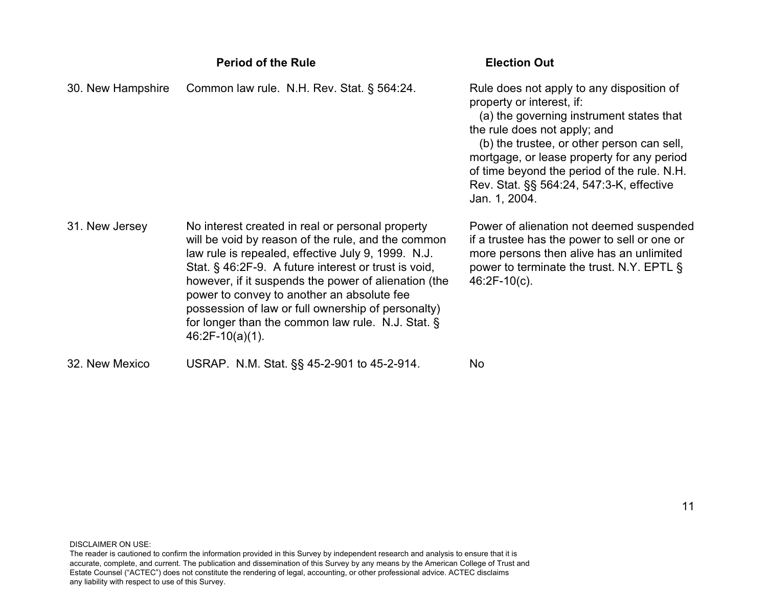| | Period of the Rule | Election Out |
|---|---|---|
| 30. New Hampshire | Common law rule. N.H. Rev. Stat. § 564:24. | Rule does not apply to any disposition of property or interest, if: (a) the governing instrument states that the rule does not apply; and (b) the trustee, or other person can sell, mortgage, or lease property for any period of time beyond the period of the rule. N.H. Rev. Stat. §§ 564:24, 547:3-K, effective Jan. 1, 2004. |
| 31. New Jersey | No interest created in real or personal property will be void by reason of the rule, and the common law rule is repealed, effective July 9, 1999. N.J. Stat. § 46:2F-9. A future interest or trust is void, however, if it suspends the power of alienation (the power to convey to another an absolute fee possession of law or full ownership of personalty) for longer than the common law rule. N.J. Stat. § 46:2F-10(a)(1). | Power of alienation not deemed suspended if a trustee has the power to sell or one or more persons then alive has an unlimited power to terminate the trust. N.Y. EPTL § 46:2F-10(c). |
| 32. New Mexico | USRAP. N.M. Stat. §§ 45-2-901 to 45-2-914. | No |

DISCLAIMER ON USE:
The reader is cautioned to confirm the information provided in this Survey by independent research and analysis to ensure that it is accurate, complete, and current. The publication and dissemination of this Survey by any means by the American College of Trust and Estate Counsel ("ACTEC") does not constitute the rendering of legal, accounting, or other professional advice. ACTEC disclaims any liability with respect to use of this Survey.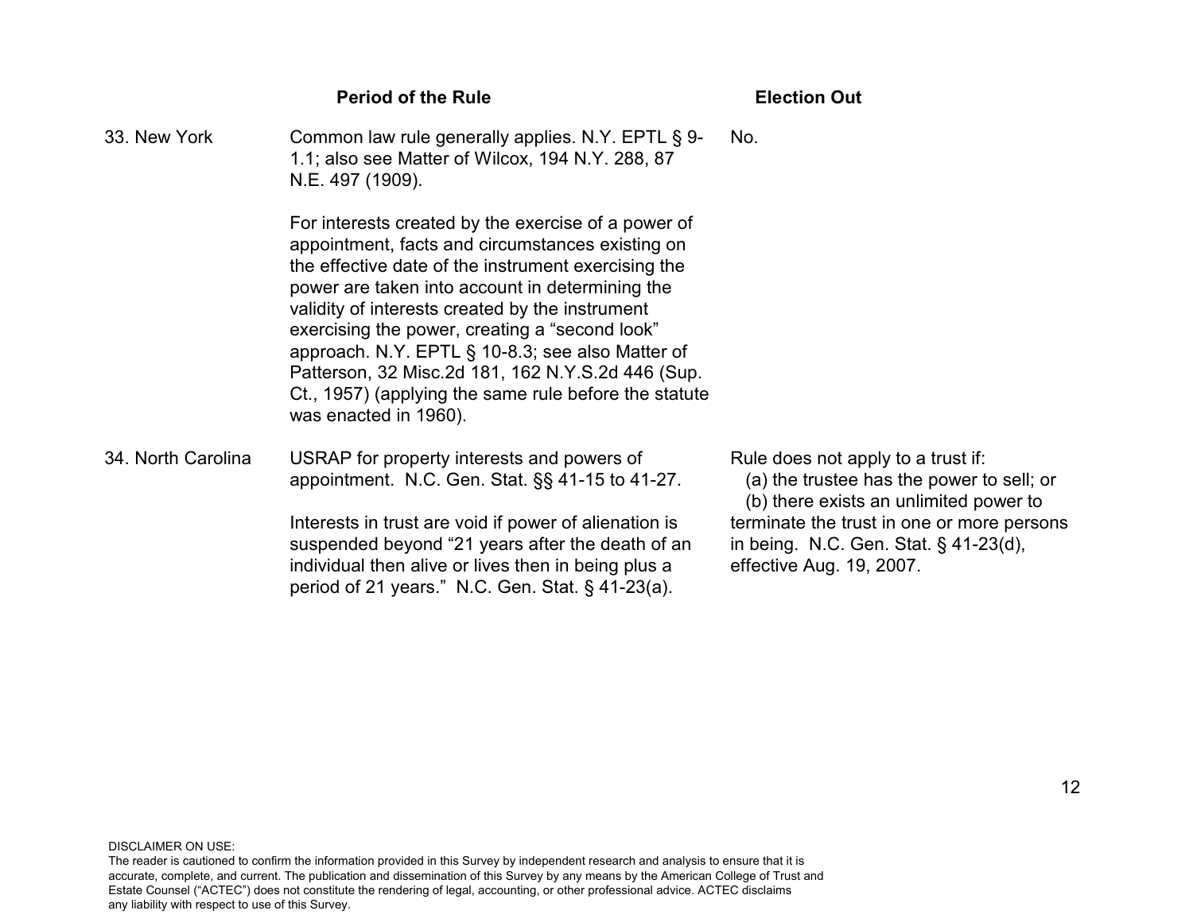| | Period of the Rule | Election Out |
|---|---|---|
| 33. New York | Common law rule generally applies. N.Y. EPTL § 9-1.1; also see Matter of Wilcox, 194 N.Y. 288, 87 N.E. 497 (1909).<br><br>For interests created by the exercise of a power of appointment, facts and circumstances existing on the effective date of the instrument exercising the power are taken into account in determining the validity of interests created by the instrument exercising the power, creating a "second look" approach. N.Y. EPTL § 10-8.3; see also Matter of Patterson, 32 Misc.2d 181, 162 N.Y.S.2d 446 (Sup. Ct., 1957) (applying the same rule before the statute was enacted in 1960). | No. |
| 34. North Carolina | USRAP for property interests and powers of appointment. N.C. Gen. Stat. §§ 41-15 to 41-27.<br><br>Interests in trust are void if power of alienation is suspended beyond "21 years after the death of an individual then alive or lives then in being plus a period of 21 years." N.C. Gen. Stat. § 41-23(a). | Rule does not apply to a trust if:<br>(a) the trustee has the power to sell; or<br>(b) there exists an unlimited power to terminate the trust in one or more persons in being. N.C. Gen. Stat. § 41-23(d), effective Aug. 19, 2007. |

DISCLAIMER ON USE:
The reader is cautioned to confirm the information provided in this Survey by independent research and analysis to ensure that it is accurate, complete, and current. The publication and dissemination of this Survey by any means by the American College of Trust and Estate Counsel ("ACTEC") does not constitute the rendering of legal, accounting, or other professional advice. ACTEC disclaims any liability with respect to use of this Survey.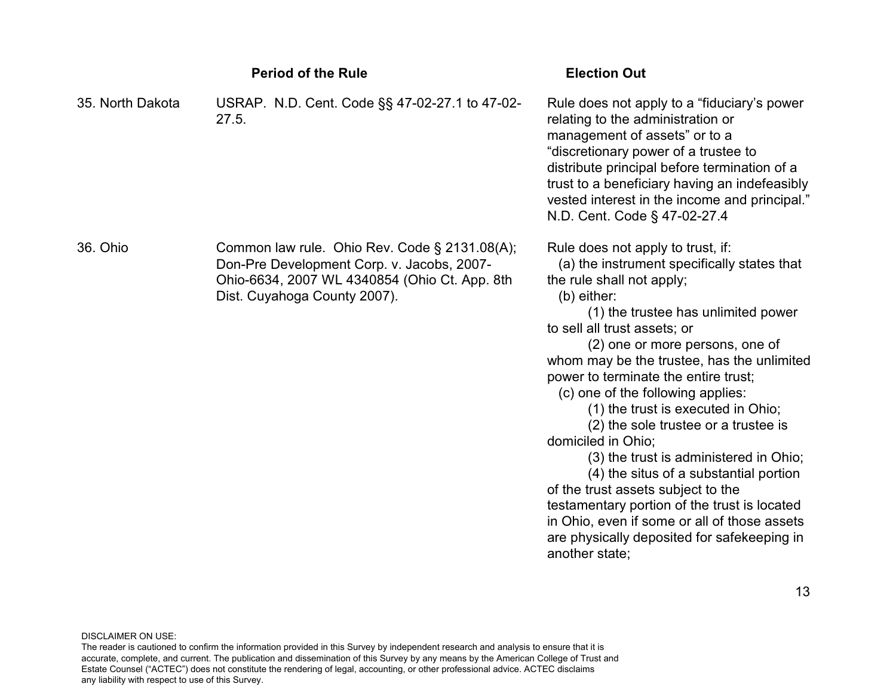| | Period of the Rule | Election Out |
|---|---|---|
| 35. North Dakota | USRAP. N.D. Cent. Code §§ 47-02-27.1 to 47-02-27.5. | Rule does not apply to a "fiduciary's power relating to the administration or management of assets" or to a "discretionary power of a trustee to distribute principal before termination of a trust to a beneficiary having an indefeasibly vested interest in the income and principal." N.D. Cent. Code § 47-02-27.4 |
| 36. Ohio | Common law rule. Ohio Rev. Code § 2131.08(A); Don-Pre Development Corp. v. Jacobs, 2007-Ohio-6634, 2007 WL 4340854 (Ohio Ct. App. 8th Dist. Cuyahoga County 2007). | Rule does not apply to trust, if:<br>(a) the instrument specifically states that the rule shall not apply;<br>(b) either:<br>(1) the trustee has unlimited power to sell all trust assets; or<br>(2) one or more persons, one of whom may be the trustee, has the unlimited power to terminate the entire trust;<br>(c) one of the following applies:<br>(1) the trust is executed in Ohio;<br>(2) the sole trustee or a trustee is domiciled in Ohio;<br>(3) the trust is administered in Ohio;<br>(4) the situs of a substantial portion of the trust assets subject to the testamentary portion of the trust is located in Ohio, even if some or all of those assets are physically deposited for safekeeping in another state; |

DISCLAIMER ON USE:
The reader is cautioned to confirm the information provided in this Survey by independent research and analysis to ensure that it is accurate, complete, and current. The publication and dissemination of this Survey by any means by the American College of Trust and Estate Counsel ("ACTEC") does not constitute the rendering of legal, accounting, or other professional advice. ACTEC disclaims any liability with respect to use of this Survey.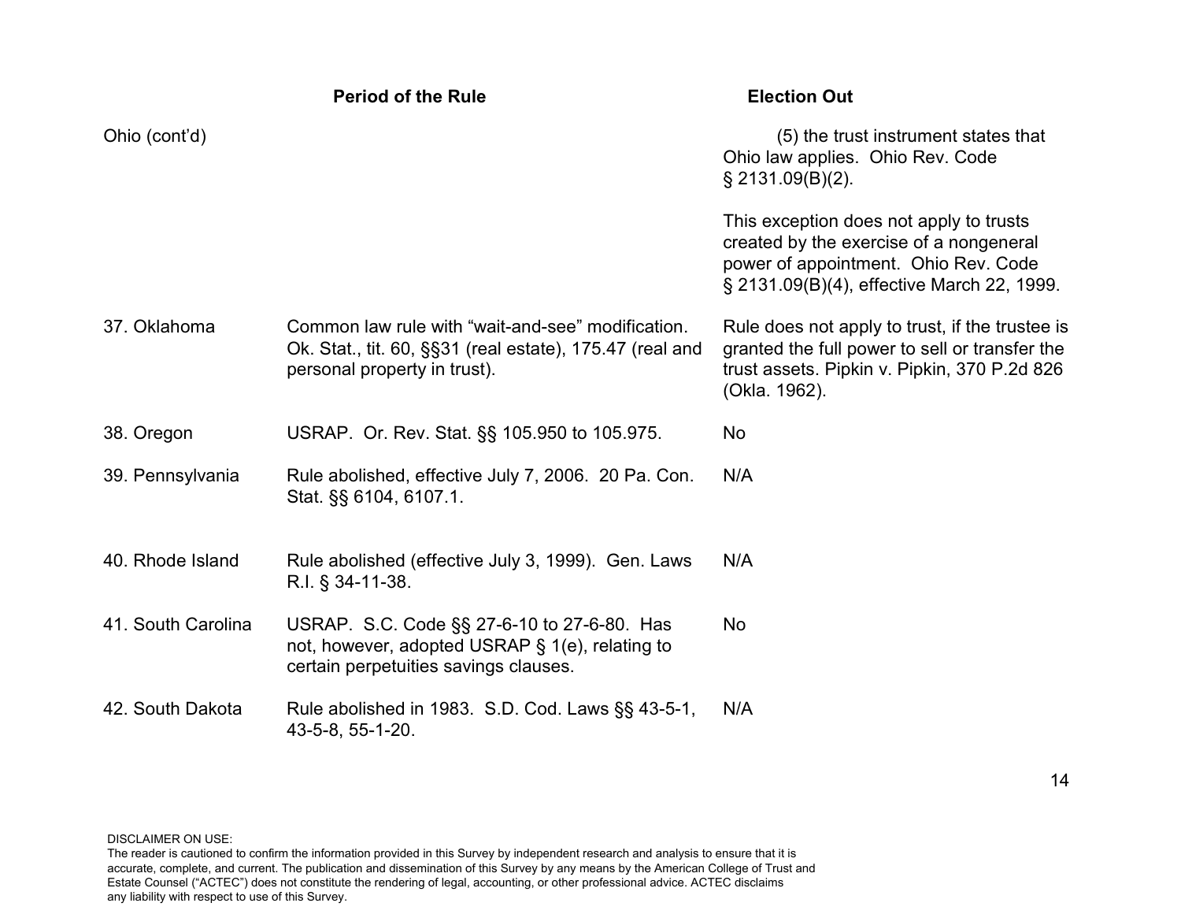| | Period of the Rule | Election Out |
|---|---|---|
| Ohio (cont'd) | | (5) the trust instrument states that Ohio law applies. Ohio Rev. Code § 2131.09(B)(2).<br><br>This exception does not apply to trusts created by the exercise of a nongeneral power of appointment. Ohio Rev. Code § 2131.09(B)(4), effective March 22, 1999. |
| 37. Oklahoma | Common law rule with "wait-and-see" modification. Ok. Stat., tit. 60, §§31 (real estate), 175.47 (real and personal property in trust). | Rule does not apply to trust, if the trustee is granted the full power to sell or transfer the trust assets. Pipkin v. Pipkin, 370 P.2d 826 (Okla. 1962). |
| 38. Oregon | USRAP. Or. Rev. Stat. §§ 105.950 to 105.975. | No |
| 39. Pennsylvania | Rule abolished, effective July 7, 2006. 20 Pa. Con. Stat. §§ 6104, 6107.1. | N/A |
| 40. Rhode Island | Rule abolished (effective July 3, 1999). Gen. Laws R.I. § 34-11-38. | N/A |
| 41. South Carolina | USRAP. S.C. Code §§ 27-6-10 to 27-6-80. Has not, however, adopted USRAP § 1(e), relating to certain perpetuities savings clauses. | No |
| 42. South Dakota | Rule abolished in 1983. S.D. Cod. Laws §§ 43-5-1, 43-5-8, 55-1-20. | N/A |

DISCLAIMER ON USE:
The reader is cautioned to confirm the information provided in this Survey by independent research and analysis to ensure that it is accurate, complete, and current. The publication and dissemination of this Survey by any means by the American College of Trust and Estate Counsel ("ACTEC") does not constitute the rendering of legal, accounting, or other professional advice. ACTEC disclaims any liability with respect to use of this Survey.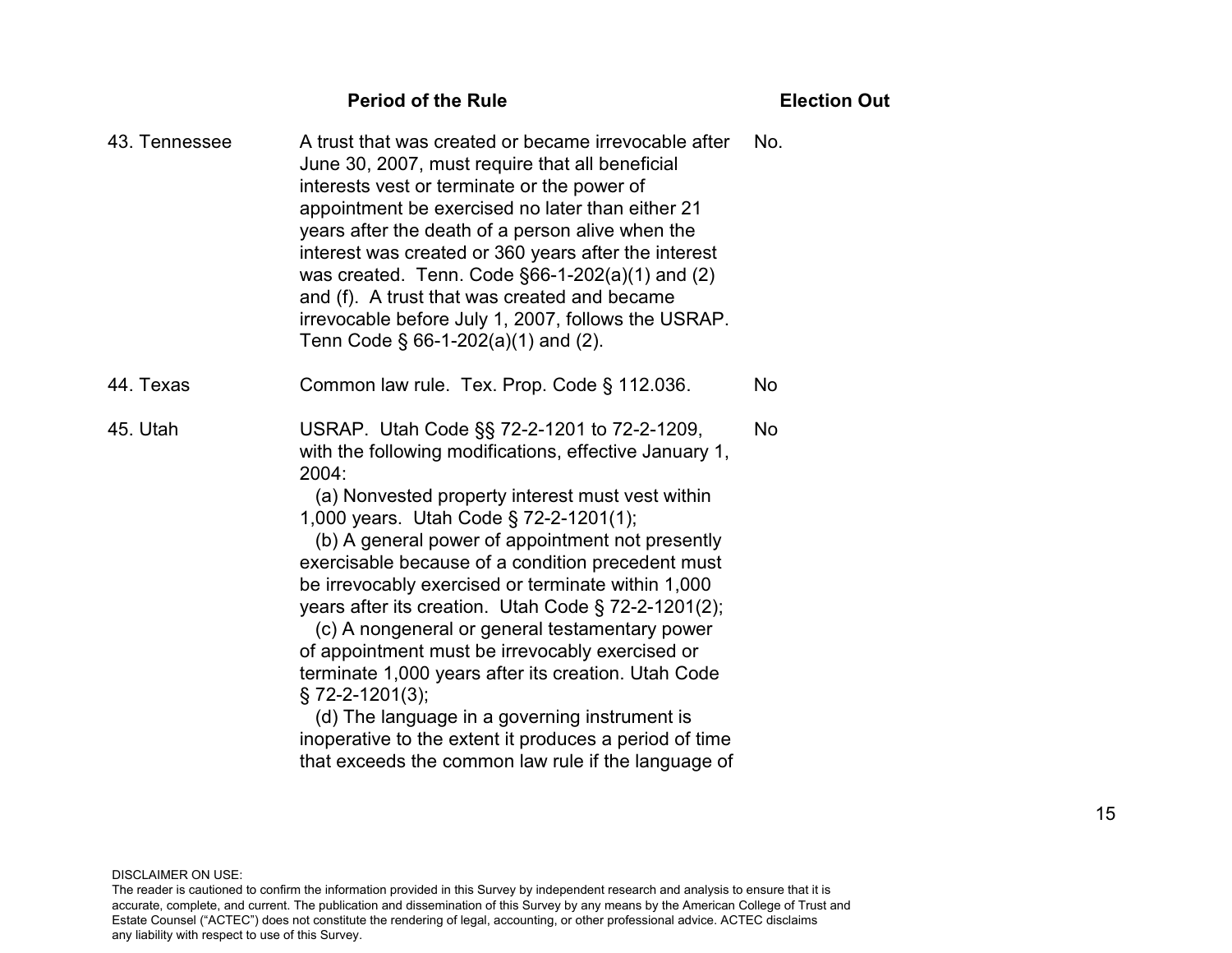| | Period of the Rule | Election Out |
|---|---|---|
| 43. Tennessee | A trust that was created or became irrevocable after June 30, 2007, must require that all beneficial interests vest or terminate or the power of appointment be exercised no later than either 21 years after the death of a person alive when the interest was created or 360 years after the interest was created. Tenn. Code §66-1-202(a)(1) and (2) and (f). A trust that was created and became irrevocable before July 1, 2007, follows the USRAP. Tenn Code § 66-1-202(a)(1) and (2). | No. |
| 44. Texas | Common law rule. Tex. Prop. Code § 112.036. | No |
| 45. Utah | USRAP. Utah Code §§ 72-2-1201 to 72-2-1209, with the following modifications, effective January 1, 2004:<br>(a) Nonvested property interest must vest within 1,000 years. Utah Code § 72-2-1201(1);<br>(b) A general power of appointment not presently exercisable because of a condition precedent must be irrevocably exercised or terminate within 1,000 years after its creation. Utah Code § 72-2-1201(2);<br>(c) A nongeneral or general testamentary power of appointment must be irrevocably exercised or terminate 1,000 years after its creation. Utah Code § 72-2-1201(3);<br>(d) The language in a governing instrument is inoperative to the extent it produces a period of time that exceeds the common law rule if the language of | No |

DISCLAIMER ON USE:
The reader is cautioned to confirm the information provided in this Survey by independent research and analysis to ensure that it is accurate, complete, and current. The publication and dissemination of this Survey by any means by the American College of Trust and Estate Counsel ("ACTEC") does not constitute the rendering of legal, accounting, or other professional advice. ACTEC disclaims any liability with respect to use of this Survey.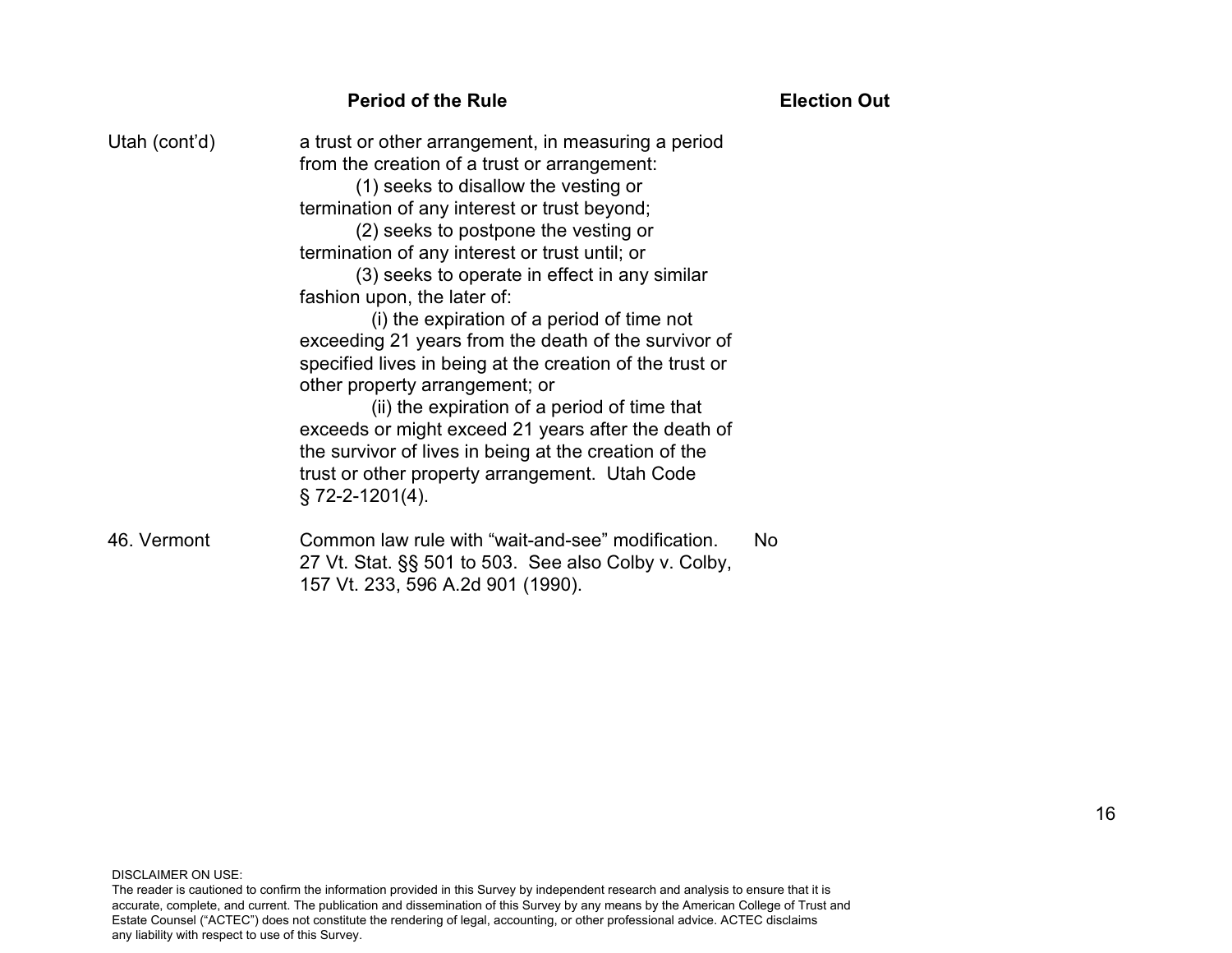| | Period of the Rule | Election Out |
|---|---|---|
| Utah (cont'd) | a trust or other arrangement, in measuring a period from the creation of a trust or arrangement: (1) seeks to disallow the vesting or termination of any interest or trust beyond; (2) seeks to postpone the vesting or termination of any interest or trust until; or (3) seeks to operate in effect in any similar fashion upon, the later of: (i) the expiration of a period of time not exceeding 21 years from the death of the survivor of specified lives in being at the creation of the trust or other property arrangement; or (ii) the expiration of a period of time that exceeds or might exceed 21 years after the death of the survivor of lives in being at the creation of the trust or other property arrangement. Utah Code § 72-2-1201(4). | |
| 46. Vermont | Common law rule with "wait-and-see" modification. 27 Vt. Stat. §§ 501 to 503. See also Colby v. Colby, 157 Vt. 233, 596 A.2d 901 (1990). | No |

DISCLAIMER ON USE:
The reader is cautioned to confirm the information provided in this Survey by independent research and analysis to ensure that it is accurate, complete, and current. The publication and dissemination of this Survey by any means by the American College of Trust and Estate Counsel ("ACTEC") does not constitute the rendering of legal, accounting, or other professional advice. ACTEC disclaims any liability with respect to use of this Survey.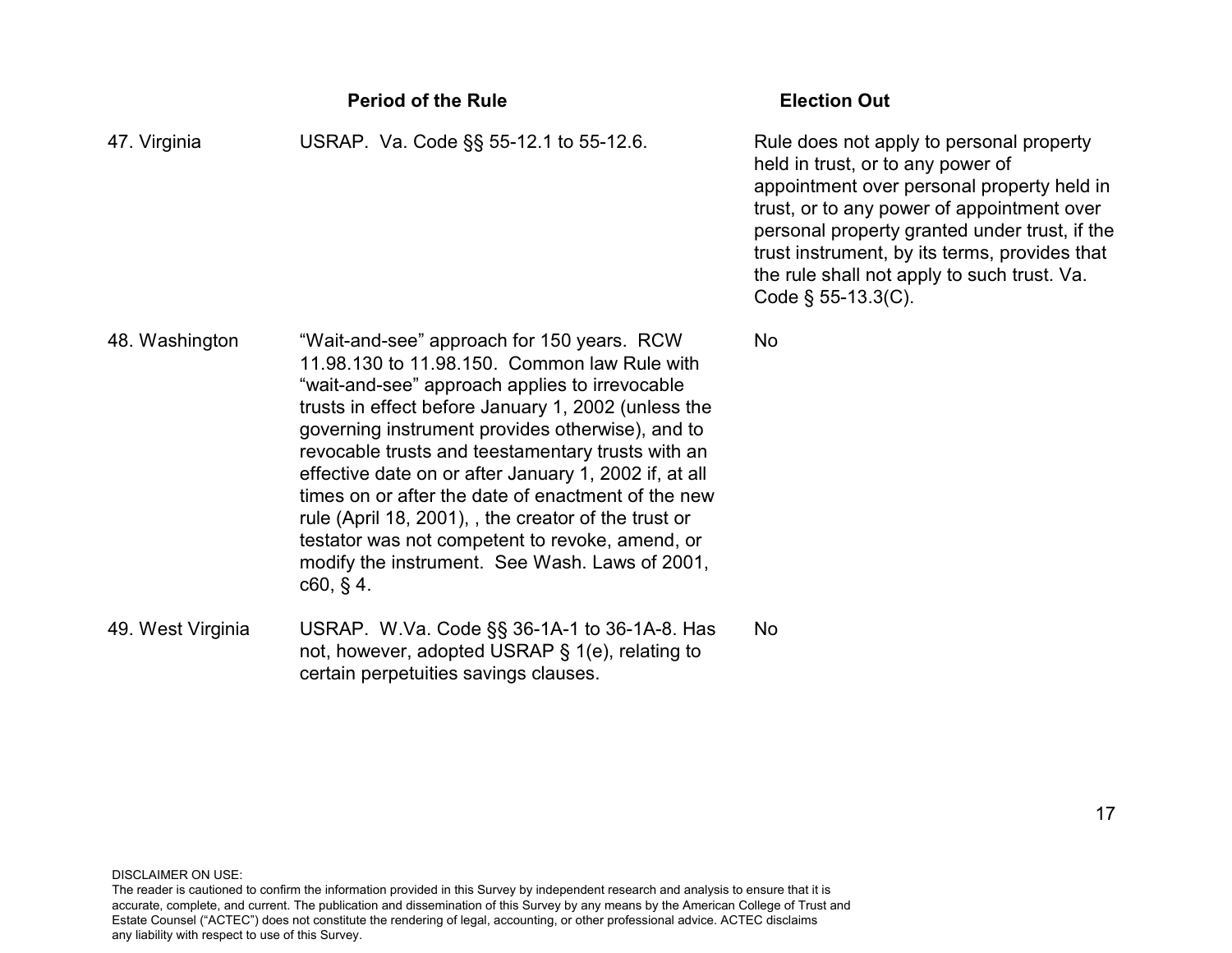| | Period of the Rule | Election Out |
|---|---|---|
| 47. Virginia | USRAP. Va. Code §§ 55-12.1 to 55-12.6. | Rule does not apply to personal property held in trust, or to any power of appointment over personal property held in trust, or to any power of appointment over personal property granted under trust, if the trust instrument, by its terms, provides that the rule shall not apply to such trust. Va. Code § 55-13.3(C). |
| 48. Washington | "Wait-and-see" approach for 150 years. RCW 11.98.130 to 11.98.150. Common law Rule with "wait-and-see" approach applies to irrevocable trusts in effect before January 1, 2002 (unless the governing instrument provides otherwise), and to revocable trusts and teestamentary trusts with an effective date on or after January 1, 2002 if, at all times on or after the date of enactment of the new rule (April 18, 2001), , the creator of the trust or testator was not competent to revoke, amend, or modify the instrument. See Wash. Laws of 2001, c60, § 4. | No |
| 49. West Virginia | USRAP. W.Va. Code §§ 36-1A-1 to 36-1A-8. Has not, however, adopted USRAP § 1(e), relating to certain perpetuities savings clauses. | No |

DISCLAIMER ON USE:
The reader is cautioned to confirm the information provided in this Survey by independent research and analysis to ensure that it is accurate, complete, and current. The publication and dissemination of this Survey by any means by the American College of Trust and Estate Counsel ("ACTEC") does not constitute the rendering of legal, accounting, or other professional advice. ACTEC disclaims any liability with respect to use of this Survey.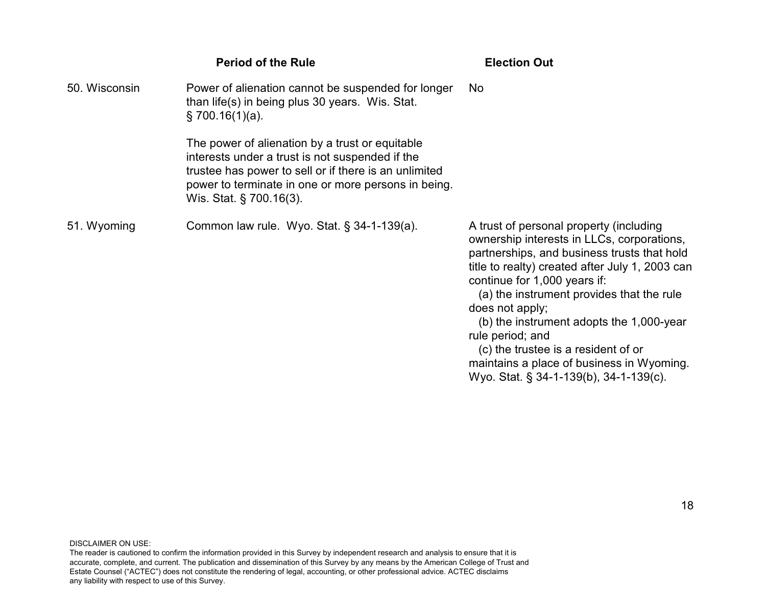| | Period of the Rule | Election Out |
|---|---|---|
| 50. Wisconsin | Power of alienation cannot be suspended for longer than life(s) in being plus 30 years. Wis. Stat. § 700.16(1)(a).<br><br>The power of alienation by a trust or equitable interests under a trust is not suspended if the trustee has power to sell or if there is an unlimited power to terminate in one or more persons in being. Wis. Stat. § 700.16(3). | No |
| 51. Wyoming | Common law rule. Wyo. Stat. § 34-1-139(a). | A trust of personal property (including ownership interests in LLCs, corporations, partnerships, and business trusts that hold title to realty) created after July 1, 2003 can continue for 1,000 years if:<br>(a) the instrument provides that the rule does not apply;<br>(b) the instrument adopts the 1,000-year rule period; and<br>(c) the trustee is a resident of or maintains a place of business in Wyoming. Wyo. Stat. § 34-1-139(b), 34-1-139(c). |

DISCLAIMER ON USE:
The reader is cautioned to confirm the information provided in this Survey by independent research and analysis to ensure that it is accurate, complete, and current. The publication and dissemination of this Survey by any means by the American College of Trust and Estate Counsel ("ACTEC") does not constitute the rendering of legal, accounting, or other professional advice. ACTEC disclaims any liability with respect to use of this Survey.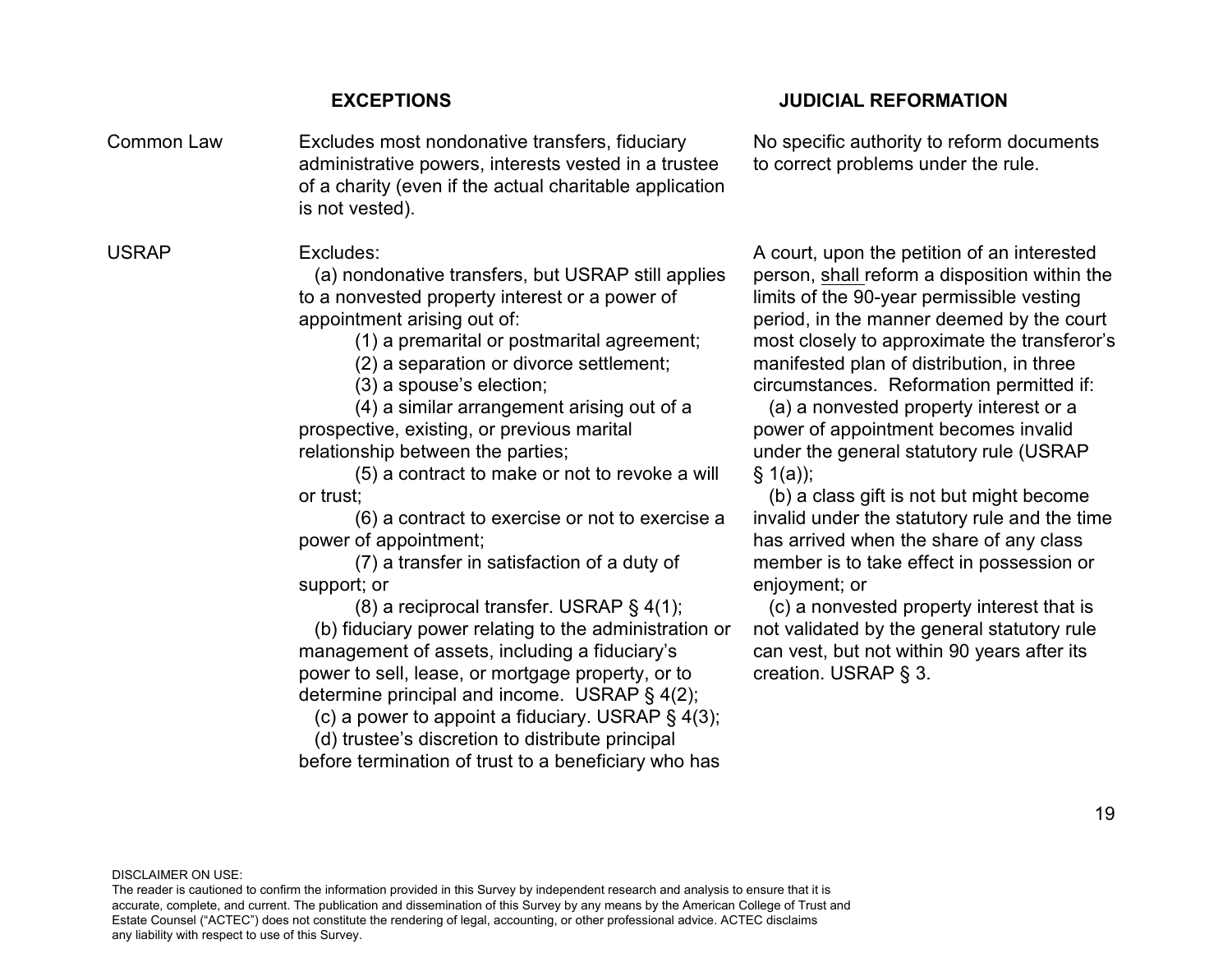| | EXCEPTIONS | JUDICIAL REFORMATION |
|---|---|---|
| Common Law | Excludes most nondonative transfers, fiduciary administrative powers, interests vested in a trustee of a charity (even if the actual charitable application is not vested). | No specific authority to reform documents to correct problems under the rule. |
| USRAP | Excludes:<br>(a) nondonative transfers, but USRAP still applies to a nonvested property interest or a power of appointment arising out of:<br>(1) a premarital or postmarital agreement;<br>(2) a separation or divorce settlement;<br>(3) a spouse's election;<br>(4) a similar arrangement arising out of a prospective, existing, or previous marital relationship between the parties;<br>(5) a contract to make or not to revoke a will or trust;<br>(6) a contract to exercise or not to exercise a power of appointment;<br>(7) a transfer in satisfaction of a duty of support; or<br>(8) a reciprocal transfer. USRAP § 4(1);<br>(b) fiduciary power relating to the administration or management of assets, including a fiduciary's power to sell, lease, or mortgage property, or to determine principal and income. USRAP § 4(2);<br>(c) a power to appoint a fiduciary. USRAP § 4(3);<br>(d) trustee's discretion to distribute principal before termination of trust to a beneficiary who has | A court, upon the petition of an interested person, <u>shall</u> reform a disposition within the limits of the 90-year permissible vesting period, in the manner deemed by the court most closely to approximate the transferor's manifested plan of distribution, in three circumstances. Reformation permitted if:<br>(a) a nonvested property interest or a power of appointment becomes invalid under the general statutory rule (USRAP § 1(a));<br>(b) a class gift is not but might become invalid under the statutory rule and the time has arrived when the share of any class member is to take effect in possession or enjoyment; or<br>(c) a nonvested property interest that is not validated by the general statutory rule can vest, but not within 90 years after its creation. USRAP § 3. |

DISCLAIMER ON USE:
The reader is cautioned to confirm the information provided in this Survey by independent research and analysis to ensure that it is accurate, complete, and current. The publication and dissemination of this Survey by any means by the American College of Trust and Estate Counsel ("ACTEC") does not constitute the rendering of legal, accounting, or other professional advice. ACTEC disclaims any liability with respect to use of this Survey.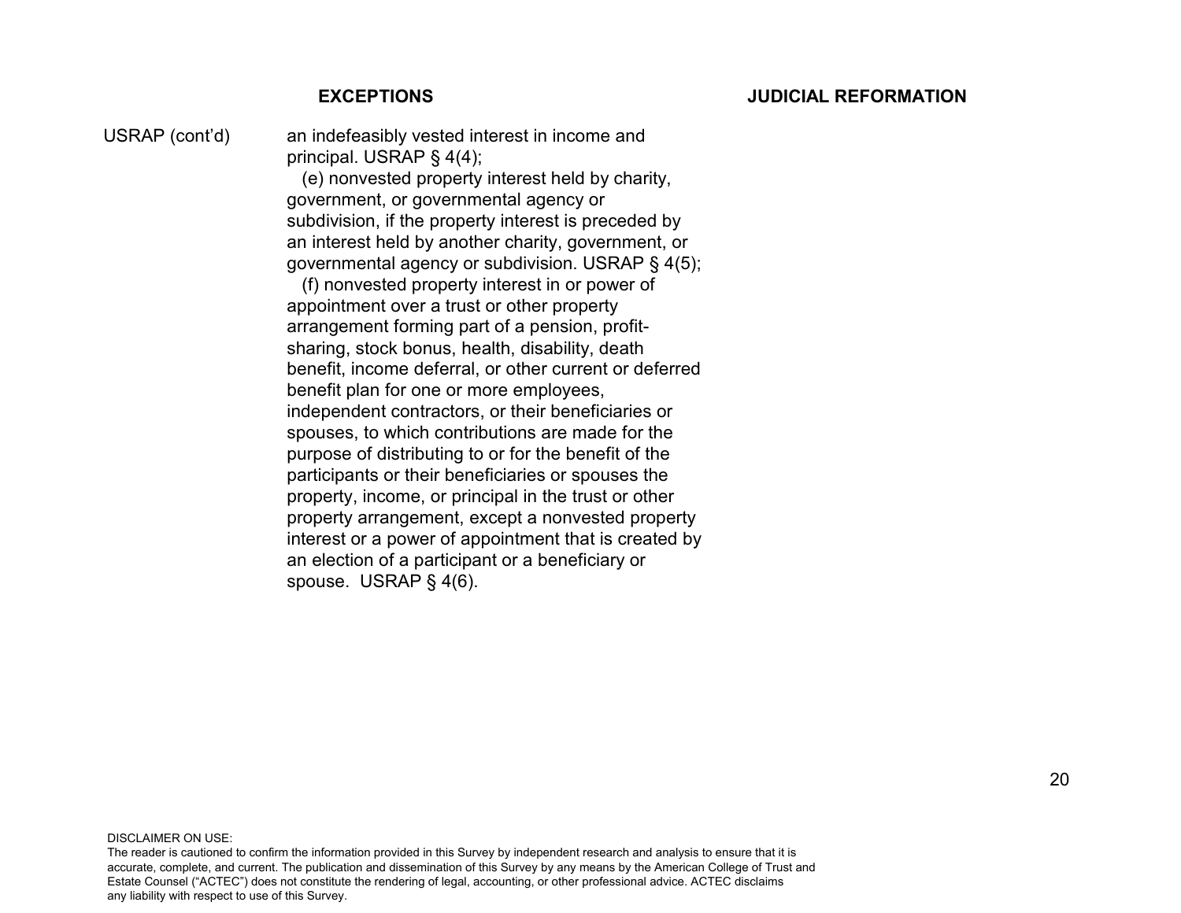| | EXCEPTIONS | JUDICIAL REFORMATION |
|---|---|---|
| USRAP (cont'd) | an indefeasibly vested interest in income and principal. USRAP § 4(4);<br>(e) nonvested property interest held by charity, government, or governmental agency or subdivision, if the property interest is preceded by an interest held by another charity, government, or governmental agency or subdivision. USRAP § 4(5);<br>(f) nonvested property interest in or power of appointment over a trust or other property arrangement forming part of a pension, profit-sharing, stock bonus, health, disability, death benefit, income deferral, or other current or deferred benefit plan for one or more employees, independent contractors, or their beneficiaries or spouses, to which contributions are made for the purpose of distributing to or for the benefit of the participants or their beneficiaries or spouses the property, income, or principal in the trust or other property arrangement, except a nonvested property interest or a power of appointment that is created by an election of a participant or a beneficiary or spouse. USRAP § 4(6). | |

DISCLAIMER ON USE:
The reader is cautioned to confirm the information provided in this Survey by independent research and analysis to ensure that it is accurate, complete, and current. The publication and dissemination of this Survey by any means by the American College of Trust and Estate Counsel ("ACTEC") does not constitute the rendering of legal, accounting, or other professional advice. ACTEC disclaims any liability with respect to use of this Survey.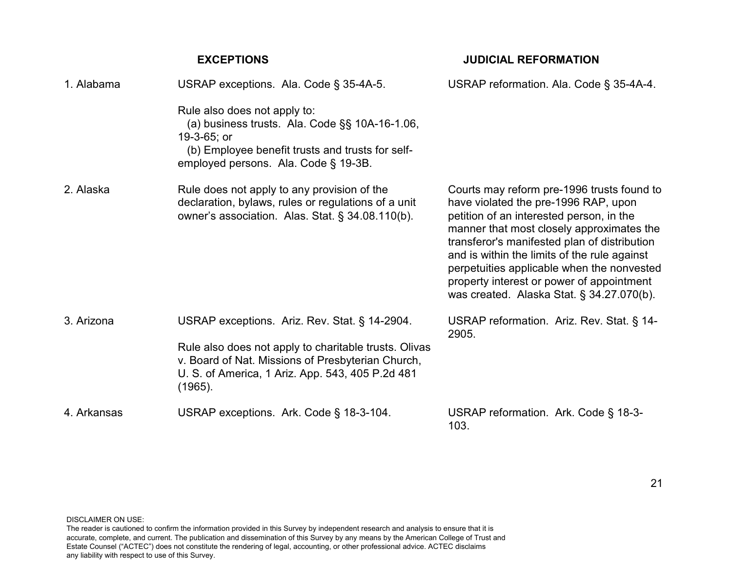| | EXCEPTIONS | JUDICIAL REFORMATION |
|---|---|---|
| 1. Alabama | USRAP exceptions. Ala. Code § 35-4A-5.<br><br>Rule also does not apply to:<br>(a) business trusts. Ala. Code §§ 10A-16-1.06, 19-3-65; or<br>(b) Employee benefit trusts and trusts for self-employed persons. Ala. Code § 19-3B. | USRAP reformation. Ala. Code § 35-4A-4. |
| 2. Alaska | Rule does not apply to any provision of the declaration, bylaws, rules or regulations of a unit owner's association. Alas. Stat. § 34.08.110(b). | Courts may reform pre-1996 trusts found to have violated the pre-1996 RAP, upon petition of an interested person, in the manner that most closely approximates the transferor's manifested plan of distribution and is within the limits of the rule against perpetuities applicable when the nonvested property interest or power of appointment was created. Alaska Stat. § 34.27.070(b). |
| 3. Arizona | USRAP exceptions. Ariz. Rev. Stat. § 14-2904.<br><br>Rule also does not apply to charitable trusts. Olivas v. Board of Nat. Missions of Presbyterian Church, U. S. of America, 1 Ariz. App. 543, 405 P.2d 481 (1965). | USRAP reformation. Ariz. Rev. Stat. § 14-2905. |
| 4. Arkansas | USRAP exceptions. Ark. Code § 18-3-104. | USRAP reformation. Ark. Code § 18-3-103. |

DISCLAIMER ON USE:
The reader is cautioned to confirm the information provided in this Survey by independent research and analysis to ensure that it is accurate, complete, and current. The publication and dissemination of this Survey by any means by the American College of Trust and Estate Counsel ("ACTEC") does not constitute the rendering of legal, accounting, or other professional advice. ACTEC disclaims any liability with respect to use of this Survey.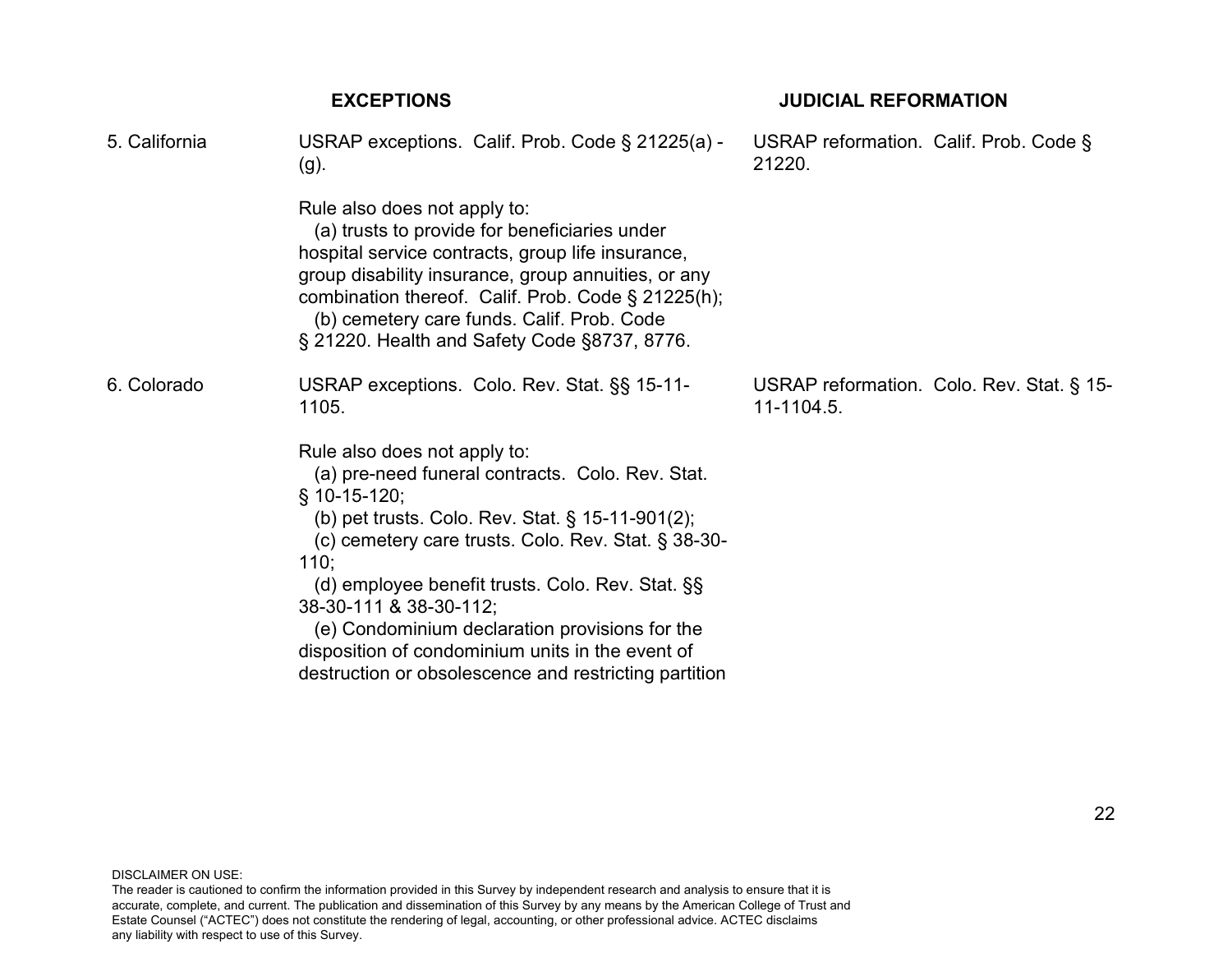| | EXCEPTIONS | JUDICIAL REFORMATION |
|---|---|---|
| 5. California | USRAP exceptions. Calif. Prob. Code § 21225(a) - (g).<br><br>Rule also does not apply to:<br>(a) trusts to provide for beneficiaries under hospital service contracts, group life insurance, group disability insurance, group annuities, or any combination thereof. Calif. Prob. Code § 21225(h);<br>(b) cemetery care funds. Calif. Prob. Code § 21220. Health and Safety Code §8737, 8776. | USRAP reformation. Calif. Prob. Code § 21220. |
| 6. Colorado | USRAP exceptions. Colo. Rev. Stat. §§ 15-11-1105.<br><br>Rule also does not apply to:<br>(a) pre-need funeral contracts. Colo. Rev. Stat. § 10-15-120;<br>(b) pet trusts. Colo. Rev. Stat. § 15-11-901(2);<br>(c) cemetery care trusts. Colo. Rev. Stat. § 38-30-110;<br>(d) employee benefit trusts. Colo. Rev. Stat. §§ 38-30-111 & 38-30-112;<br>(e) Condominium declaration provisions for the disposition of condominium units in the event of destruction or obsolescence and restricting partition | USRAP reformation. Colo. Rev. Stat. § 15-11-1104.5. |

DISCLAIMER ON USE:
The reader is cautioned to confirm the information provided in this Survey by independent research and analysis to ensure that it is accurate, complete, and current. The publication and dissemination of this Survey by any means by the American College of Trust and Estate Counsel ("ACTEC") does not constitute the rendering of legal, accounting, or other professional advice. ACTEC disclaims any liability with respect to use of this Survey.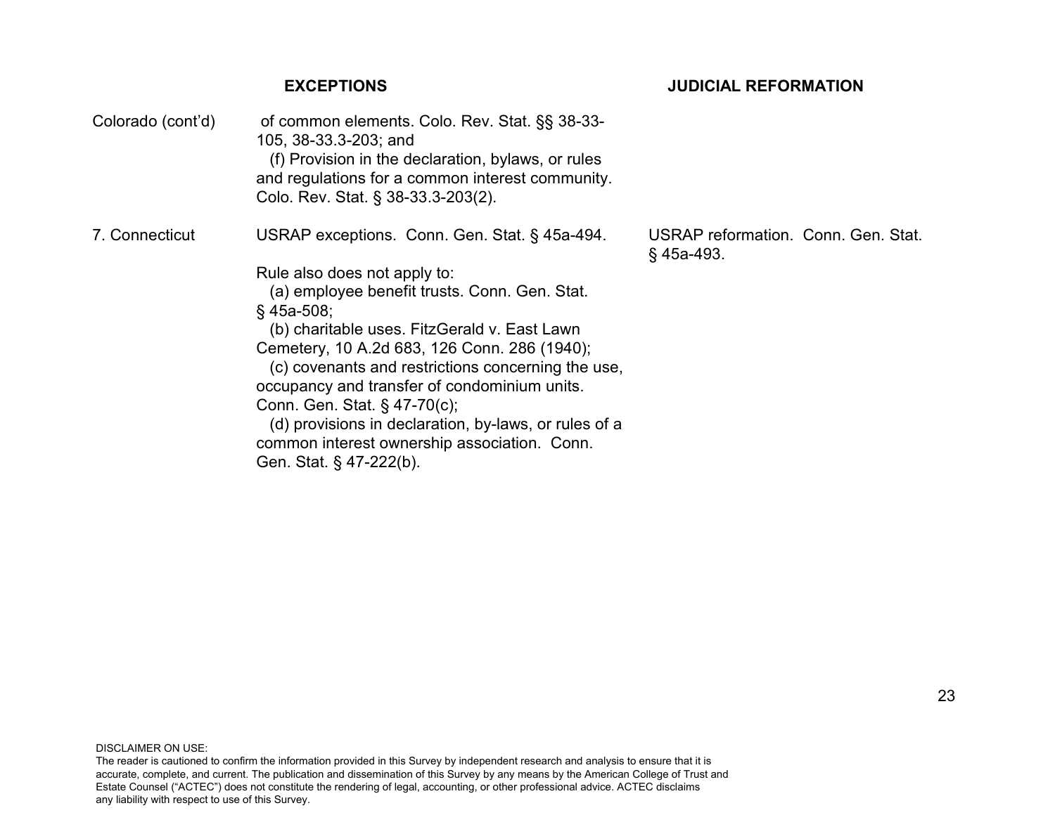| | EXCEPTIONS | JUDICIAL REFORMATION |
|---|---|---|
| Colorado (cont'd) | of common elements. Colo. Rev. Stat. §§ 38-33-105, 38-33.3-203; and<br>(f) Provision in the declaration, bylaws, or rules and regulations for a common interest community. Colo. Rev. Stat. § 38-33.3-203(2). | |
| 7. Connecticut | USRAP exceptions. Conn. Gen. Stat. § 45a-494.<br><br>Rule also does not apply to:<br>(a) employee benefit trusts. Conn. Gen. Stat. § 45a-508;<br>(b) charitable uses. FitzGerald v. East Lawn Cemetery, 10 A.2d 683, 126 Conn. 286 (1940);<br>(c) covenants and restrictions concerning the use, occupancy and transfer of condominium units. Conn. Gen. Stat. § 47-70(c);<br>(d) provisions in declaration, by-laws, or rules of a common interest ownership association. Conn. Gen. Stat. § 47-222(b). | USRAP reformation. Conn. Gen. Stat. § 45a-493. |

DISCLAIMER ON USE:
The reader is cautioned to confirm the information provided in this Survey by independent research and analysis to ensure that it is accurate, complete, and current. The publication and dissemination of this Survey by any means by the American College of Trust and Estate Counsel ("ACTEC") does not constitute the rendering of legal, accounting, or other professional advice. ACTEC disclaims any liability with respect to use of this Survey.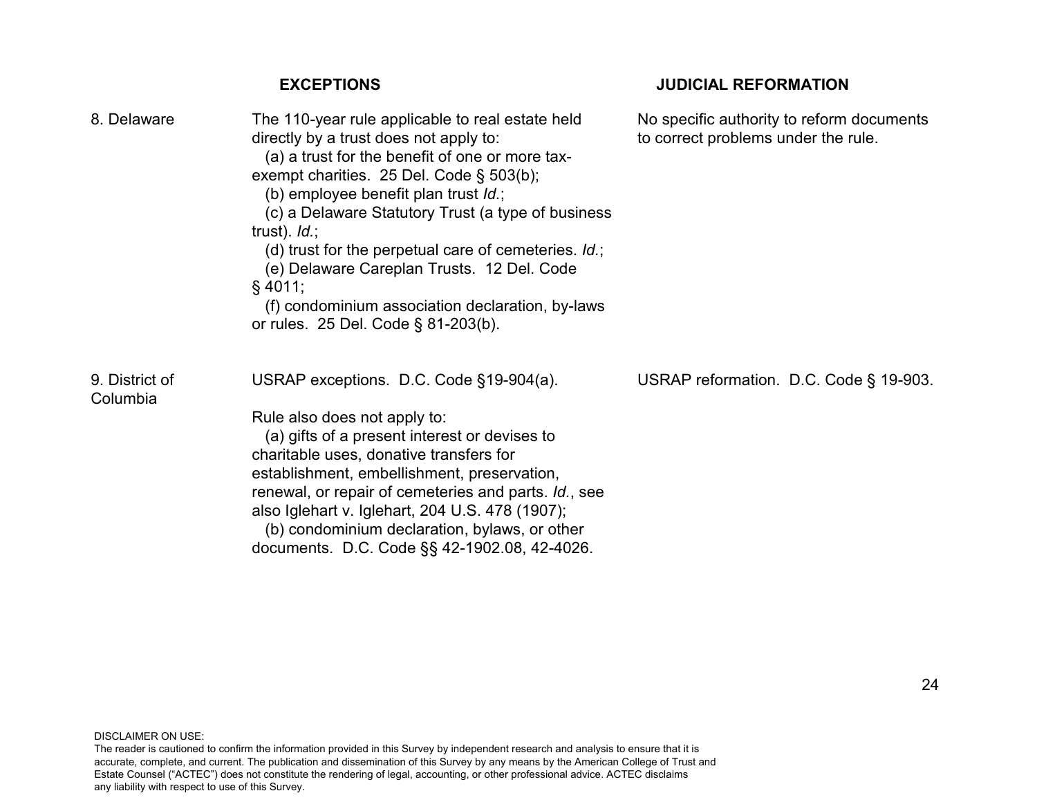| | EXCEPTIONS | JUDICIAL REFORMATION |
|---|---|---|
| 8. Delaware | The 110-year rule applicable to real estate held directly by a trust does not apply to:<br>(a) a trust for the benefit of one or more tax-exempt charities. 25 Del. Code § 503(b);<br>(b) employee benefit plan trust *Id.*;<br>(c) a Delaware Statutory Trust (a type of business trust). *Id.*;<br>(d) trust for the perpetual care of cemeteries. *Id.*;<br>(e) Delaware Careplan Trusts. 12 Del. Code § 4011;<br>(f) condominium association declaration, by-laws or rules. 25 Del. Code § 81-203(b). | No specific authority to reform documents to correct problems under the rule. |
| 9. District of Columbia | USRAP exceptions. D.C. Code §19-904(a).<br><br>Rule also does not apply to:<br>(a) gifts of a present interest or devises to charitable uses, donative transfers for establishment, embellishment, preservation, renewal, or repair of cemeteries and parts. *Id.*, see also Iglehart v. Iglehart, 204 U.S. 478 (1907);<br>(b) condominium declaration, bylaws, or other documents. D.C. Code §§ 42-1902.08, 42-4026. | USRAP reformation. D.C. Code § 19-903. |

DISCLAIMER ON USE:
The reader is cautioned to confirm the information provided in this Survey by independent research and analysis to ensure that it is accurate, complete, and current. The publication and dissemination of this Survey by any means by the American College of Trust and Estate Counsel ("ACTEC") does not constitute the rendering of legal, accounting, or other professional advice. ACTEC disclaims any liability with respect to use of this Survey.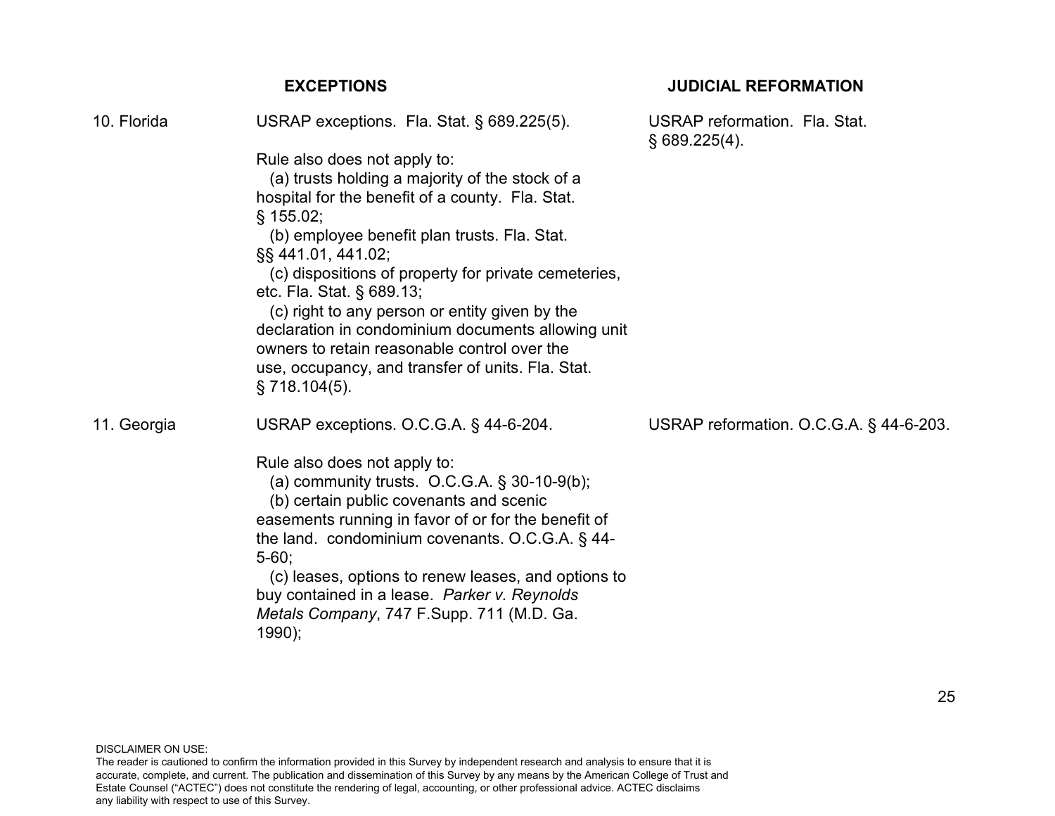| | **EXCEPTIONS** | **JUDICIAL REFORMATION** |
|---|---|---|
| 10. Florida | USRAP exceptions. Fla. Stat. § 689.225(5).<br><br>Rule also does not apply to:<br>(a) trusts holding a majority of the stock of a hospital for the benefit of a county. Fla. Stat. § 155.02;<br>(b) employee benefit plan trusts. Fla. Stat. §§ 441.01, 441.02;<br>(c) dispositions of property for private cemeteries, etc. Fla. Stat. § 689.13;<br>(c) right to any person or entity given by the declaration in condominium documents allowing unit owners to retain reasonable control over the use, occupancy, and transfer of units. Fla. Stat. § 718.104(5). | USRAP reformation. Fla. Stat. § 689.225(4). |
| 11. Georgia | USRAP exceptions. O.C.G.A. § 44-6-204.<br><br>Rule also does not apply to:<br>(a) community trusts. O.C.G.A. § 30-10-9(b);<br>(b) certain public covenants and scenic easements running in favor of or for the benefit of the land. condominium covenants. O.C.G.A. § 44-5-60;<br>(c) leases, options to renew leases, and options to buy contained in a lease. *Parker v. Reynolds Metals Company*, 747 F.Supp. 711 (M.D. Ga. 1990); | USRAP reformation. O.C.G.A. § 44-6-203. |

DISCLAIMER ON USE:
The reader is cautioned to confirm the information provided in this Survey by independent research and analysis to ensure that it is accurate, complete, and current. The publication and dissemination of this Survey by any means by the American College of Trust and Estate Counsel ("ACTEC") does not constitute the rendering of legal, accounting, or other professional advice. ACTEC disclaims any liability with respect to use of this Survey.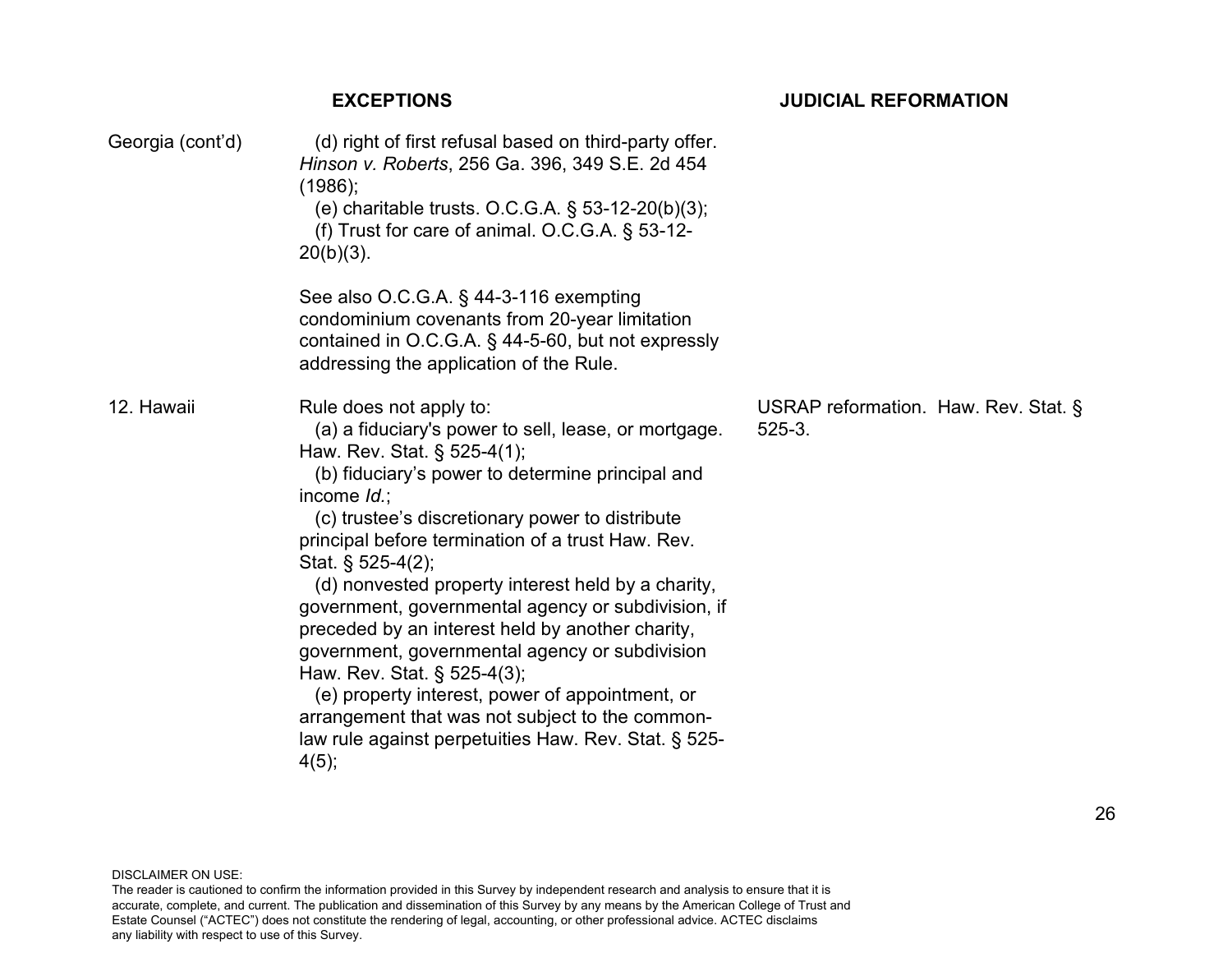| | EXCEPTIONS | JUDICIAL REFORMATION |
|---|---|---|
| Georgia (cont'd) | (d) right of first refusal based on third-party offer. *Hinson v. Roberts*, 256 Ga. 396, 349 S.E. 2d 454 (1986);<br>(e) charitable trusts. O.C.G.A. § 53-12-20(b)(3);<br>(f) Trust for care of animal. O.C.G.A. § 53-12-20(b)(3).<br><br>See also O.C.G.A. § 44-3-116 exempting condominium covenants from 20-year limitation contained in O.C.G.A. § 44-5-60, but not expressly addressing the application of the Rule. | |
| 12. Hawaii | Rule does not apply to:<br>(a) a fiduciary's power to sell, lease, or mortgage. Haw. Rev. Stat. § 525-4(1);<br>(b) fiduciary's power to determine principal and income *Id.*;<br>(c) trustee's discretionary power to distribute principal before termination of a trust Haw. Rev. Stat. § 525-4(2);<br>(d) nonvested property interest held by a charity, government, governmental agency or subdivision, if preceded by an interest held by another charity, government, governmental agency or subdivision Haw. Rev. Stat. § 525-4(3);<br>(e) property interest, power of appointment, or arrangement that was not subject to the common-law rule against perpetuities Haw. Rev. Stat. § 525-4(5); | USRAP reformation. Haw. Rev. Stat. § 525-3. |

DISCLAIMER ON USE:
The reader is cautioned to confirm the information provided in this Survey by independent research and analysis to ensure that it is accurate, complete, and current. The publication and dissemination of this Survey by any means by the American College of Trust and Estate Counsel ("ACTEC") does not constitute the rendering of legal, accounting, or other professional advice. ACTEC disclaims any liability with respect to use of this Survey.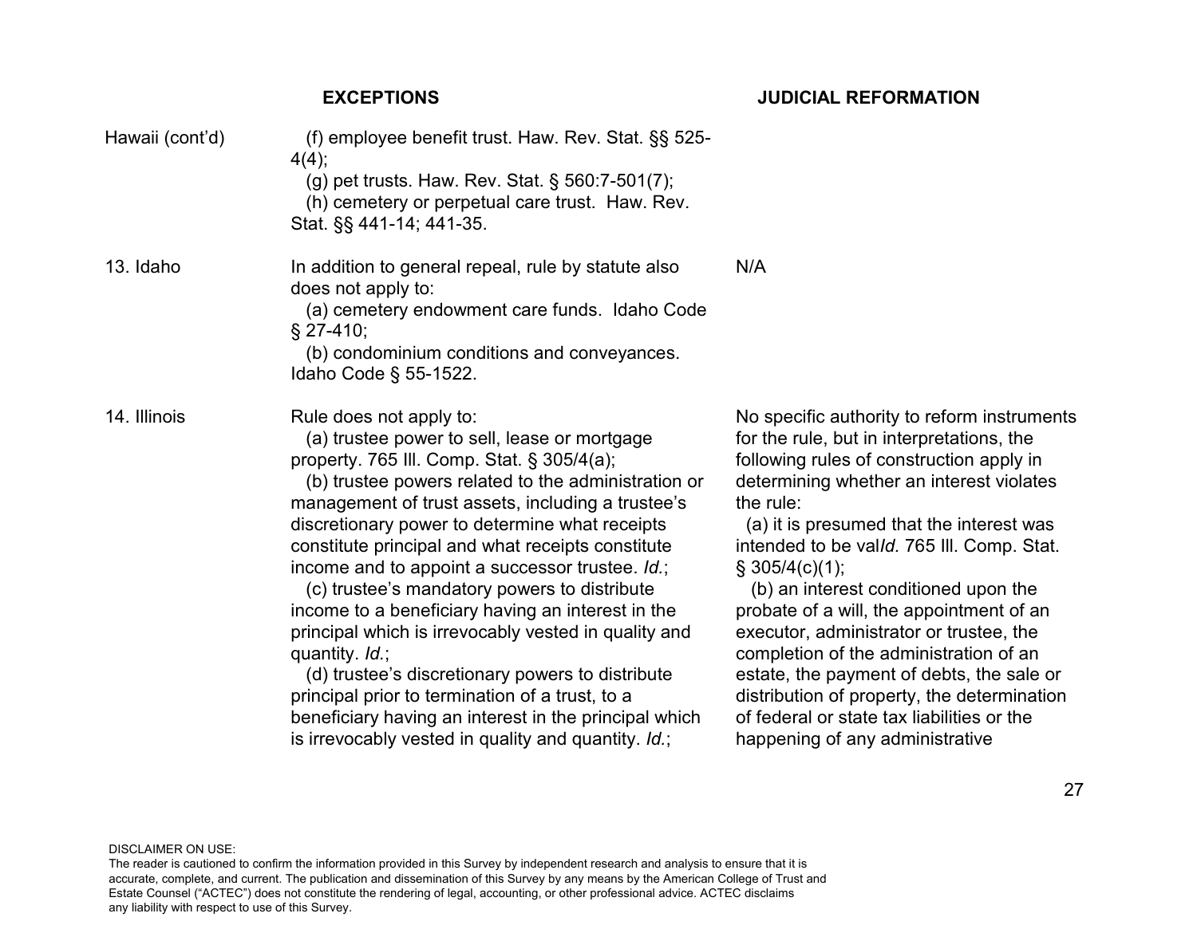| | EXCEPTIONS | JUDICIAL REFORMATION |
|---|---|---|
| Hawaii (cont'd) | (f) employee benefit trust. Haw. Rev. Stat. §§ 525-4(4);<br>(g) pet trusts. Haw. Rev. Stat. § 560:7-501(7);<br>(h) cemetery or perpetual care trust. Haw. Rev. Stat. §§ 441-14; 441-35. | |
| 13. Idaho | In addition to general repeal, rule by statute also does not apply to:<br>(a) cemetery endowment care funds. Idaho Code § 27-410;<br>(b) condominium conditions and conveyances. Idaho Code § 55-1522. | N/A |
| 14. Illinois | Rule does not apply to:<br>(a) trustee power to sell, lease or mortgage property. 765 Ill. Comp. Stat. § 305/4(a);<br>(b) trustee powers related to the administration or management of trust assets, including a trustee's discretionary power to determine what receipts constitute principal and what receipts constitute income and to appoint a successor trustee. *Id.*;<br>(c) trustee's mandatory powers to distribute income to a beneficiary having an interest in the principal which is irrevocably vested in quality and quantity. *Id.*;<br>(d) trustee's discretionary powers to distribute principal prior to termination of a trust, to a beneficiary having an interest in the principal which is irrevocably vested in quality and quantity. *Id.*; | No specific authority to reform instruments for the rule, but in interpretations, the following rules of construction apply in determining whether an interest violates the rule:<br>(a) it is presumed that the interest was intended to be val*Id.* 765 Ill. Comp. Stat. § 305/4(c)(1);<br>(b) an interest conditioned upon the probate of a will, the appointment of an executor, administrator or trustee, the completion of the administration of an estate, the payment of debts, the sale or distribution of property, the determination of federal or state tax liabilities or the happening of any administrative |

DISCLAIMER ON USE:
The reader is cautioned to confirm the information provided in this Survey by independent research and analysis to ensure that it is accurate, complete, and current. The publication and dissemination of this Survey by any means by the American College of Trust and Estate Counsel ("ACTEC") does not constitute the rendering of legal, accounting, or other professional advice. ACTEC disclaims any liability with respect to use of this Survey.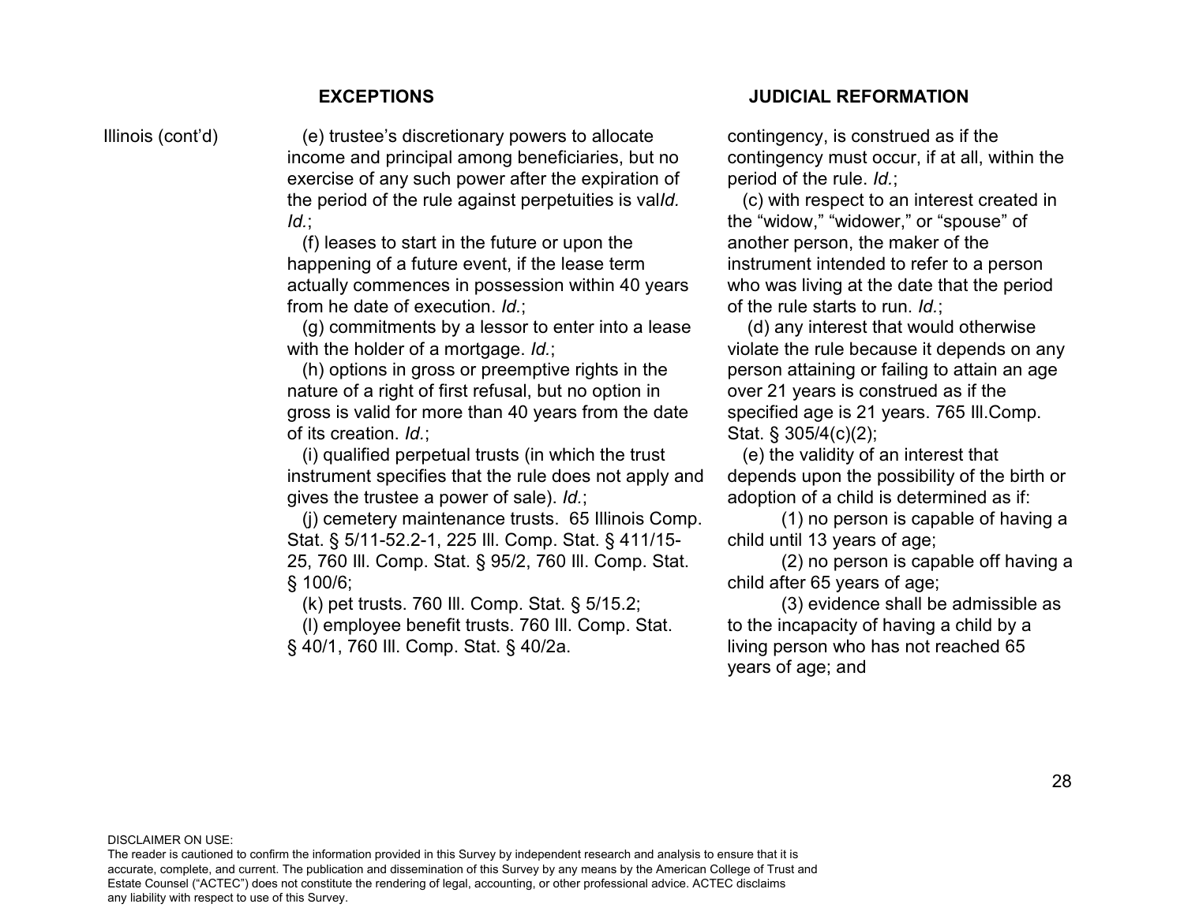| | EXCEPTIONS | JUDICIAL REFORMATION |
|---|---|---|
| Illinois (cont'd) | (e) trustee's discretionary powers to allocate income and principal among beneficiaries, but no exercise of any such power after the expiration of the period of the rule against perpetuities is val*Id.* *Id.*;<br>(f) leases to start in the future or upon the happening of a future event, if the lease term actually commences in possession within 40 years from he date of execution. *Id.*;<br>(g) commitments by a lessor to enter into a lease with the holder of a mortgage. *Id.*;<br>(h) options in gross or preemptive rights in the nature of a right of first refusal, but no option in gross is valid for more than 40 years from the date of its creation. *Id.*;<br>(i) qualified perpetual trusts (in which the trust instrument specifies that the rule does not apply and gives the trustee a power of sale). *Id.*;<br>(j) cemetery maintenance trusts. 65 Illinois Comp. Stat. § 5/11-52.2-1, 225 Ill. Comp. Stat. § 411/15-25, 760 Ill. Comp. Stat. § 95/2, 760 Ill. Comp. Stat. § 100/6;<br>(k) pet trusts. 760 Ill. Comp. Stat. § 5/15.2;<br>(l) employee benefit trusts. 760 Ill. Comp. Stat. § 40/1, 760 Ill. Comp. Stat. § 40/2a. | contingency, is construed as if the contingency must occur, if at all, within the period of the rule. *Id.*;<br>(c) with respect to an interest created in the "widow," "widower," or "spouse" of another person, the maker of the instrument intended to refer to a person who was living at the date that the period of the rule starts to run. *Id.*;<br>(d) any interest that would otherwise violate the rule because it depends on any person attaining or failing to attain an age over 21 years is construed as if the specified age is 21 years. 765 Ill.Comp. Stat. § 305/4(c)(2);<br>(e) the validity of an interest that depends upon the possibility of the birth or adoption of a child is determined as if:<br>(1) no person is capable of having a child until 13 years of age;<br>(2) no person is capable off having a child after 65 years of age;<br>(3) evidence shall be admissible as to the incapacity of having a child by a living person who has not reached 65 years of age; and |

DISCLAIMER ON USE:
The reader is cautioned to confirm the information provided in this Survey by independent research and analysis to ensure that it is accurate, complete, and current. The publication and dissemination of this Survey by any means by the American College of Trust and Estate Counsel ("ACTEC") does not constitute the rendering of legal, accounting, or other professional advice. ACTEC disclaims any liability with respect to use of this Survey.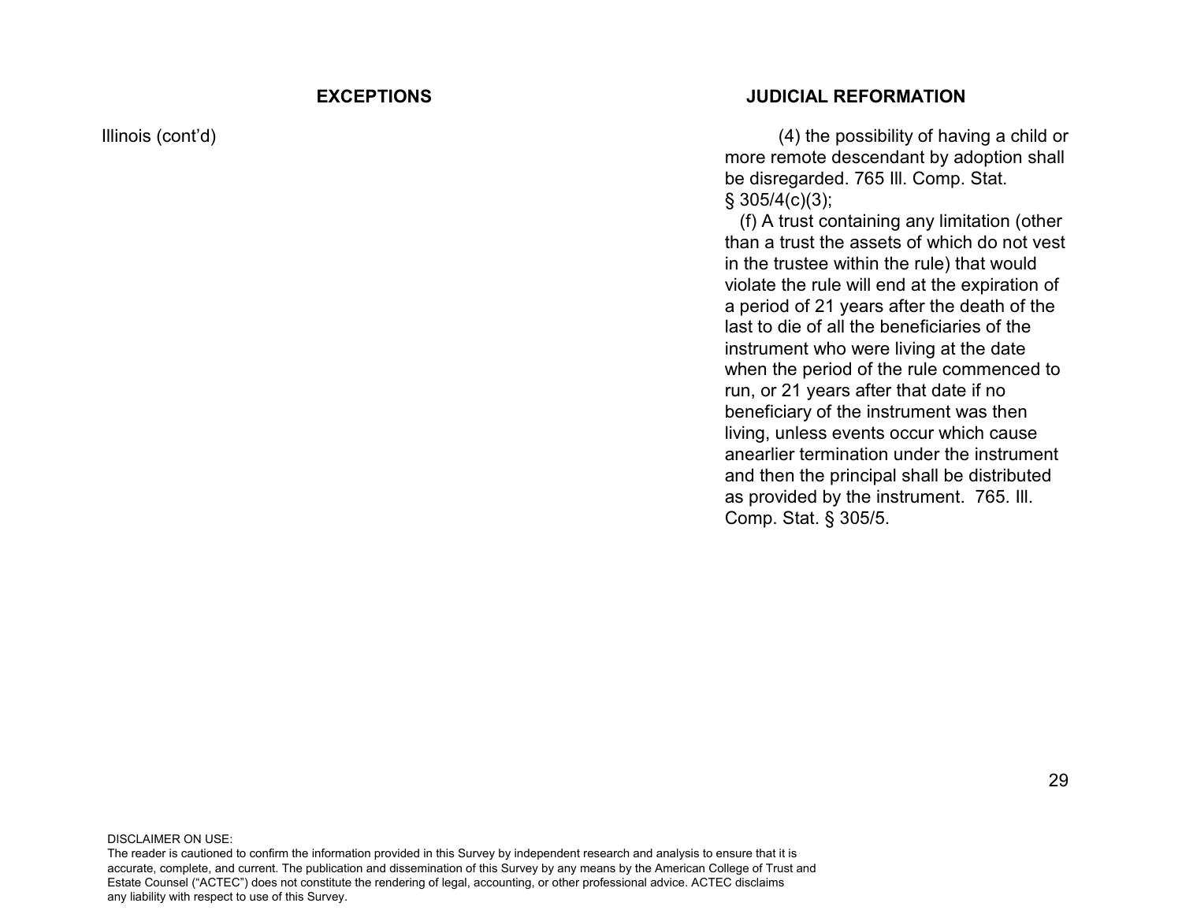| EXCEPTIONS | JUDICIAL REFORMATION |
| --- | --- |
| Illinois (cont'd) | (4) the possibility of having a child or more remote descendant by adoption shall be disregarded. 765 Ill. Comp. Stat. § 305/4(c)(3);<br>(f) A trust containing any limitation (other than a trust the assets of which do not vest in the trustee within the rule) that would violate the rule will end at the expiration of a period of 21 years after the death of the last to die of all the beneficiaries of the instrument who were living at the date when the period of the rule commenced to run, or 21 years after that date if no beneficiary of the instrument was then living, unless events occur which cause anearlier termination under the instrument and then the principal shall be distributed as provided by the instrument. 765. Ill. Comp. Stat. § 305/5. |

DISCLAIMER ON USE:
The reader is cautioned to confirm the information provided in this Survey by independent research and analysis to ensure that it is accurate, complete, and current. The publication and dissemination of this Survey by any means by the American College of Trust and Estate Counsel ("ACTEC") does not constitute the rendering of legal, accounting, or other professional advice. ACTEC disclaims any liability with respect to use of this Survey.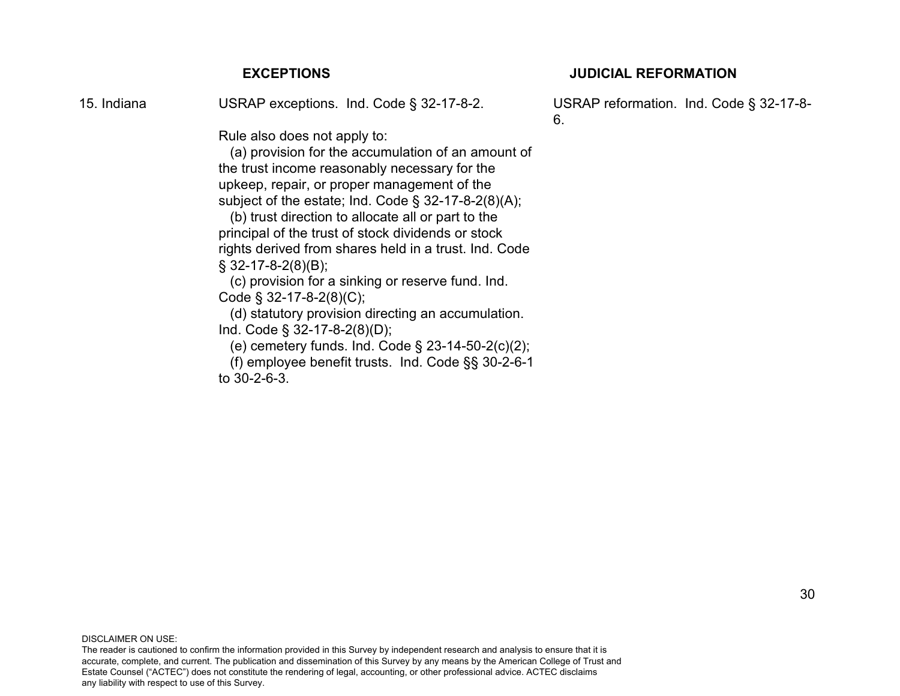| | EXCEPTIONS | JUDICIAL REFORMATION |
|---|---|---|
| 15. Indiana | USRAP exceptions. Ind. Code § 32-17-8-2.<br><br>Rule also does not apply to:<br>(a) provision for the accumulation of an amount of the trust income reasonably necessary for the upkeep, repair, or proper management of the subject of the estate; Ind. Code § 32-17-8-2(8)(A);<br>(b) trust direction to allocate all or part to the principal of the trust of stock dividends or stock rights derived from shares held in a trust. Ind. Code § 32-17-8-2(8)(B);<br>(c) provision for a sinking or reserve fund. Ind. Code § 32-17-8-2(8)(C);<br>(d) statutory provision directing an accumulation. Ind. Code § 32-17-8-2(8)(D);<br>(e) cemetery funds. Ind. Code § 23-14-50-2(c)(2);<br>(f) employee benefit trusts. Ind. Code §§ 30-2-6-1 to 30-2-6-3. | USRAP reformation. Ind. Code § 32-17-8-6. |

DISCLAIMER ON USE:
The reader is cautioned to confirm the information provided in this Survey by independent research and analysis to ensure that it is accurate, complete, and current. The publication and dissemination of this Survey by any means by the American College of Trust and Estate Counsel ("ACTEC") does not constitute the rendering of legal, accounting, or other professional advice. ACTEC disclaims any liability with respect to use of this Survey.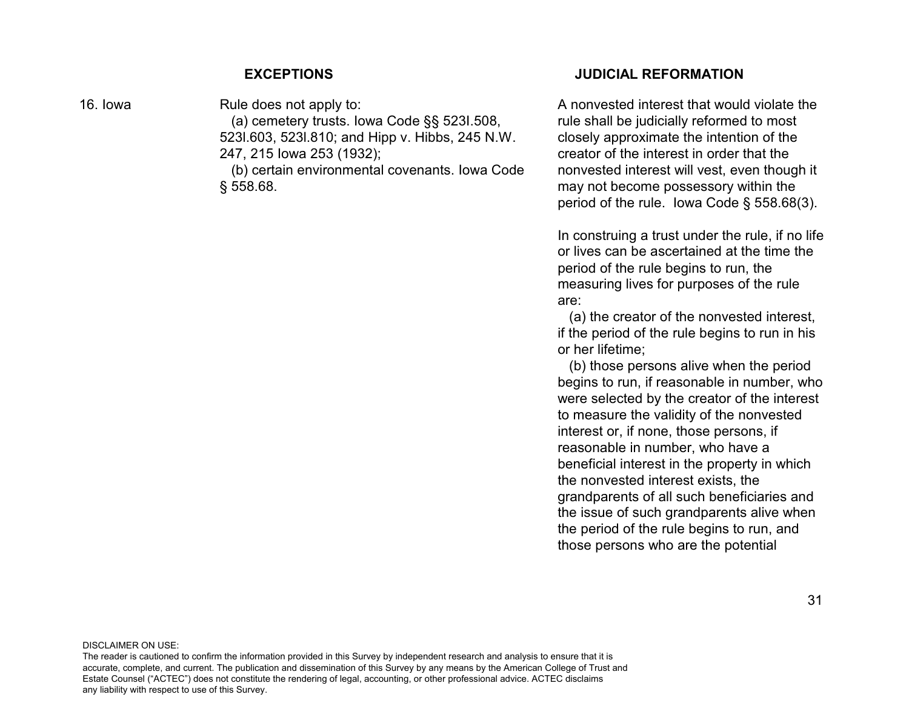| | EXCEPTIONS | JUDICIAL REFORMATION |
|---|---|---|
| 16. Iowa | Rule does not apply to:<br>(a) cemetery trusts. Iowa Code §§ 523I.508, 523I.603, 523I.810; and Hipp v. Hibbs, 245 N.W. 247, 215 Iowa 253 (1932);<br>(b) certain environmental covenants. Iowa Code § 558.68. | A nonvested interest that would violate the rule shall be judicially reformed to most closely approximate the intention of the creator of the interest in order that the nonvested interest will vest, even though it may not become possessory within the period of the rule. Iowa Code § 558.68(3).<br><br>In construing a trust under the rule, if no life or lives can be ascertained at the time the period of the rule begins to run, the measuring lives for purposes of the rule are:<br>(a) the creator of the nonvested interest, if the period of the rule begins to run in his or her lifetime;<br>(b) those persons alive when the period begins to run, if reasonable in number, who were selected by the creator of the interest to measure the validity of the nonvested interest or, if none, those persons, if reasonable in number, who have a beneficial interest in the property in which the nonvested interest exists, the grandparents of all such beneficiaries and the issue of such grandparents alive when the period of the rule begins to run, and those persons who are the potential |

DISCLAIMER ON USE:
The reader is cautioned to confirm the information provided in this Survey by independent research and analysis to ensure that it is accurate, complete, and current. The publication and dissemination of this Survey by any means by the American College of Trust and Estate Counsel ("ACTEC") does not constitute the rendering of legal, accounting, or other professional advice. ACTEC disclaims any liability with respect to use of this Survey.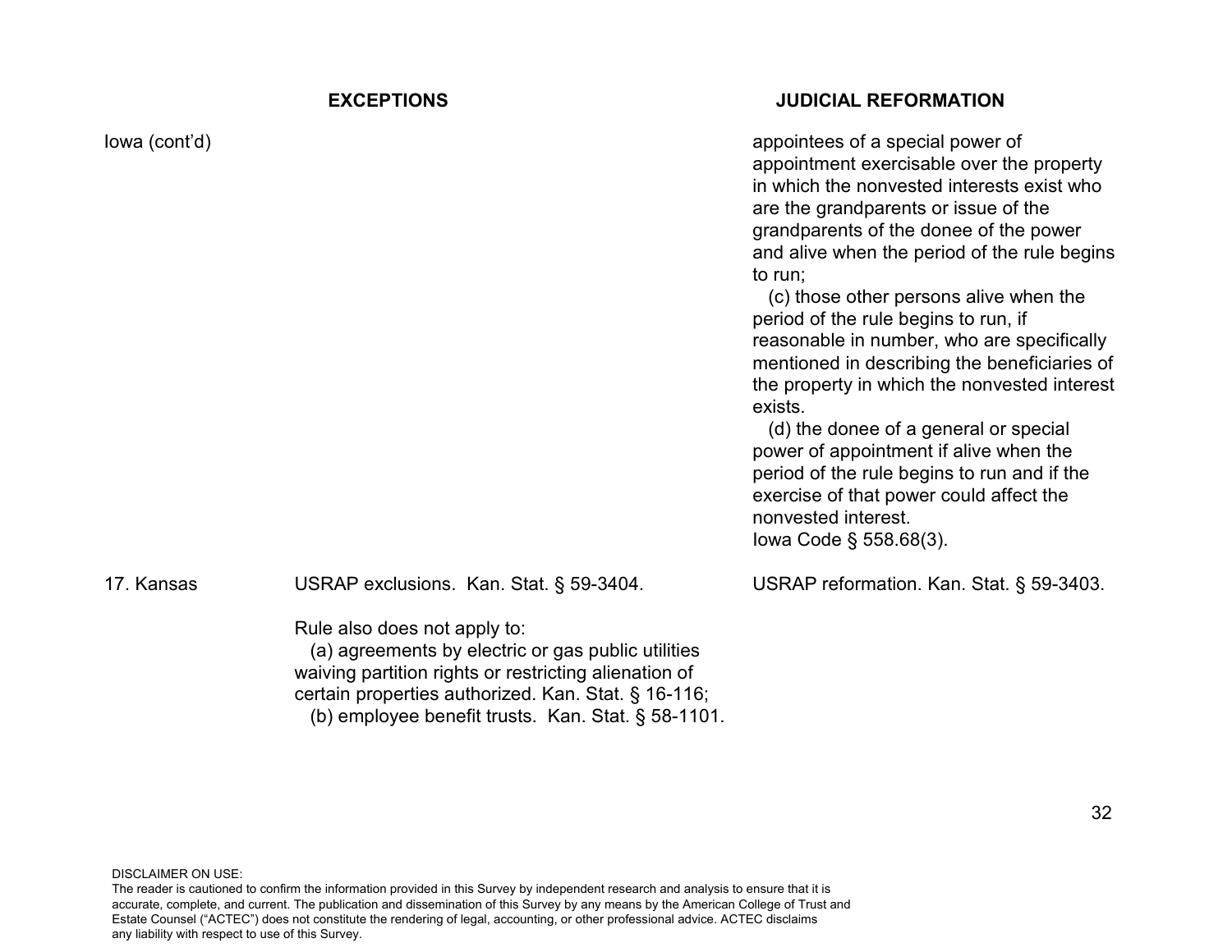| | EXCEPTIONS | JUDICIAL REFORMATION |
|---|---|---|
| Iowa (cont'd) | | appointees of a special power of appointment exercisable over the property in which the nonvested interests exist who are the grandparents or issue of the grandparents of the donee of the power and alive when the period of the rule begins to run;<br>(c) those other persons alive when the period of the rule begins to run, if reasonable in number, who are specifically mentioned in describing the beneficiaries of the property in which the nonvested interest exists.<br>(d) the donee of a general or special power of appointment if alive when the period of the rule begins to run and if the exercise of that power could affect the nonvested interest.<br>Iowa Code § 558.68(3). |
| 17. Kansas | USRAP exclusions. Kan. Stat. § 59-3404.<br><br>Rule also does not apply to:<br>(a) agreements by electric or gas public utilities waiving partition rights or restricting alienation of certain properties authorized. Kan. Stat. § 16-116;<br>(b) employee benefit trusts. Kan. Stat. § 58-1101. | USRAP reformation. Kan. Stat. § 59-3403. |

DISCLAIMER ON USE:
The reader is cautioned to confirm the information provided in this Survey by independent research and analysis to ensure that it is accurate, complete, and current. The publication and dissemination of this Survey by any means by the American College of Trust and Estate Counsel ("ACTEC") does not constitute the rendering of legal, accounting, or other professional advice. ACTEC disclaims any liability with respect to use of this Survey.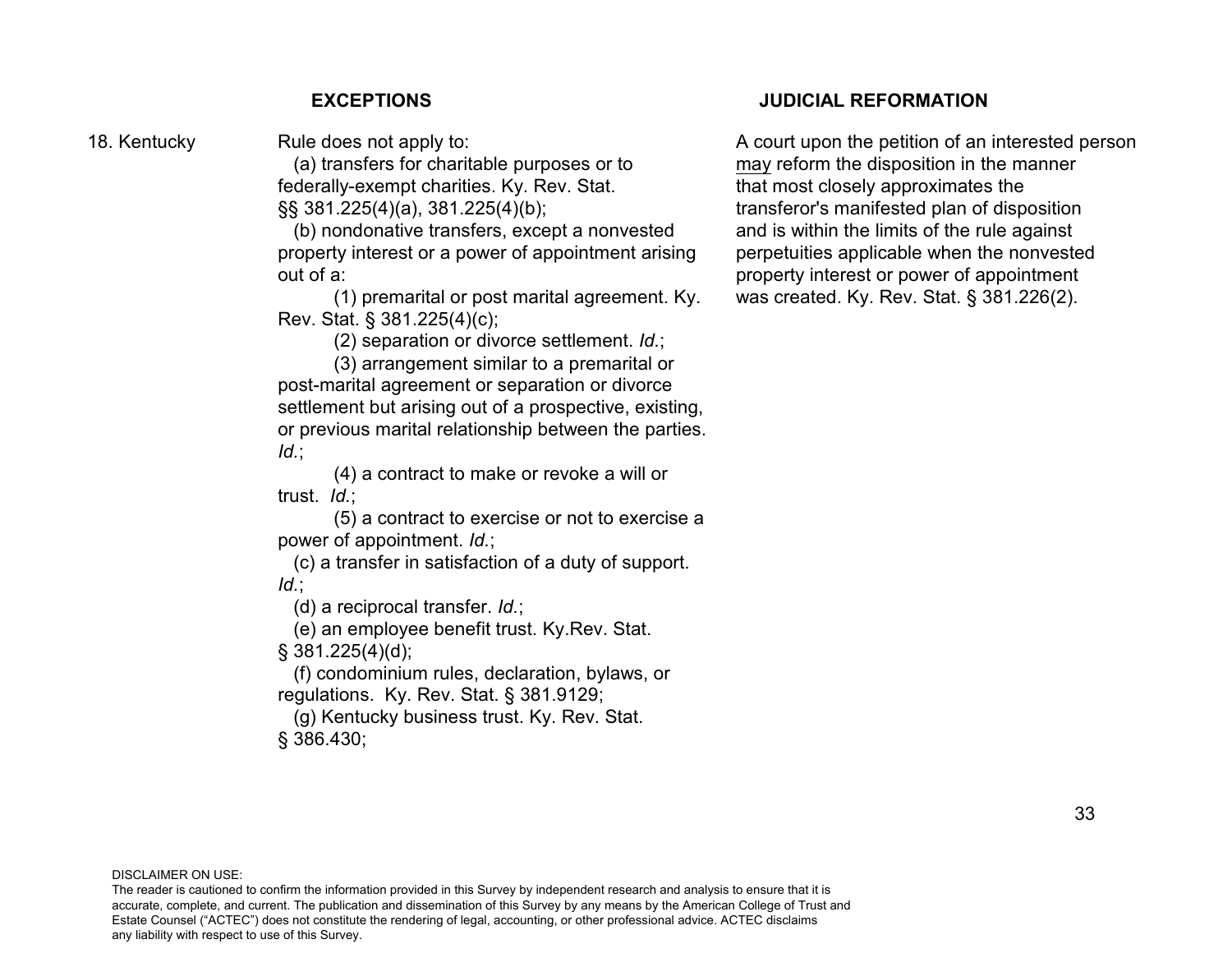| | EXCEPTIONS | JUDICIAL REFORMATION |
|---|---|---|
| 18. Kentucky | Rule does not apply to:<br>(a) transfers for charitable purposes or to federally-exempt charities. Ky. Rev. Stat. §§ 381.225(4)(a), 381.225(4)(b);<br>(b) nondonative transfers, except a nonvested property interest or a power of appointment arising out of a:<br>(1) premarital or post marital agreement. Ky. Rev. Stat. § 381.225(4)(c);<br>(2) separation or divorce settlement. *Id.*;<br>(3) arrangement similar to a premarital or post-marital agreement or separation or divorce settlement but arising out of a prospective, existing, or previous marital relationship between the parties. *Id.*;<br>(4) a contract to make or revoke a will or trust. *Id.*;<br>(5) a contract to exercise or not to exercise a power of appointment. *Id.*;<br>(c) a transfer in satisfaction of a duty of support. *Id.*;<br>(d) a reciprocal transfer. *Id.*;<br>(e) an employee benefit trust. Ky.Rev. Stat. § 381.225(4)(d);<br>(f) condominium rules, declaration, bylaws, or regulations. Ky. Rev. Stat. § 381.9129;<br>(g) Kentucky business trust. Ky. Rev. Stat. § 386.430; | A court upon the petition of an interested person <u>may</u> reform the disposition in the manner that most closely approximates the transferor's manifested plan of disposition and is within the limits of the rule against perpetuities applicable when the nonvested property interest or power of appointment was created. Ky. Rev. Stat. § 381.226(2). |

DISCLAIMER ON USE:
The reader is cautioned to confirm the information provided in this Survey by independent research and analysis to ensure that it is accurate, complete, and current. The publication and dissemination of this Survey by any means by the American College of Trust and Estate Counsel ("ACTEC") does not constitute the rendering of legal, accounting, or other professional advice. ACTEC disclaims any liability with respect to use of this Survey.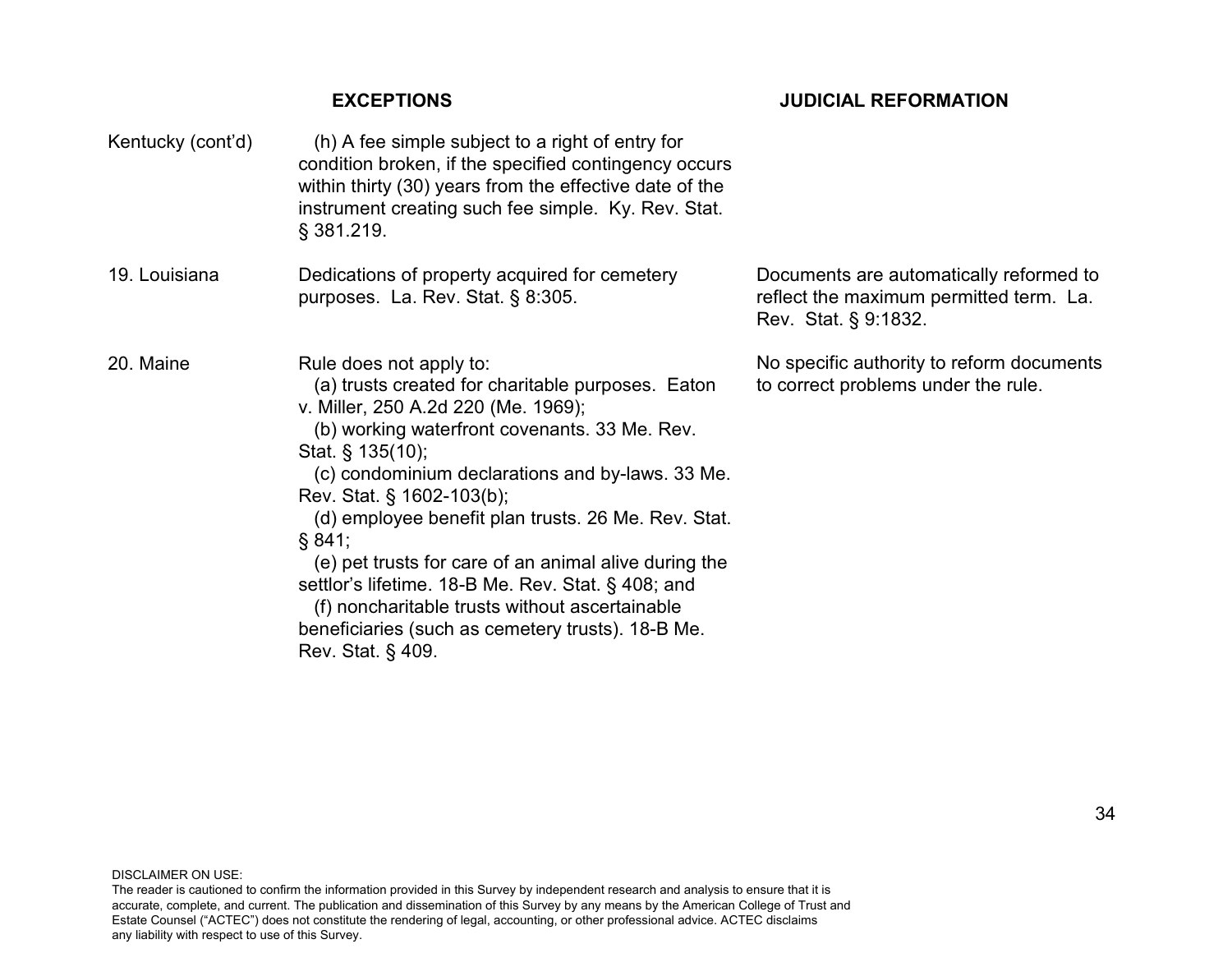| | EXCEPTIONS | JUDICIAL REFORMATION |
|---|---|---|
| Kentucky (cont'd) | (h) A fee simple subject to a right of entry for condition broken, if the specified contingency occurs within thirty (30) years from the effective date of the instrument creating such fee simple. Ky. Rev. Stat. § 381.219. | |
| 19. Louisiana | Dedications of property acquired for cemetery purposes. La. Rev. Stat. § 8:305. | Documents are automatically reformed to reflect the maximum permitted term. La. Rev. Stat. § 9:1832. |
| 20. Maine | Rule does not apply to:<br>(a) trusts created for charitable purposes. Eaton v. Miller, 250 A.2d 220 (Me. 1969);<br>(b) working waterfront covenants. 33 Me. Rev. Stat. § 135(10);<br>(c) condominium declarations and by-laws. 33 Me. Rev. Stat. § 1602-103(b);<br>(d) employee benefit plan trusts. 26 Me. Rev. Stat. § 841;<br>(e) pet trusts for care of an animal alive during the settlor's lifetime. 18-B Me. Rev. Stat. § 408; and<br>(f) noncharitable trusts without ascertainable beneficiaries (such as cemetery trusts). 18-B Me. Rev. Stat. § 409. | No specific authority to reform documents to correct problems under the rule. |

DISCLAIMER ON USE:
The reader is cautioned to confirm the information provided in this Survey by independent research and analysis to ensure that it is accurate, complete, and current. The publication and dissemination of this Survey by any means by the American College of Trust and Estate Counsel ("ACTEC") does not constitute the rendering of legal, accounting, or other professional advice. ACTEC disclaims any liability with respect to use of this Survey.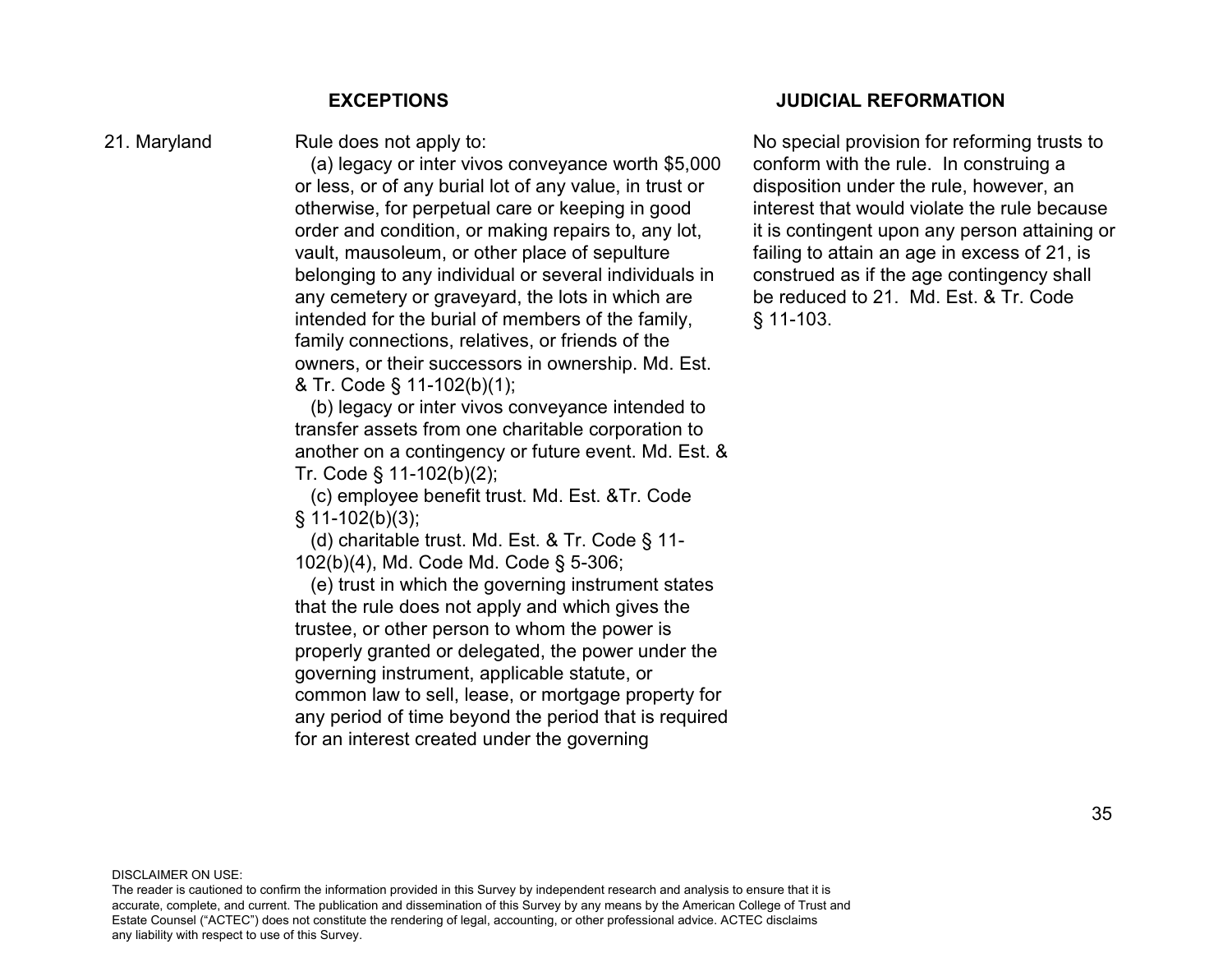| | EXCEPTIONS | JUDICIAL REFORMATION |
|---|---|---|
| 21. Maryland | Rule does not apply to:<br>(a) legacy or inter vivos conveyance worth $5,000 or less, or of any burial lot of any value, in trust or otherwise, for perpetual care or keeping in good order and condition, or making repairs to, any lot, vault, mausoleum, or other place of sepulture belonging to any individual or several individuals in any cemetery or graveyard, the lots in which are intended for the burial of members of the family, family connections, relatives, or friends of the owners, or their successors in ownership. Md. Est. & Tr. Code § 11-102(b)(1);<br>(b) legacy or inter vivos conveyance intended to transfer assets from one charitable corporation to another on a contingency or future event. Md. Est. & Tr. Code § 11-102(b)(2);<br>(c) employee benefit trust. Md. Est. &Tr. Code § 11-102(b)(3);<br>(d) charitable trust. Md. Est. & Tr. Code § 11-102(b)(4), Md. Code Md. Code § 5-306;<br>(e) trust in which the governing instrument states that the rule does not apply and which gives the trustee, or other person to whom the power is properly granted or delegated, the power under the governing instrument, applicable statute, or common law to sell, lease, or mortgage property for any period of time beyond the period that is required for an interest created under the governing | No special provision for reforming trusts to conform with the rule. In construing a disposition under the rule, however, an interest that would violate the rule because it is contingent upon any person attaining or failing to attain an age in excess of 21, is construed as if the age contingency shall be reduced to 21. Md. Est. & Tr. Code § 11-103. |

DISCLAIMER ON USE:
The reader is cautioned to confirm the information provided in this Survey by independent research and analysis to ensure that it is accurate, complete, and current. The publication and dissemination of this Survey by any means by the American College of Trust and Estate Counsel ("ACTEC") does not constitute the rendering of legal, accounting, or other professional advice. ACTEC disclaims any liability with respect to use of this Survey.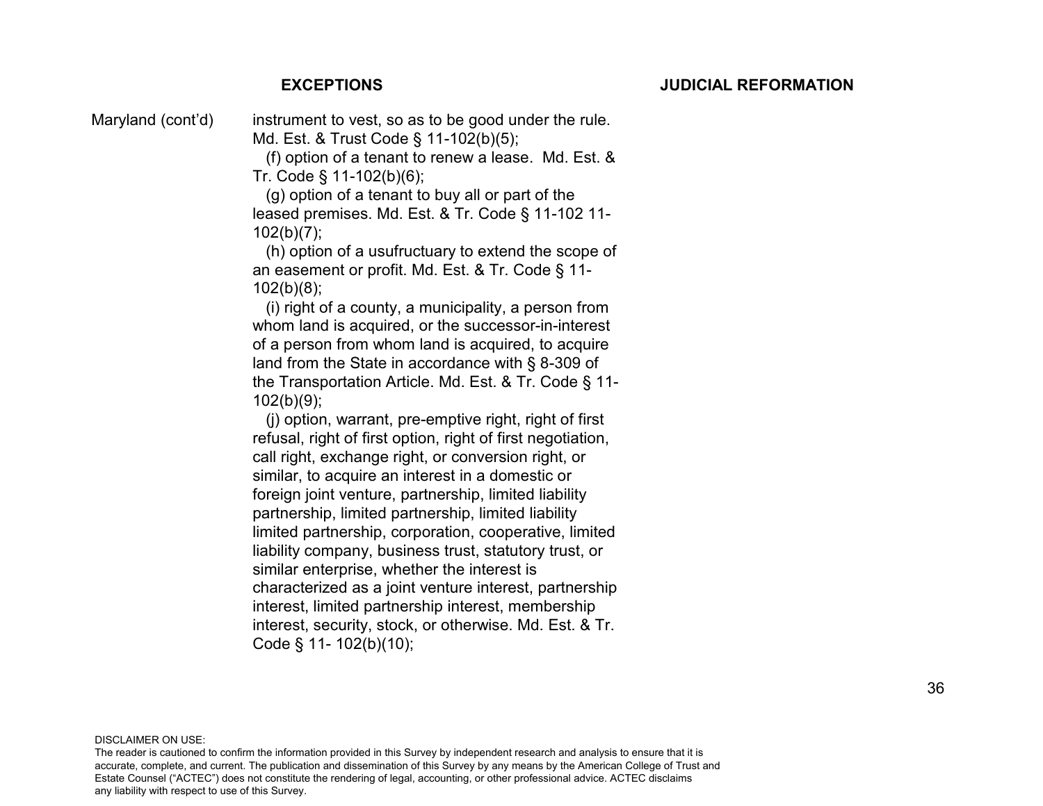| | EXCEPTIONS | JUDICIAL REFORMATION |
|---|---|---|
| Maryland (cont'd) | instrument to vest, so as to be good under the rule. Md. Est. & Trust Code § 11-102(b)(5);<br>(f) option of a tenant to renew a lease. Md. Est. & Tr. Code § 11-102(b)(6);<br>(g) option of a tenant to buy all or part of the leased premises. Md. Est. & Tr. Code § 11-102 11-102(b)(7);<br>(h) option of a usufructuary to extend the scope of an easement or profit. Md. Est. & Tr. Code § 11-102(b)(8);<br>(i) right of a county, a municipality, a person from whom land is acquired, or the successor-in-interest of a person from whom land is acquired, to acquire land from the State in accordance with § 8-309 of the Transportation Article. Md. Est. & Tr. Code § 11-102(b)(9);<br>(j) option, warrant, pre-emptive right, right of first refusal, right of first option, right of first negotiation, call right, exchange right, or conversion right, or similar, to acquire an interest in a domestic or foreign joint venture, partnership, limited liability partnership, limited partnership, limited liability limited partnership, corporation, cooperative, limited liability company, business trust, statutory trust, or similar enterprise, whether the interest is characterized as a joint venture interest, partnership interest, limited partnership interest, membership interest, security, stock, or otherwise. Md. Est. & Tr. Code § 11- 102(b)(10); | |

DISCLAIMER ON USE:
The reader is cautioned to confirm the information provided in this Survey by independent research and analysis to ensure that it is accurate, complete, and current. The publication and dissemination of this Survey by any means by the American College of Trust and Estate Counsel ("ACTEC") does not constitute the rendering of legal, accounting, or other professional advice. ACTEC disclaims any liability with respect to use of this Survey.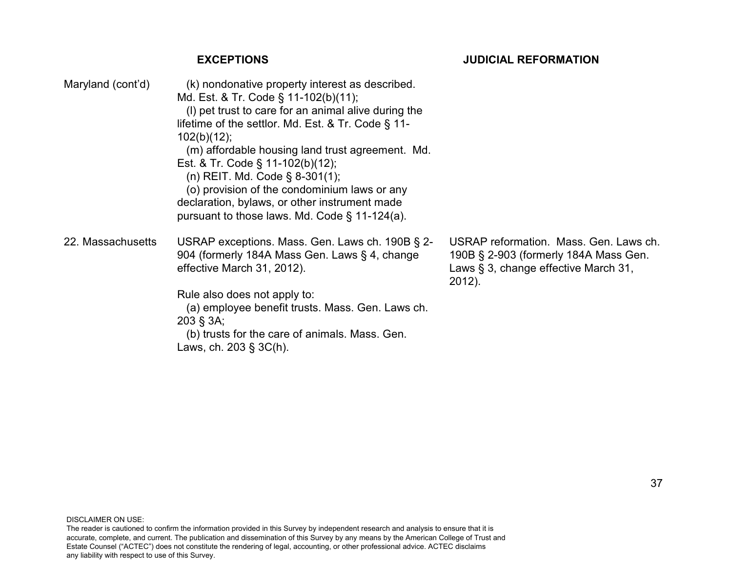| | EXCEPTIONS | JUDICIAL REFORMATION |
|---|---|---|
| Maryland (cont'd) | (k) nondonative property interest as described. Md. Est. & Tr. Code § 11-102(b)(11);<br>(l) pet trust to care for an animal alive during the lifetime of the settlor. Md. Est. & Tr. Code § 11-102(b)(12);<br>(m) affordable housing land trust agreement. Md. Est. & Tr. Code § 11-102(b)(12);<br>(n) REIT. Md. Code § 8-301(1);<br>(o) provision of the condominium laws or any declaration, bylaws, or other instrument made pursuant to those laws. Md. Code § 11-124(a). | |
| 22. Massachusetts | USRAP exceptions. Mass. Gen. Laws ch. 190B § 2-904 (formerly 184A Mass Gen. Laws § 4, change effective March 31, 2012).<br><br>Rule also does not apply to:<br>(a) employee benefit trusts. Mass. Gen. Laws ch. 203 § 3A;<br>(b) trusts for the care of animals. Mass. Gen. Laws, ch. 203 § 3C(h). | USRAP reformation. Mass. Gen. Laws ch. 190B § 2-903 (formerly 184A Mass Gen. Laws § 3, change effective March 31, 2012). |

DISCLAIMER ON USE:
The reader is cautioned to confirm the information provided in this Survey by independent research and analysis to ensure that it is accurate, complete, and current. The publication and dissemination of this Survey by any means by the American College of Trust and Estate Counsel ("ACTEC") does not constitute the rendering of legal, accounting, or other professional advice. ACTEC disclaims any liability with respect to use of this Survey.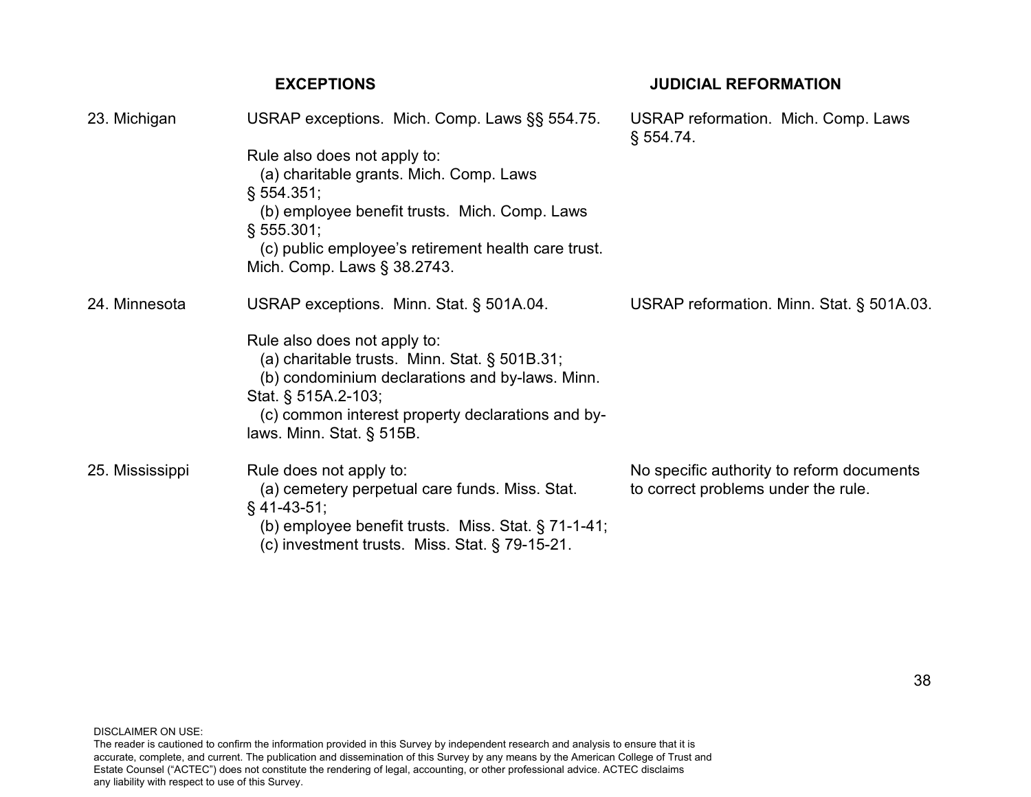| | EXCEPTIONS | JUDICIAL REFORMATION |
|---|---|---|
| 23. Michigan | USRAP exceptions. Mich. Comp. Laws §§ 554.75.<br><br>Rule also does not apply to:<br>(a) charitable grants. Mich. Comp. Laws § 554.351;<br>(b) employee benefit trusts. Mich. Comp. Laws § 555.301;<br>(c) public employee's retirement health care trust. Mich. Comp. Laws § 38.2743. | USRAP reformation. Mich. Comp. Laws § 554.74. |
| 24. Minnesota | USRAP exceptions. Minn. Stat. § 501A.04.<br><br>Rule also does not apply to:<br>(a) charitable trusts. Minn. Stat. § 501B.31;<br>(b) condominium declarations and by-laws. Minn. Stat. § 515A.2-103;<br>(c) common interest property declarations and by-laws. Minn. Stat. § 515B. | USRAP reformation. Minn. Stat. § 501A.03. |
| 25. Mississippi | Rule does not apply to:<br>(a) cemetery perpetual care funds. Miss. Stat. § 41-43-51;<br>(b) employee benefit trusts. Miss. Stat. § 71-1-41;<br>(c) investment trusts. Miss. Stat. § 79-15-21. | No specific authority to reform documents to correct problems under the rule. |

DISCLAIMER ON USE:
The reader is cautioned to confirm the information provided in this Survey by independent research and analysis to ensure that it is accurate, complete, and current. The publication and dissemination of this Survey by any means by the American College of Trust and Estate Counsel ("ACTEC") does not constitute the rendering of legal, accounting, or other professional advice. ACTEC disclaims any liability with respect to use of this Survey.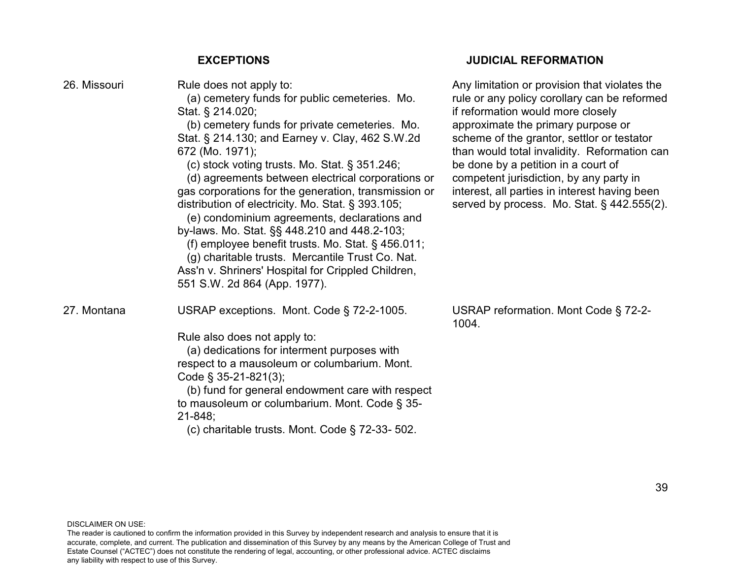| | EXCEPTIONS | JUDICIAL REFORMATION |
|---|---|---|
| 26. Missouri | Rule does not apply to:<br>(a) cemetery funds for public cemeteries. Mo. Stat. § 214.020;<br>(b) cemetery funds for private cemeteries. Mo. Stat. § 214.130; and Earney v. Clay, 462 S.W.2d 672 (Mo. 1971);<br>(c) stock voting trusts. Mo. Stat. § 351.246;<br>(d) agreements between electrical corporations or gas corporations for the generation, transmission or distribution of electricity. Mo. Stat. § 393.105;<br>(e) condominium agreements, declarations and by-laws. Mo. Stat. §§ 448.210 and 448.2-103;<br>(f) employee benefit trusts. Mo. Stat. § 456.011;<br>(g) charitable trusts. Mercantile Trust Co. Nat. Ass'n v. Shriners' Hospital for Crippled Children, 551 S.W. 2d 864 (App. 1977). | Any limitation or provision that violates the rule or any policy corollary can be reformed if reformation would more closely approximate the primary purpose or scheme of the grantor, settlor or testator than would total invalidity. Reformation can be done by a petition in a court of competent jurisdiction, by any party in interest, all parties in interest having been served by process. Mo. Stat. § 442.555(2). |
| 27. Montana | USRAP exceptions. Mont. Code § 72-2-1005.<br><br>Rule also does not apply to:<br>(a) dedications for interment purposes with respect to a mausoleum or columbarium. Mont. Code § 35-21-821(3);<br>(b) fund for general endowment care with respect to mausoleum or columbarium. Mont. Code § 35-21-848;<br>(c) charitable trusts. Mont. Code § 72-33- 502. | USRAP reformation. Mont Code § 72-2-1004. |

DISCLAIMER ON USE:
The reader is cautioned to confirm the information provided in this Survey by independent research and analysis to ensure that it is accurate, complete, and current. The publication and dissemination of this Survey by any means by the American College of Trust and Estate Counsel ("ACTEC") does not constitute the rendering of legal, accounting, or other professional advice. ACTEC disclaims any liability with respect to use of this Survey.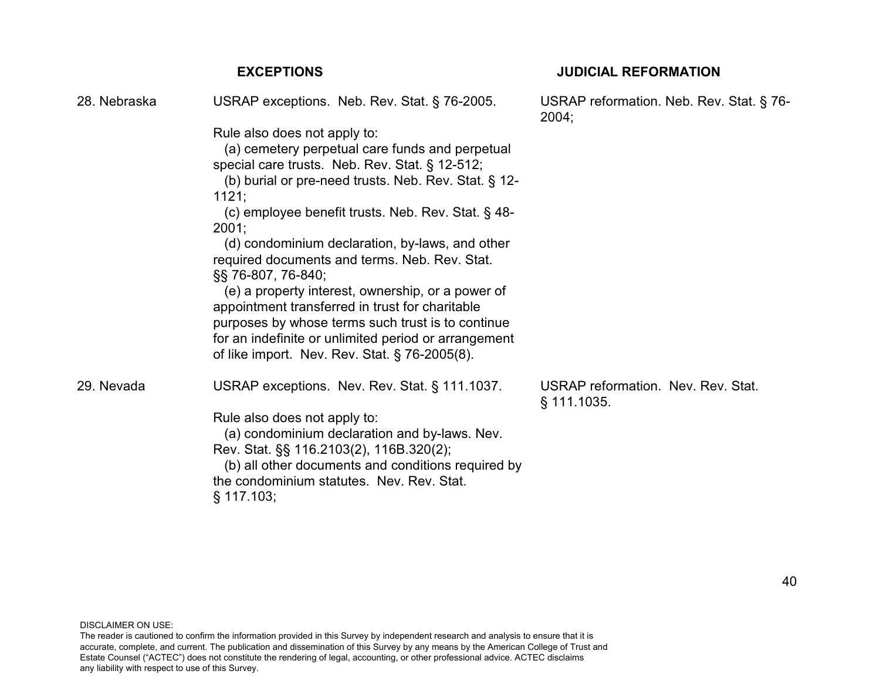| | EXCEPTIONS | JUDICIAL REFORMATION |
|---|---|---|
| 28. Nebraska | USRAP exceptions. Neb. Rev. Stat. § 76-2005.<br><br>Rule also does not apply to:<br>(a) cemetery perpetual care funds and perpetual special care trusts. Neb. Rev. Stat. § 12-512;<br>(b) burial or pre-need trusts. Neb. Rev. Stat. § 12-1121;<br>(c) employee benefit trusts. Neb. Rev. Stat. § 48-2001;<br>(d) condominium declaration, by-laws, and other required documents and terms. Neb. Rev. Stat. §§ 76-807, 76-840;<br>(e) a property interest, ownership, or a power of appointment transferred in trust for charitable purposes by whose terms such trust is to continue for an indefinite or unlimited period or arrangement of like import. Nev. Rev. Stat. § 76-2005(8). | USRAP reformation. Neb. Rev. Stat. § 76-2004; |
| 29. Nevada | USRAP exceptions. Nev. Rev. Stat. § 111.1037.<br><br>Rule also does not apply to:<br>(a) condominium declaration and by-laws. Nev. Rev. Stat. §§ 116.2103(2), 116B.320(2);<br>(b) all other documents and conditions required by the condominium statutes. Nev. Rev. Stat. § 117.103; | USRAP reformation. Nev. Rev. Stat. § 111.1035. |

DISCLAIMER ON USE:
The reader is cautioned to confirm the information provided in this Survey by independent research and analysis to ensure that it is accurate, complete, and current. The publication and dissemination of this Survey by any means by the American College of Trust and Estate Counsel ("ACTEC") does not constitute the rendering of legal, accounting, or other professional advice. ACTEC disclaims any liability with respect to use of this Survey.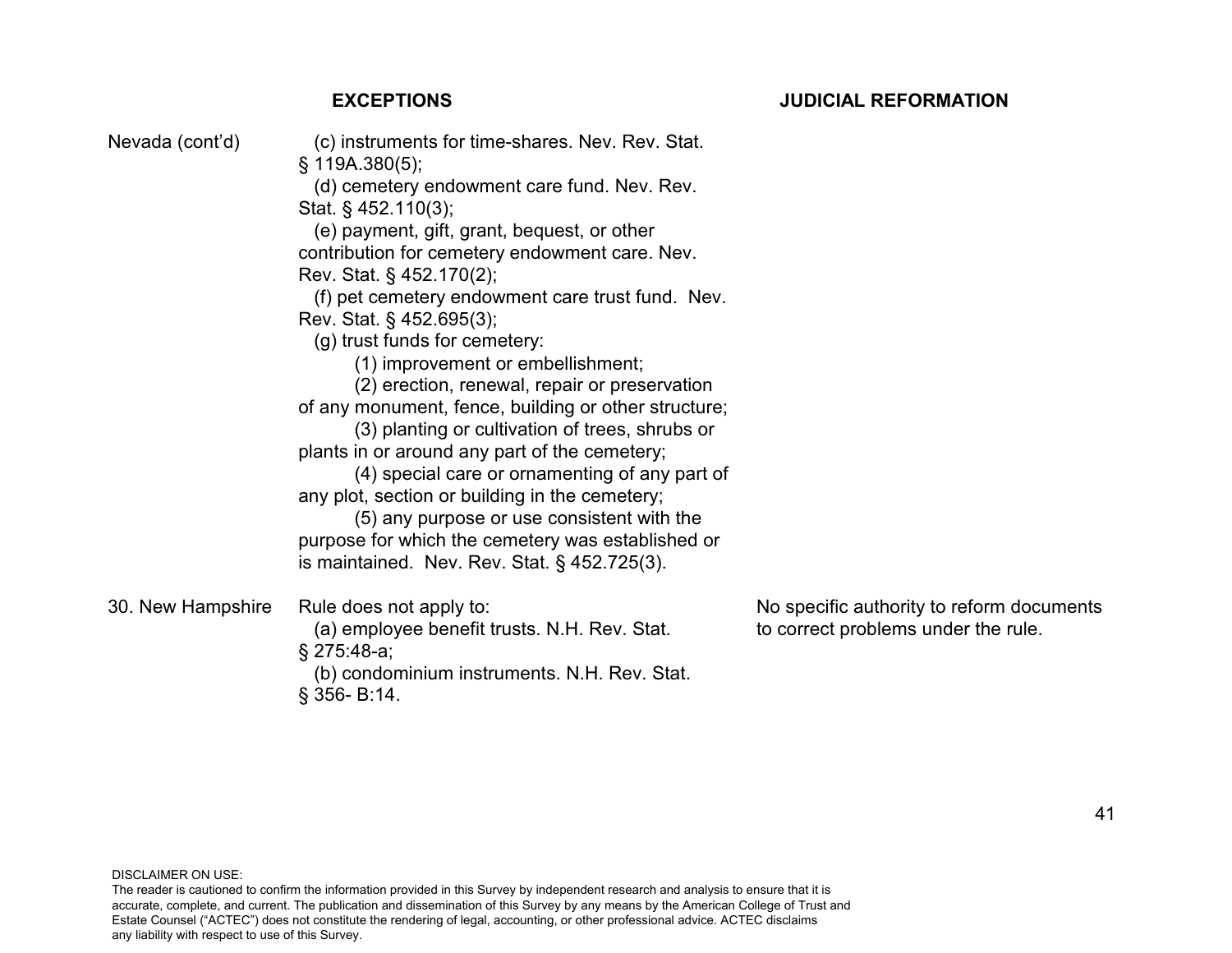| | EXCEPTIONS | JUDICIAL REFORMATION |
|---|---|---|
| Nevada (cont'd) | (c) instruments for time-shares. Nev. Rev. Stat. § 119A.380(5);<br>(d) cemetery endowment care fund. Nev. Rev. Stat. § 452.110(3);<br>(e) payment, gift, grant, bequest, or other contribution for cemetery endowment care. Nev. Rev. Stat. § 452.170(2);<br>(f) pet cemetery endowment care trust fund. Nev. Rev. Stat. § 452.695(3);<br>(g) trust funds for cemetery:<br>(1) improvement or embellishment;<br>(2) erection, renewal, repair or preservation of any monument, fence, building or other structure;<br>(3) planting or cultivation of trees, shrubs or plants in or around any part of the cemetery;<br>(4) special care or ornamenting of any part of any plot, section or building in the cemetery;<br>(5) any purpose or use consistent with the purpose for which the cemetery was established or is maintained. Nev. Rev. Stat. § 452.725(3). | |
| 30. New Hampshire | Rule does not apply to:<br>(a) employee benefit trusts. N.H. Rev. Stat. § 275:48-a;<br>(b) condominium instruments. N.H. Rev. Stat. § 356- B:14. | No specific authority to reform documents to correct problems under the rule. |

DISCLAIMER ON USE:
The reader is cautioned to confirm the information provided in this Survey by independent research and analysis to ensure that it is accurate, complete, and current. The publication and dissemination of this Survey by any means by the American College of Trust and Estate Counsel ("ACTEC") does not constitute the rendering of legal, accounting, or other professional advice. ACTEC disclaims any liability with respect to use of this Survey.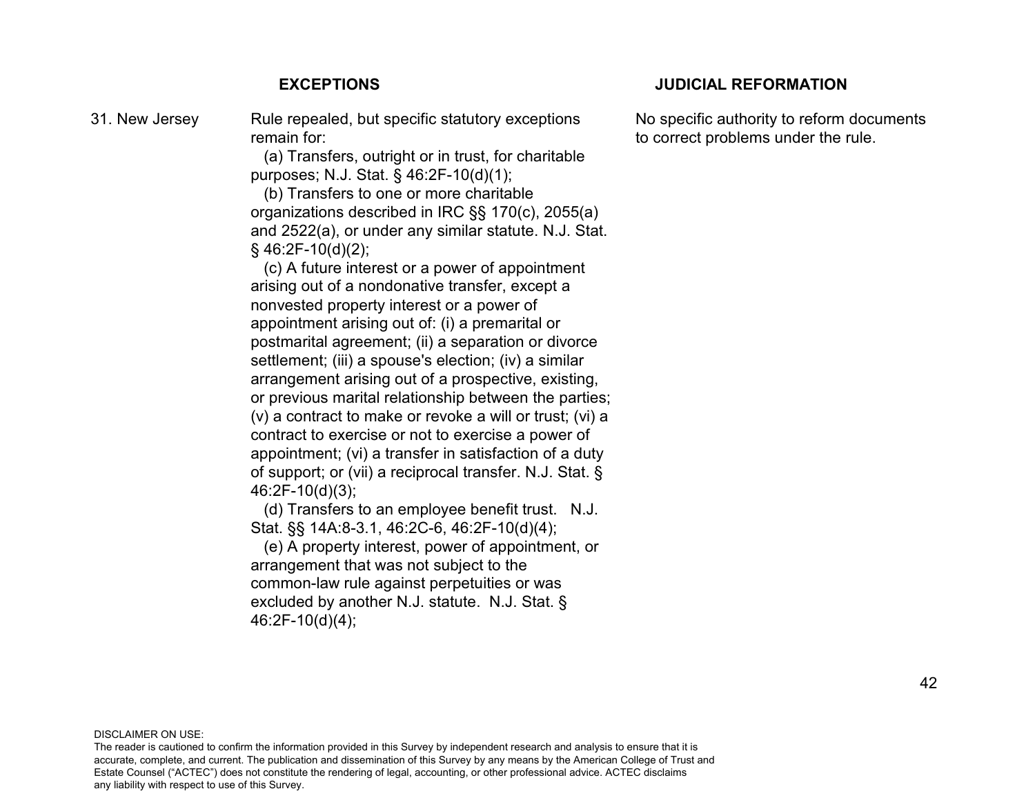| | EXCEPTIONS | JUDICIAL REFORMATION |
|---|---|---|
| 31. New Jersey | Rule repealed, but specific statutory exceptions remain for:<br>(a) Transfers, outright or in trust, for charitable purposes; N.J. Stat. § 46:2F-10(d)(1);<br>(b) Transfers to one or more charitable organizations described in IRC §§ 170(c), 2055(a) and 2522(a), or under any similar statute. N.J. Stat. § 46:2F-10(d)(2);<br>(c) A future interest or a power of appointment arising out of a nondonative transfer, except a nonvested property interest or a power of appointment arising out of: (i) a premarital or postmarital agreement; (ii) a separation or divorce settlement; (iii) a spouse's election; (iv) a similar arrangement arising out of a prospective, existing, or previous marital relationship between the parties; (v) a contract to make or revoke a will or trust; (vi) a contract to exercise or not to exercise a power of appointment; (vi) a transfer in satisfaction of a duty of support; or (vii) a reciprocal transfer. N.J. Stat. § 46:2F-10(d)(3);<br>(d) Transfers to an employee benefit trust. N.J. Stat. §§ 14A:8-3.1, 46:2C-6, 46:2F-10(d)(4);<br>(e) A property interest, power of appointment, or arrangement that was not subject to the common-law rule against perpetuities or was excluded by another N.J. statute. N.J. Stat. § 46:2F-10(d)(4); | No specific authority to reform documents to correct problems under the rule. |

DISCLAIMER ON USE:
The reader is cautioned to confirm the information provided in this Survey by independent research and analysis to ensure that it is accurate, complete, and current. The publication and dissemination of this Survey by any means by the American College of Trust and Estate Counsel ("ACTEC") does not constitute the rendering of legal, accounting, or other professional advice. ACTEC disclaims any liability with respect to use of this Survey.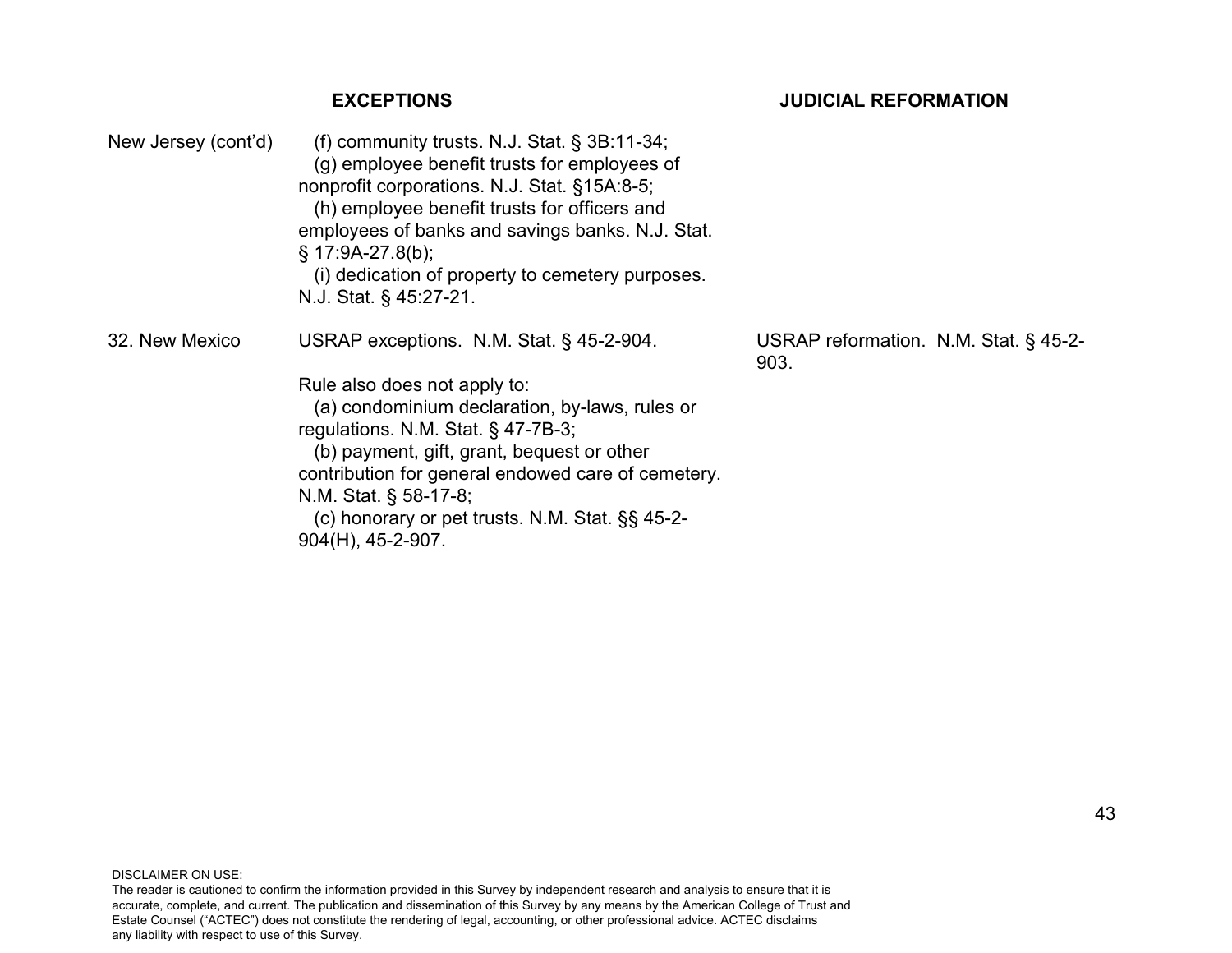| | EXCEPTIONS | JUDICIAL REFORMATION |
|---|---|---|
| New Jersey (cont'd) | (f) community trusts. N.J. Stat. § 3B:11-34;<br>(g) employee benefit trusts for employees of nonprofit corporations. N.J. Stat. §15A:8-5;<br>(h) employee benefit trusts for officers and employees of banks and savings banks. N.J. Stat. § 17:9A-27.8(b);<br>(i) dedication of property to cemetery purposes. N.J. Stat. § 45:27-21. | |
| 32. New Mexico | USRAP exceptions. N.M. Stat. § 45-2-904.<br><br>Rule also does not apply to:<br>(a) condominium declaration, by-laws, rules or regulations. N.M. Stat. § 47-7B-3;<br>(b) payment, gift, grant, bequest or other contribution for general endowed care of cemetery. N.M. Stat. § 58-17-8;<br>(c) honorary or pet trusts. N.M. Stat. §§ 45-2-904(H), 45-2-907. | USRAP reformation. N.M. Stat. § 45-2-903. |

DISCLAIMER ON USE:
The reader is cautioned to confirm the information provided in this Survey by independent research and analysis to ensure that it is accurate, complete, and current. The publication and dissemination of this Survey by any means by the American College of Trust and Estate Counsel ("ACTEC") does not constitute the rendering of legal, accounting, or other professional advice. ACTEC disclaims any liability with respect to use of this Survey.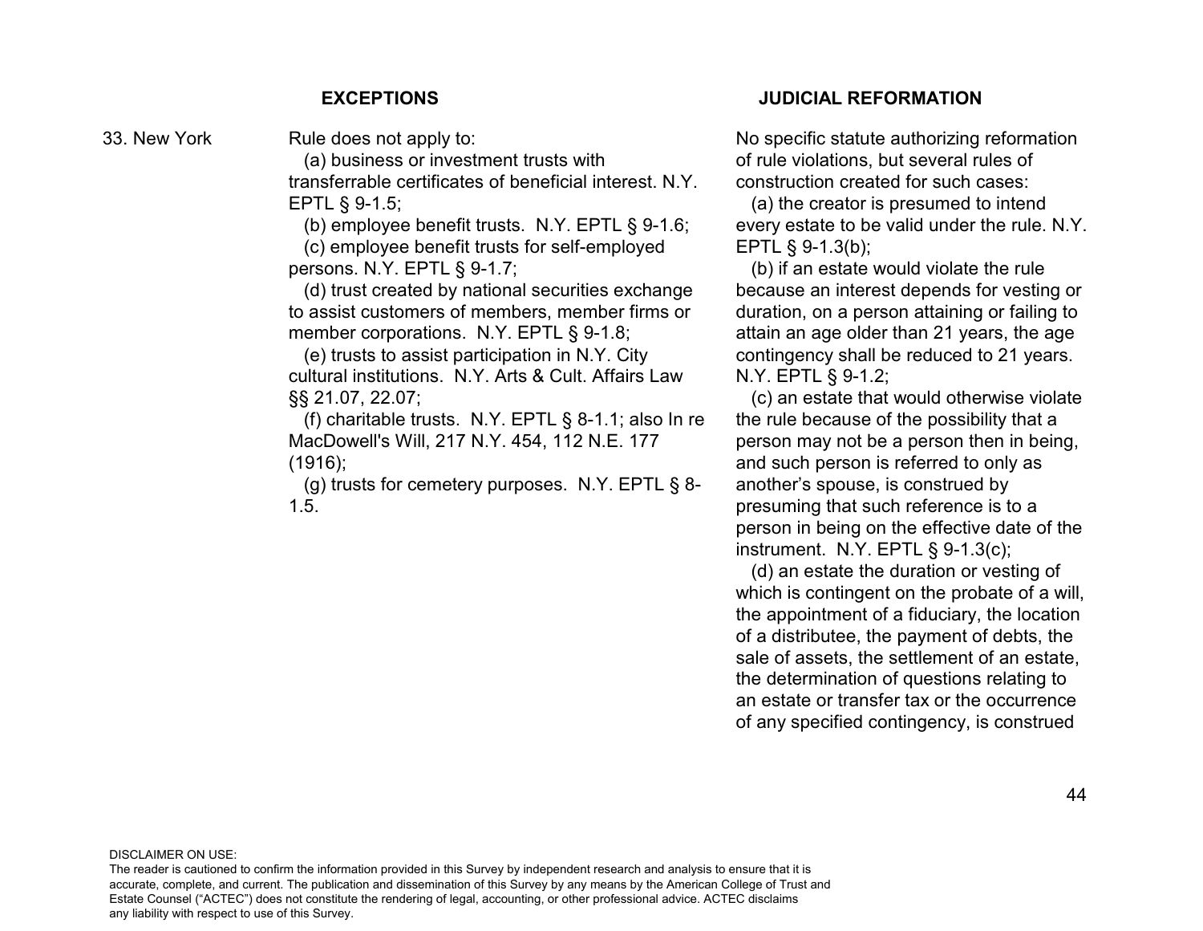| | EXCEPTIONS | JUDICIAL REFORMATION |
|---|---|---|
| 33. New York | Rule does not apply to:<br>(a) business or investment trusts with transferrable certificates of beneficial interest. N.Y. EPTL § 9-1.5;<br>(b) employee benefit trusts. N.Y. EPTL § 9-1.6;<br>(c) employee benefit trusts for self-employed persons. N.Y. EPTL § 9-1.7;<br>(d) trust created by national securities exchange to assist customers of members, member firms or member corporations. N.Y. EPTL § 9-1.8;<br>(e) trusts to assist participation in N.Y. City cultural institutions. N.Y. Arts & Cult. Affairs Law §§ 21.07, 22.07;<br>(f) charitable trusts. N.Y. EPTL § 8-1.1; also In re MacDowell's Will, 217 N.Y. 454, 112 N.E. 177 (1916);<br>(g) trusts for cemetery purposes. N.Y. EPTL § 8-1.5. | No specific statute authorizing reformation of rule violations, but several rules of construction created for such cases:<br>(a) the creator is presumed to intend every estate to be valid under the rule. N.Y. EPTL § 9-1.3(b);<br>(b) if an estate would violate the rule because an interest depends for vesting or duration, on a person attaining or failing to attain an age older than 21 years, the age contingency shall be reduced to 21 years. N.Y. EPTL § 9-1.2;<br>(c) an estate that would otherwise violate the rule because of the possibility that a person may not be a person then in being, and such person is referred to only as another's spouse, is construed by presuming that such reference is to a person in being on the effective date of the instrument. N.Y. EPTL § 9-1.3(c);<br>(d) an estate the duration or vesting of which is contingent on the probate of a will, the appointment of a fiduciary, the location of a distributee, the payment of debts, the sale of assets, the settlement of an estate, the determination of questions relating to an estate or transfer tax or the occurrence of any specified contingency, is construed |

DISCLAIMER ON USE:
The reader is cautioned to confirm the information provided in this Survey by independent research and analysis to ensure that it is accurate, complete, and current. The publication and dissemination of this Survey by any means by the American College of Trust and Estate Counsel ("ACTEC") does not constitute the rendering of legal, accounting, or other professional advice. ACTEC disclaims any liability with respect to use of this Survey.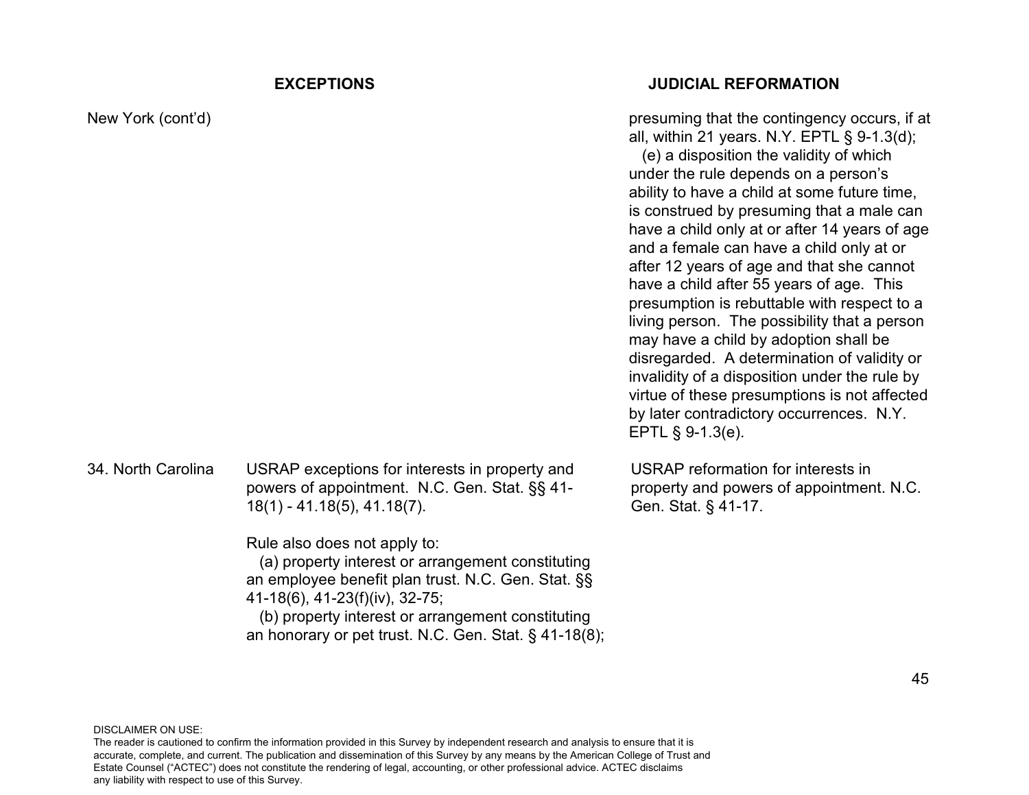| | EXCEPTIONS | JUDICIAL REFORMATION |
|---|---|---|
| New York (cont'd) | | presuming that the contingency occurs, if at all, within 21 years. N.Y. EPTL § 9-1.3(d); (e) a disposition the validity of which under the rule depends on a person's ability to have a child at some future time, is construed by presuming that a male can have a child only at or after 14 years of age and a female can have a child only at or after 12 years of age and that she cannot have a child after 55 years of age. This presumption is rebuttable with respect to a living person. The possibility that a person may have a child by adoption shall be disregarded. A determination of validity or invalidity of a disposition under the rule by virtue of these presumptions is not affected by later contradictory occurrences. N.Y. EPTL § 9-1.3(e). |
| 34. North Carolina | USRAP exceptions for interests in property and powers of appointment. N.C. Gen. Stat. §§ 41-18(1) - 41.18(5), 41.18(7).<br><br>Rule also does not apply to:<br>(a) property interest or arrangement constituting an employee benefit plan trust. N.C. Gen. Stat. §§ 41-18(6), 41-23(f)(iv), 32-75;<br>(b) property interest or arrangement constituting an honorary or pet trust. N.C. Gen. Stat. § 41-18(8); | USRAP reformation for interests in property and powers of appointment. N.C. Gen. Stat. § 41-17. |

DISCLAIMER ON USE:
The reader is cautioned to confirm the information provided in this Survey by independent research and analysis to ensure that it is accurate, complete, and current. The publication and dissemination of this Survey by any means by the American College of Trust and Estate Counsel ("ACTEC") does not constitute the rendering of legal, accounting, or other professional advice. ACTEC disclaims any liability with respect to use of this Survey.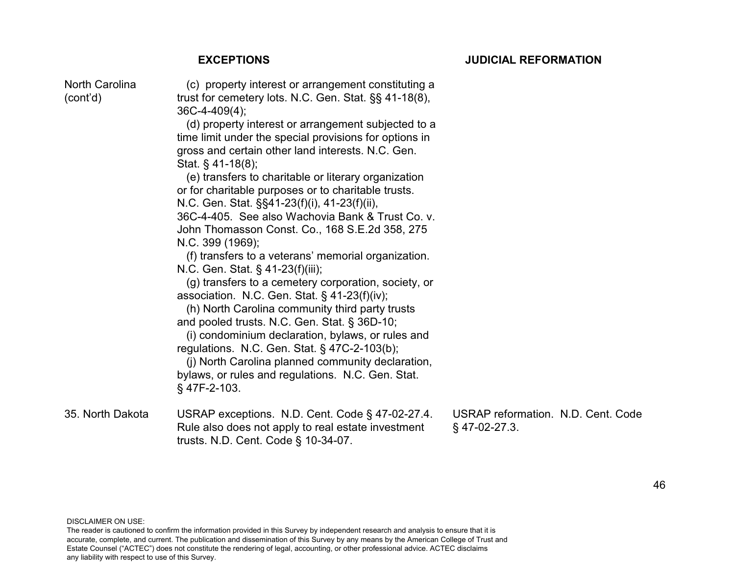| | EXCEPTIONS | JUDICIAL REFORMATION |
|---|---|---|
| North Carolina (cont'd) | (c) property interest or arrangement constituting a trust for cemetery lots. N.C. Gen. Stat. §§ 41-18(8), 36C-4-409(4); (d) property interest or arrangement subjected to a time limit under the special provisions for options in gross and certain other land interests. N.C. Gen. Stat. § 41-18(8); (e) transfers to charitable or literary organization or for charitable purposes or to charitable trusts. N.C. Gen. Stat. §§41-23(f)(i), 41-23(f)(ii), 36C-4-405. See also Wachovia Bank & Trust Co. v. John Thomasson Const. Co., 168 S.E.2d 358, 275 N.C. 399 (1969); (f) transfers to a veterans' memorial organization. N.C. Gen. Stat. § 41-23(f)(iii); (g) transfers to a cemetery corporation, society, or association. N.C. Gen. Stat. § 41-23(f)(iv); (h) North Carolina community third party trusts and pooled trusts. N.C. Gen. Stat. § 36D-10; (i) condominium declaration, bylaws, or rules and regulations. N.C. Gen. Stat. § 47C-2-103(b); (j) North Carolina planned community declaration, bylaws, or rules and regulations. N.C. Gen. Stat. § 47F-2-103. | |
| 35. North Dakota | USRAP exceptions. N.D. Cent. Code § 47-02-27.4. Rule also does not apply to real estate investment trusts. N.D. Cent. Code § 10-34-07. | USRAP reformation. N.D. Cent. Code § 47-02-27.3. |

DISCLAIMER ON USE:
The reader is cautioned to confirm the information provided in this Survey by independent research and analysis to ensure that it is accurate, complete, and current. The publication and dissemination of this Survey by any means by the American College of Trust and Estate Counsel ("ACTEC") does not constitute the rendering of legal, accounting, or other professional advice. ACTEC disclaims any liability with respect to use of this Survey.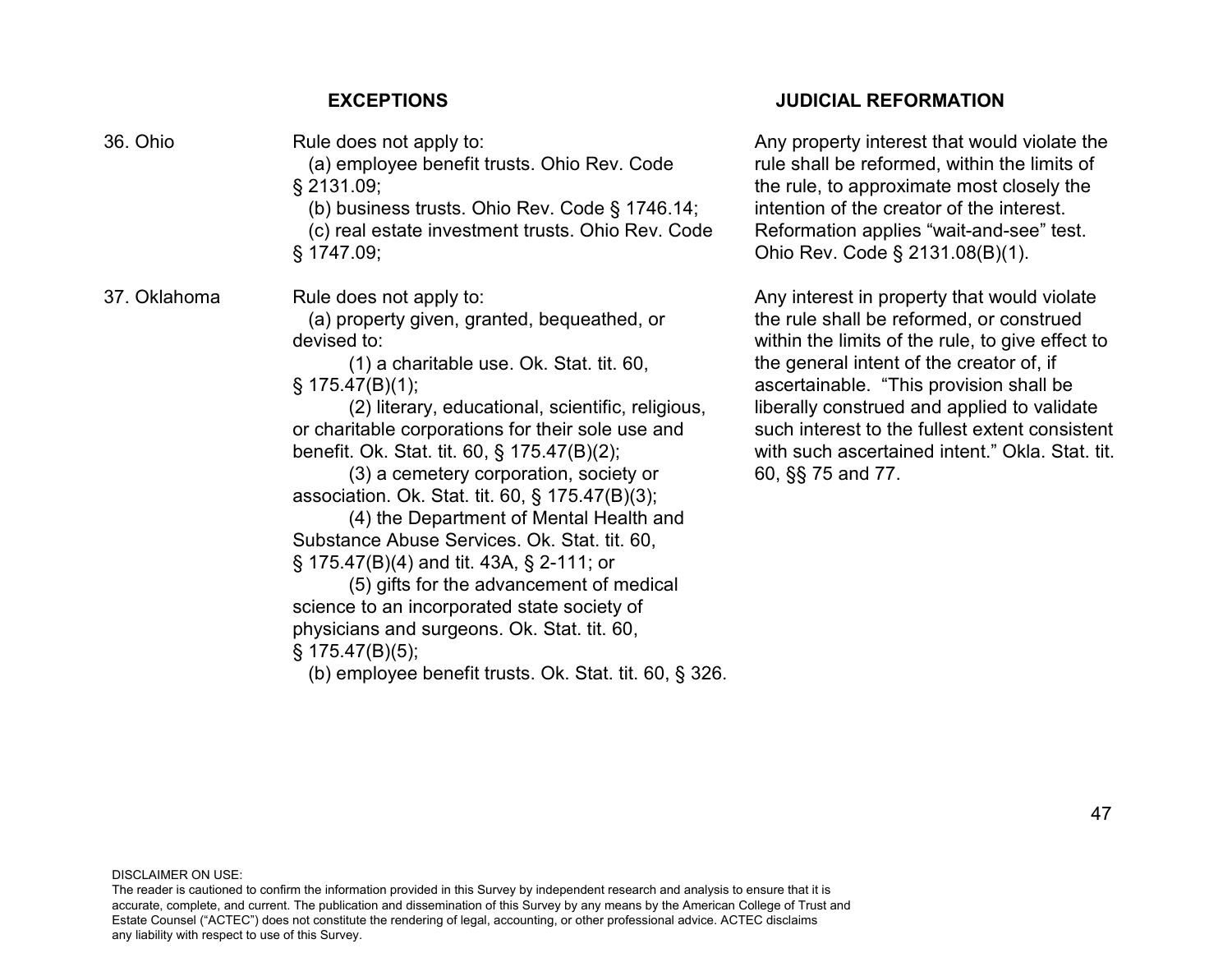| | EXCEPTIONS | JUDICIAL REFORMATION |
|---|---|---|
| 36. Ohio | Rule does not apply to:<br>(a) employee benefit trusts. Ohio Rev. Code § 2131.09;<br>(b) business trusts. Ohio Rev. Code § 1746.14;<br>(c) real estate investment trusts. Ohio Rev. Code § 1747.09; | Any property interest that would violate the rule shall be reformed, within the limits of the rule, to approximate most closely the intention of the creator of the interest. Reformation applies "wait-and-see" test. Ohio Rev. Code § 2131.08(B)(1). |
| 37. Oklahoma | Rule does not apply to:<br>(a) property given, granted, bequeathed, or devised to:<br>(1) a charitable use. Ok. Stat. tit. 60, § 175.47(B)(1);<br>(2) literary, educational, scientific, religious, or charitable corporations for their sole use and benefit. Ok. Stat. tit. 60, § 175.47(B)(2);<br>(3) a cemetery corporation, society or association. Ok. Stat. tit. 60, § 175.47(B)(3);<br>(4) the Department of Mental Health and Substance Abuse Services. Ok. Stat. tit. 60, § 175.47(B)(4) and tit. 43A, § 2-111; or<br>(5) gifts for the advancement of medical science to an incorporated state society of physicians and surgeons. Ok. Stat. tit. 60, § 175.47(B)(5);<br>(b) employee benefit trusts. Ok. Stat. tit. 60, § 326. | Any interest in property that would violate the rule shall be reformed, or construed within the limits of the rule, to give effect to the general intent of the creator of, if ascertainable. "This provision shall be liberally construed and applied to validate such interest to the fullest extent consistent with such ascertained intent." Okla. Stat. tit. 60, §§ 75 and 77. |

DISCLAIMER ON USE:
The reader is cautioned to confirm the information provided in this Survey by independent research and analysis to ensure that it is accurate, complete, and current. The publication and dissemination of this Survey by any means by the American College of Trust and Estate Counsel ("ACTEC") does not constitute the rendering of legal, accounting, or other professional advice. ACTEC disclaims any liability with respect to use of this Survey.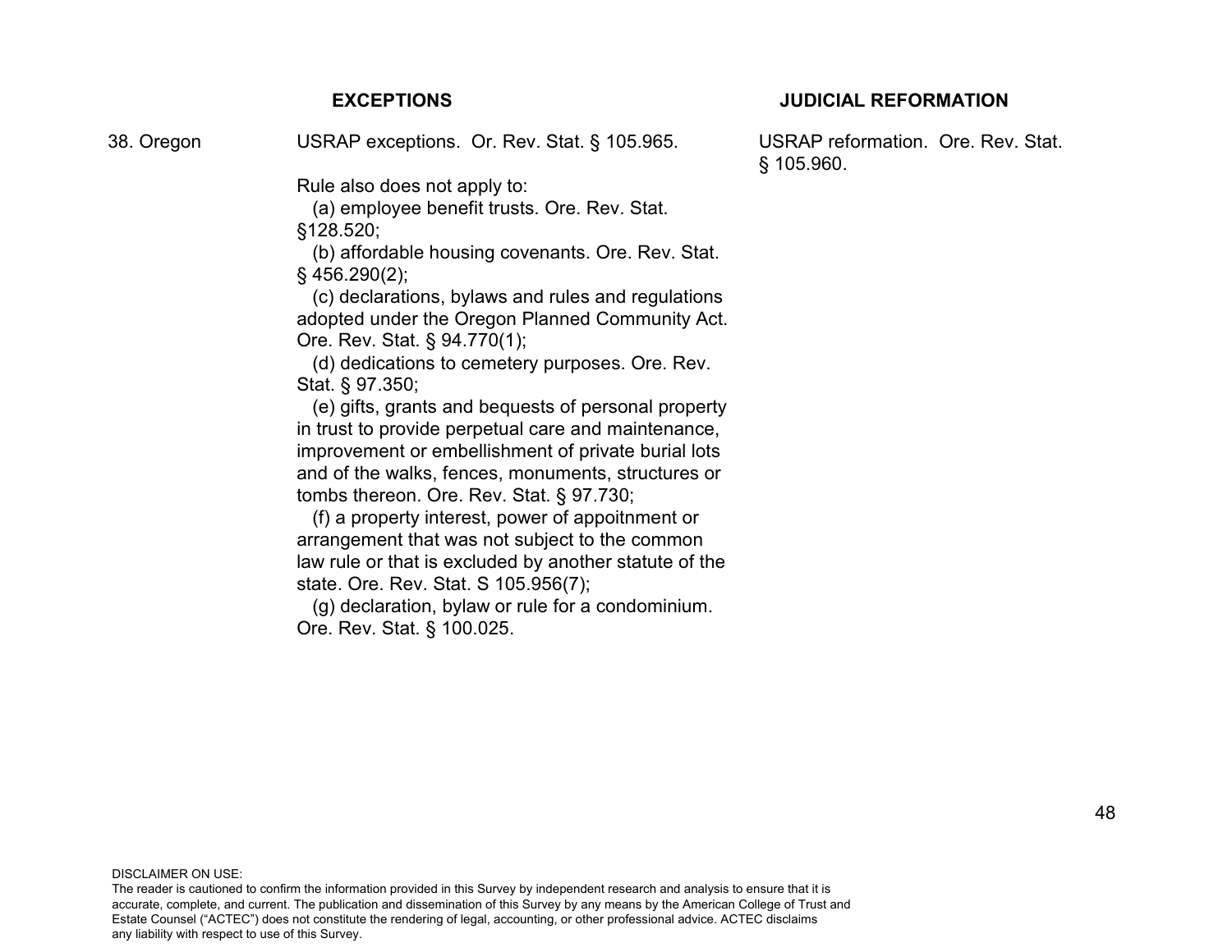| | EXCEPTIONS | JUDICIAL REFORMATION |
|---|---|---|
| 38. Oregon | USRAP exceptions. Or. Rev. Stat. § 105.965.<br><br>Rule also does not apply to:<br>(a) employee benefit trusts. Ore. Rev. Stat. §128.520;<br>(b) affordable housing covenants. Ore. Rev. Stat. § 456.290(2);<br>(c) declarations, bylaws and rules and regulations adopted under the Oregon Planned Community Act. Ore. Rev. Stat. § 94.770(1);<br>(d) dedications to cemetery purposes. Ore. Rev. Stat. § 97.350;<br>(e) gifts, grants and bequests of personal property in trust to provide perpetual care and maintenance, improvement or embellishment of private burial lots and of the walks, fences, monuments, structures or tombs thereon. Ore. Rev. Stat. § 97.730;<br>(f) a property interest, power of appoitnment or arrangement that was not subject to the common law rule or that is excluded by another statute of the state. Ore. Rev. Stat. S 105.956(7);<br>(g) declaration, bylaw or rule for a condominium. Ore. Rev. Stat. § 100.025. | USRAP reformation. Ore. Rev. Stat. § 105.960. |

DISCLAIMER ON USE:
The reader is cautioned to confirm the information provided in this Survey by independent research and analysis to ensure that it is accurate, complete, and current. The publication and dissemination of this Survey by any means by the American College of Trust and Estate Counsel ("ACTEC") does not constitute the rendering of legal, accounting, or other professional advice. ACTEC disclaims any liability with respect to use of this Survey.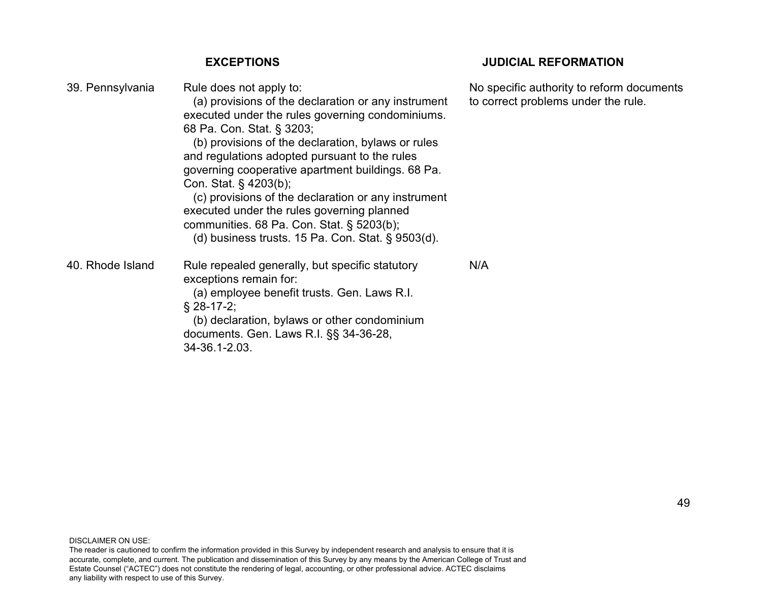| | EXCEPTIONS | JUDICIAL REFORMATION |
|---|---|---|
| 39. Pennsylvania | Rule does not apply to:<br>(a) provisions of the declaration or any instrument executed under the rules governing condominiums. 68 Pa. Con. Stat. § 3203;<br>(b) provisions of the declaration, bylaws or rules and regulations adopted pursuant to the rules governing cooperative apartment buildings. 68 Pa. Con. Stat. § 4203(b);<br>(c) provisions of the declaration or any instrument executed under the rules governing planned communities. 68 Pa. Con. Stat. § 5203(b);<br>(d) business trusts. 15 Pa. Con. Stat. § 9503(d). | No specific authority to reform documents to correct problems under the rule. |
| 40. Rhode Island | Rule repealed generally, but specific statutory exceptions remain for:<br>(a) employee benefit trusts. Gen. Laws R.I. § 28-17-2;<br>(b) declaration, bylaws or other condominium documents. Gen. Laws R.I. §§ 34-36-28, 34-36.1-2.03. | N/A |

DISCLAIMER ON USE:
The reader is cautioned to confirm the information provided in this Survey by independent research and analysis to ensure that it is accurate, complete, and current. The publication and dissemination of this Survey by any means by the American College of Trust and Estate Counsel ("ACTEC") does not constitute the rendering of legal, accounting, or other professional advice. ACTEC disclaims any liability with respect to use of this Survey.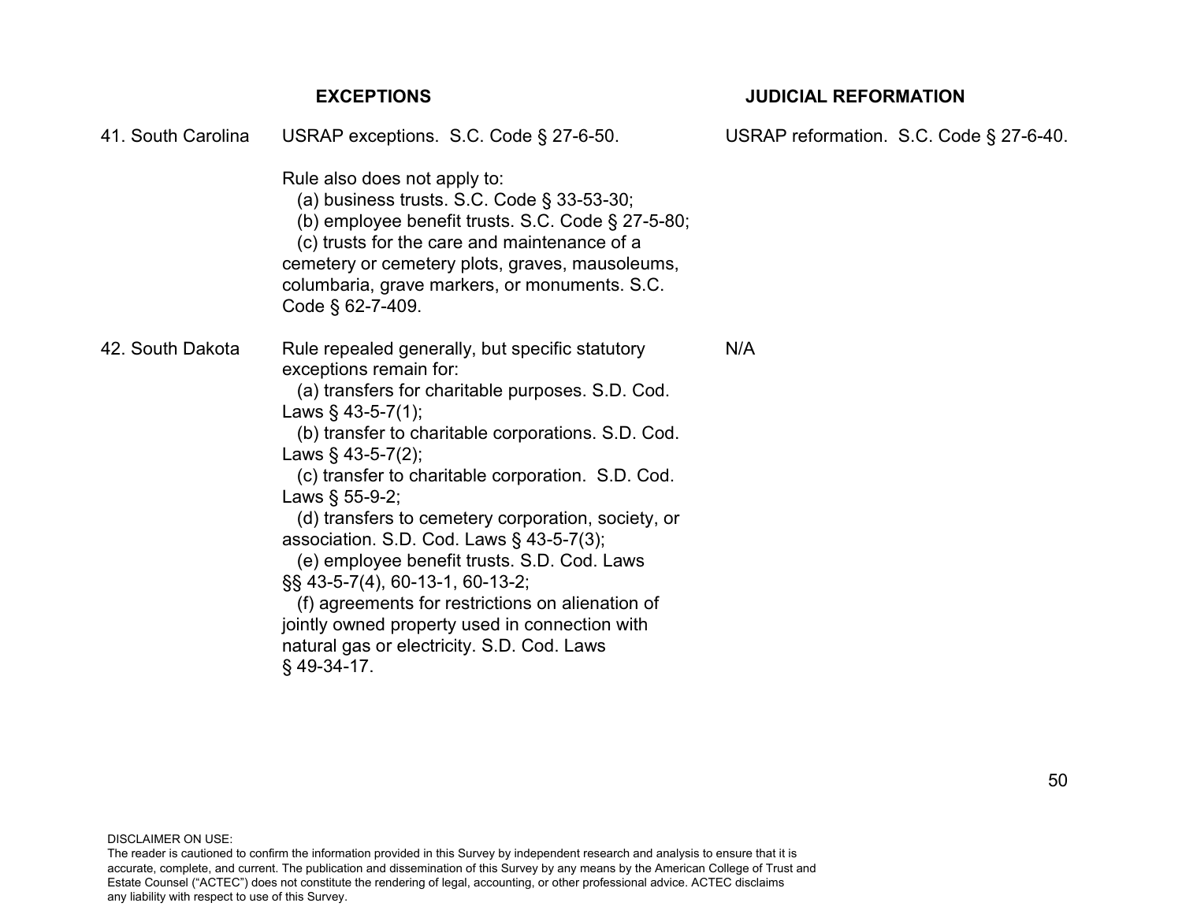| | EXCEPTIONS | JUDICIAL REFORMATION |
|---|---|---|
| 41. South Carolina | USRAP exceptions. S.C. Code § 27-6-50.<br><br>Rule also does not apply to:<br>(a) business trusts. S.C. Code § 33-53-30;<br>(b) employee benefit trusts. S.C. Code § 27-5-80;<br>(c) trusts for the care and maintenance of a cemetery or cemetery plots, graves, mausoleums, columbaria, grave markers, or monuments. S.C. Code § 62-7-409. | USRAP reformation. S.C. Code § 27-6-40. |
| 42. South Dakota | Rule repealed generally, but specific statutory exceptions remain for:<br>(a) transfers for charitable purposes. S.D. Cod. Laws § 43-5-7(1);<br>(b) transfer to charitable corporations. S.D. Cod. Laws § 43-5-7(2);<br>(c) transfer to charitable corporation. S.D. Cod. Laws § 55-9-2;<br>(d) transfers to cemetery corporation, society, or association. S.D. Cod. Laws § 43-5-7(3);<br>(e) employee benefit trusts. S.D. Cod. Laws §§ 43-5-7(4), 60-13-1, 60-13-2;<br>(f) agreements for restrictions on alienation of jointly owned property used in connection with natural gas or electricity. S.D. Cod. Laws § 49-34-17. | N/A |

DISCLAIMER ON USE:
The reader is cautioned to confirm the information provided in this Survey by independent research and analysis to ensure that it is accurate, complete, and current. The publication and dissemination of this Survey by any means by the American College of Trust and Estate Counsel ("ACTEC") does not constitute the rendering of legal, accounting, or other professional advice. ACTEC disclaims any liability with respect to use of this Survey.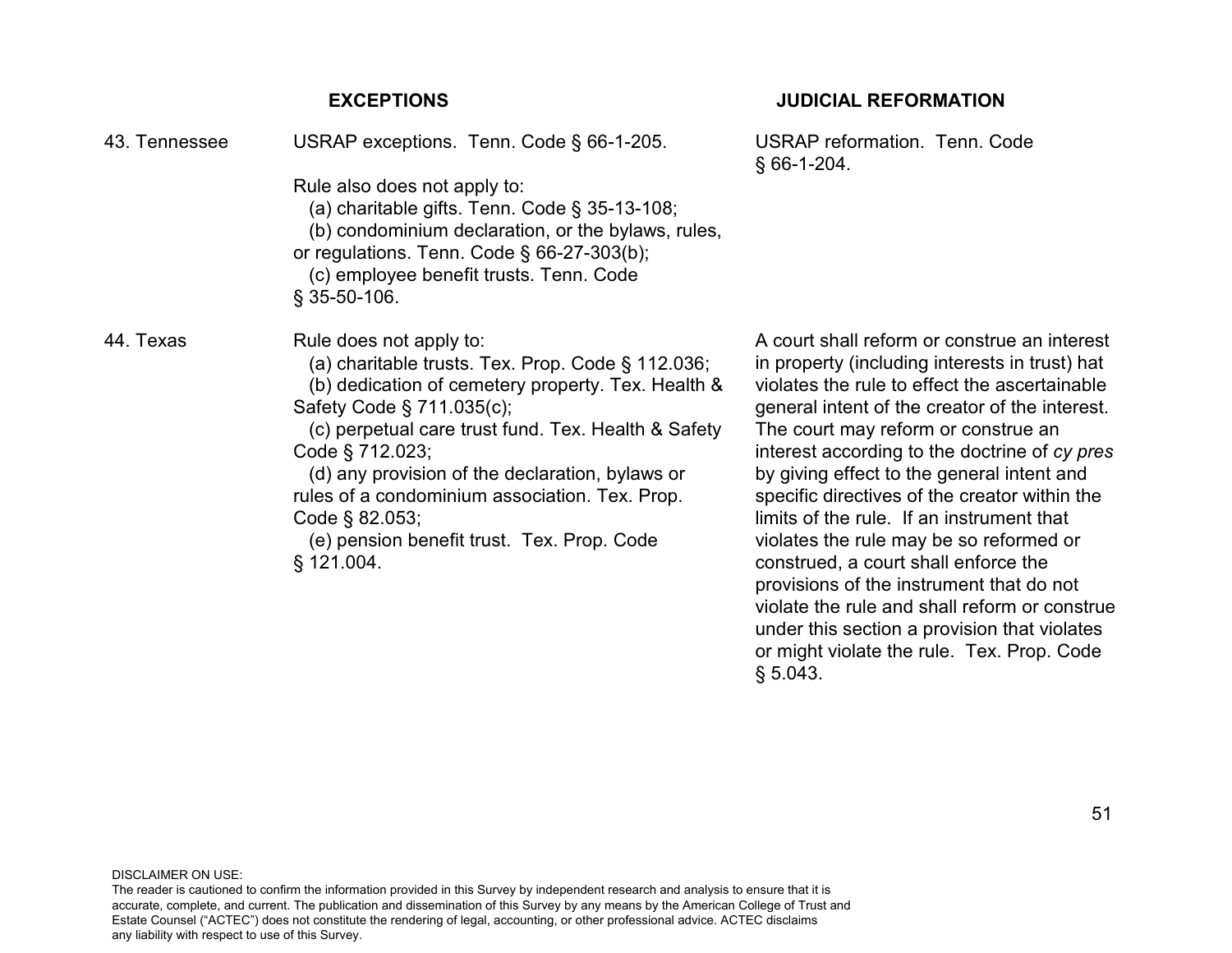| | EXCEPTIONS | JUDICIAL REFORMATION |
|---|---|---|
| 43. Tennessee | USRAP exceptions. Tenn. Code § 66-1-205.<br><br>Rule also does not apply to:<br>(a) charitable gifts. Tenn. Code § 35-13-108;<br>(b) condominium declaration, or the bylaws, rules, or regulations. Tenn. Code § 66-27-303(b);<br>(c) employee benefit trusts. Tenn. Code § 35-50-106. | USRAP reformation. Tenn. Code § 66-1-204. |
| 44. Texas | Rule does not apply to:<br>(a) charitable trusts. Tex. Prop. Code § 112.036;<br>(b) dedication of cemetery property. Tex. Health & Safety Code § 711.035(c);<br>(c) perpetual care trust fund. Tex. Health & Safety Code § 712.023;<br>(d) any provision of the declaration, bylaws or rules of a condominium association. Tex. Prop. Code § 82.053;<br>(e) pension benefit trust. Tex. Prop. Code § 121.004. | A court shall reform or construe an interest in property (including interests in trust) hat violates the rule to effect the ascertainable general intent of the creator of the interest. The court may reform or construe an interest according to the doctrine of *cy pres* by giving effect to the general intent and specific directives of the creator within the limits of the rule. If an instrument that violates the rule may be so reformed or construed, a court shall enforce the provisions of the instrument that do not violate the rule and shall reform or construe under this section a provision that violates or might violate the rule. Tex. Prop. Code § 5.043. |

DISCLAIMER ON USE:
The reader is cautioned to confirm the information provided in this Survey by independent research and analysis to ensure that it is accurate, complete, and current. The publication and dissemination of this Survey by any means by the American College of Trust and Estate Counsel ("ACTEC") does not constitute the rendering of legal, accounting, or other professional advice. ACTEC disclaims any liability with respect to use of this Survey.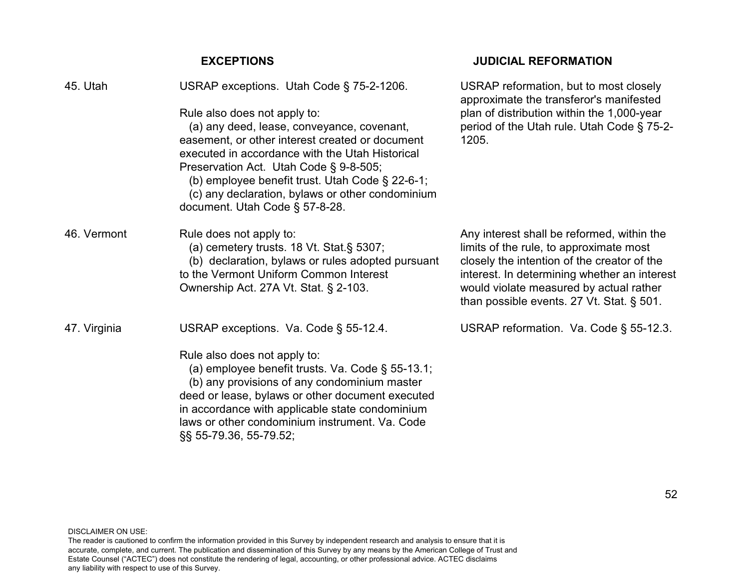| | EXCEPTIONS | JUDICIAL REFORMATION |
|---|---|---|
| 45. Utah | USRAP exceptions. Utah Code § 75-2-1206.<br><br>Rule also does not apply to:<br>(a) any deed, lease, conveyance, covenant, easement, or other interest created or document executed in accordance with the Utah Historical Preservation Act. Utah Code § 9-8-505;<br>(b) employee benefit trust. Utah Code § 22-6-1;<br>(c) any declaration, bylaws or other condominium document. Utah Code § 57-8-28. | USRAP reformation, but to most closely approximate the transferor's manifested plan of distribution within the 1,000-year period of the Utah rule. Utah Code § 75-2-1205. |
| 46. Vermont | Rule does not apply to:<br>(a) cemetery trusts. 18 Vt. Stat.§ 5307;<br>(b) declaration, bylaws or rules adopted pursuant to the Vermont Uniform Common Interest Ownership Act. 27A Vt. Stat. § 2-103. | Any interest shall be reformed, within the limits of the rule, to approximate most closely the intention of the creator of the interest. In determining whether an interest would violate measured by actual rather than possible events. 27 Vt. Stat. § 501. |
| 47. Virginia | USRAP exceptions. Va. Code § 55-12.4.<br><br>Rule also does not apply to:<br>(a) employee benefit trusts. Va. Code § 55-13.1;<br>(b) any provisions of any condominium master deed or lease, bylaws or other document executed in accordance with applicable state condominium laws or other condominium instrument. Va. Code §§ 55-79.36, 55-79.52; | USRAP reformation. Va. Code § 55-12.3. |

DISCLAIMER ON USE:
The reader is cautioned to confirm the information provided in this Survey by independent research and analysis to ensure that it is accurate, complete, and current. The publication and dissemination of this Survey by any means by the American College of Trust and Estate Counsel ("ACTEC") does not constitute the rendering of legal, accounting, or other professional advice. ACTEC disclaims any liability with respect to use of this Survey.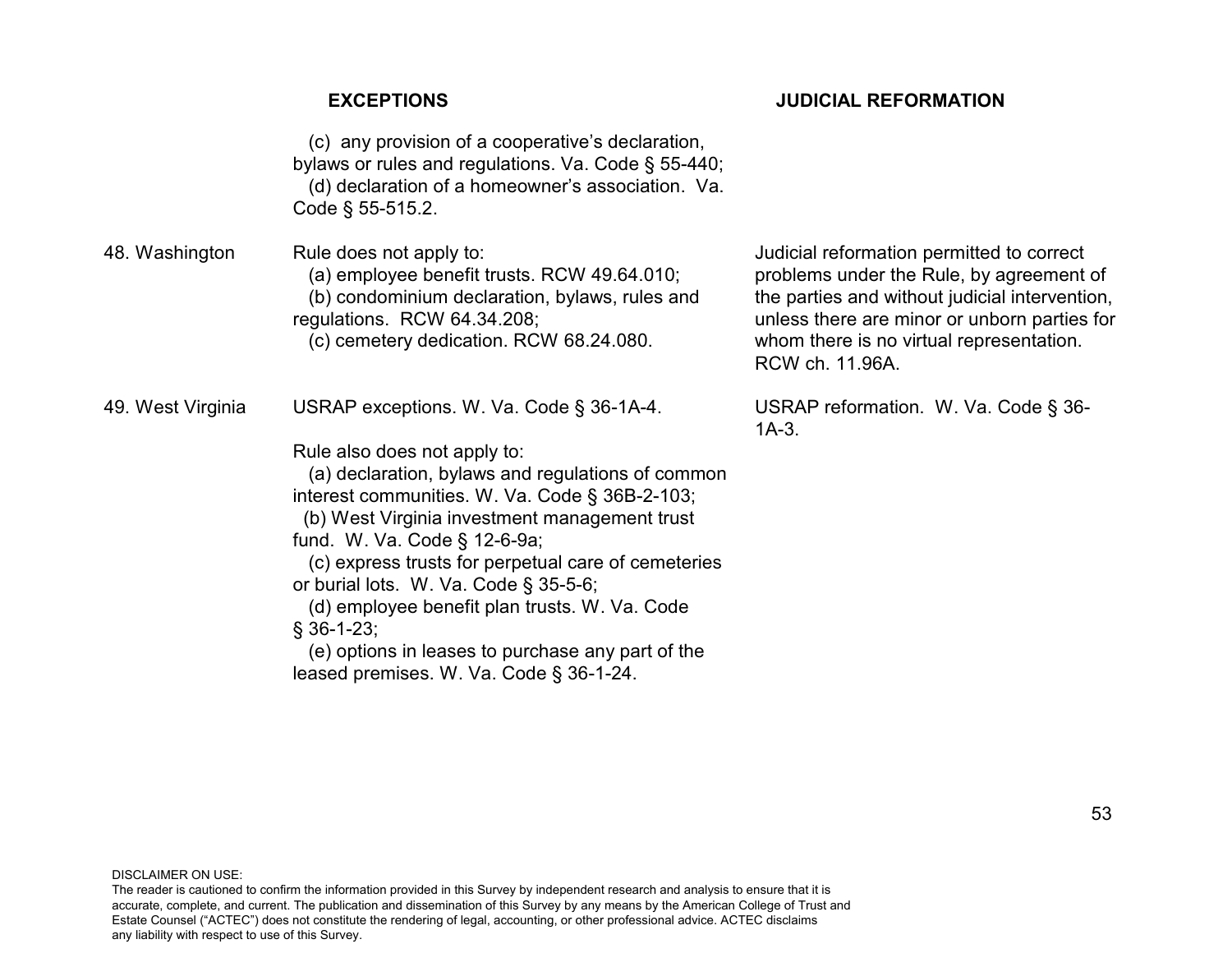| | EXCEPTIONS | JUDICIAL REFORMATION |
|---|---|---|
| | (c) any provision of a cooperative's declaration, bylaws or rules and regulations. Va. Code § 55-440;<br>(d) declaration of a homeowner's association. Va. Code § 55-515.2. | |
| 48. Washington | Rule does not apply to:<br>(a) employee benefit trusts. RCW 49.64.010;<br>(b) condominium declaration, bylaws, rules and regulations. RCW 64.34.208;<br>(c) cemetery dedication. RCW 68.24.080. | Judicial reformation permitted to correct problems under the Rule, by agreement of the parties and without judicial intervention, unless there are minor or unborn parties for whom there is no virtual representation. RCW ch. 11.96A. |
| 49. West Virginia | USRAP exceptions. W. Va. Code § 36-1A-4.<br><br>Rule also does not apply to:<br>(a) declaration, bylaws and regulations of common interest communities. W. Va. Code § 36B-2-103;<br>(b) West Virginia investment management trust fund. W. Va. Code § 12-6-9a;<br>(c) express trusts for perpetual care of cemeteries or burial lots. W. Va. Code § 35-5-6;<br>(d) employee benefit plan trusts. W. Va. Code § 36-1-23;<br>(e) options in leases to purchase any part of the leased premises. W. Va. Code § 36-1-24. | USRAP reformation. W. Va. Code § 36-1A-3. |

DISCLAIMER ON USE:
The reader is cautioned to confirm the information provided in this Survey by independent research and analysis to ensure that it is accurate, complete, and current. The publication and dissemination of this Survey by any means by the American College of Trust and Estate Counsel ("ACTEC") does not constitute the rendering of legal, accounting, or other professional advice. ACTEC disclaims any liability with respect to use of this Survey.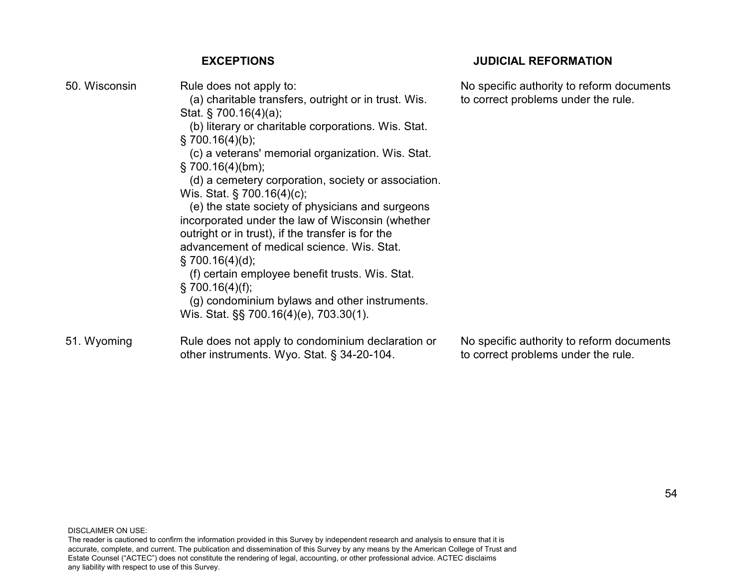| | EXCEPTIONS | JUDICIAL REFORMATION |
|---|---|---|
| 50. Wisconsin | Rule does not apply to:<br>(a) charitable transfers, outright or in trust. Wis. Stat. § 700.16(4)(a);<br>(b) literary or charitable corporations. Wis. Stat. § 700.16(4)(b);<br>(c) a veterans' memorial organization. Wis. Stat. § 700.16(4)(bm);<br>(d) a cemetery corporation, society or association. Wis. Stat. § 700.16(4)(c);<br>(e) the state society of physicians and surgeons incorporated under the law of Wisconsin (whether outright or in trust), if the transfer is for the advancement of medical science. Wis. Stat. § 700.16(4)(d);<br>(f) certain employee benefit trusts. Wis. Stat. § 700.16(4)(f);<br>(g) condominium bylaws and other instruments. Wis. Stat. §§ 700.16(4)(e), 703.30(1). | No specific authority to reform documents to correct problems under the rule. |
| 51. Wyoming | Rule does not apply to condominium declaration or other instruments. Wyo. Stat. § 34-20-104. | No specific authority to reform documents to correct problems under the rule. |

DISCLAIMER ON USE:
The reader is cautioned to confirm the information provided in this Survey by independent research and analysis to ensure that it is accurate, complete, and current. The publication and dissemination of this Survey by any means by the American College of Trust and Estate Counsel ("ACTEC") does not constitute the rendering of legal, accounting, or other professional advice. ACTEC disclaims any liability with respect to use of this Survey.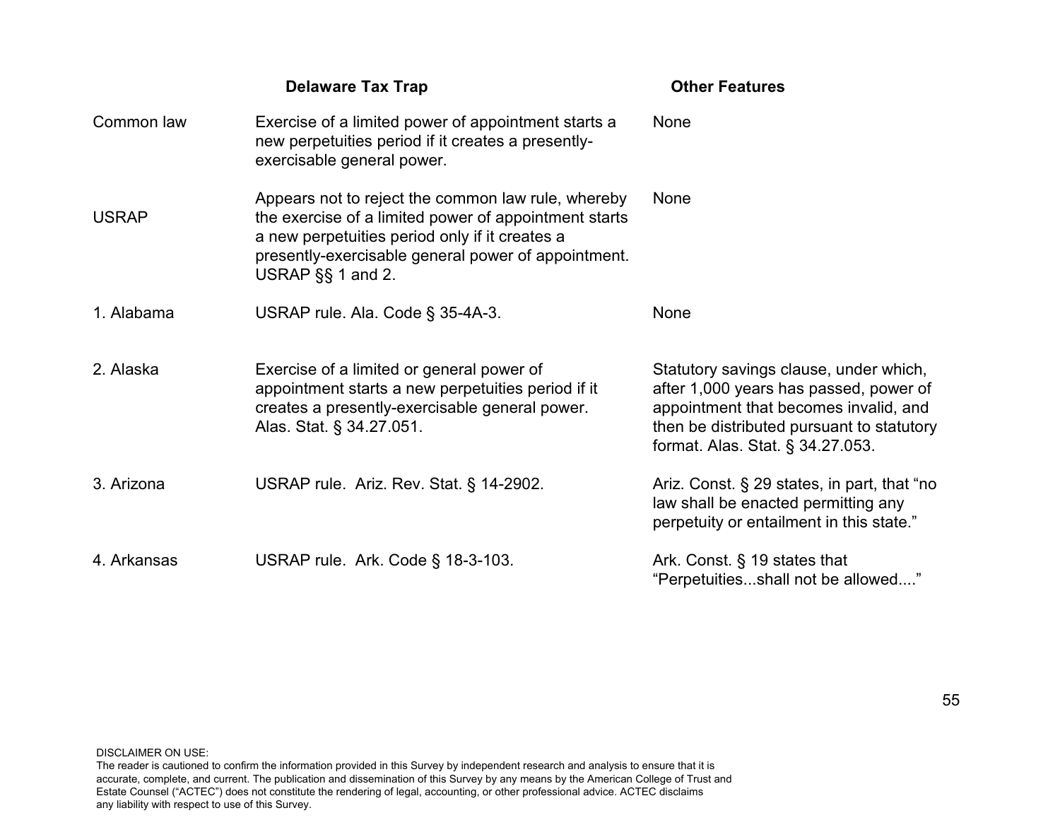| | Delaware Tax Trap | Other Features |
|---|---|---|
| Common law | Exercise of a limited power of appointment starts a new perpetuities period if it creates a presently-exercisable general power. | None |
| USRAP | Appears not to reject the common law rule, whereby the exercise of a limited power of appointment starts a new perpetuities period only if it creates a presently-exercisable general power of appointment. USRAP §§ 1 and 2. | None |
| 1. Alabama | USRAP rule. Ala. Code § 35-4A-3. | None |
| 2. Alaska | Exercise of a limited or general power of appointment starts a new perpetuities period if it creates a presently-exercisable general power. Alas. Stat. § 34.27.051. | Statutory savings clause, under which, after 1,000 years has passed, power of appointment that becomes invalid, and then be distributed pursuant to statutory format. Alas. Stat. § 34.27.053. |
| 3. Arizona | USRAP rule. Ariz. Rev. Stat. § 14-2902. | Ariz. Const. § 29 states, in part, that "no law shall be enacted permitting any perpetuity or entailment in this state." |
| 4. Arkansas | USRAP rule. Ark. Code § 18-3-103. | Ark. Const. § 19 states that "Perpetuities...shall not be allowed...." |

DISCLAIMER ON USE:
The reader is cautioned to confirm the information provided in this Survey by independent research and analysis to ensure that it is accurate, complete, and current. The publication and dissemination of this Survey by any means by the American College of Trust and Estate Counsel ("ACTEC") does not constitute the rendering of legal, accounting, or other professional advice. ACTEC disclaims any liability with respect to use of this Survey.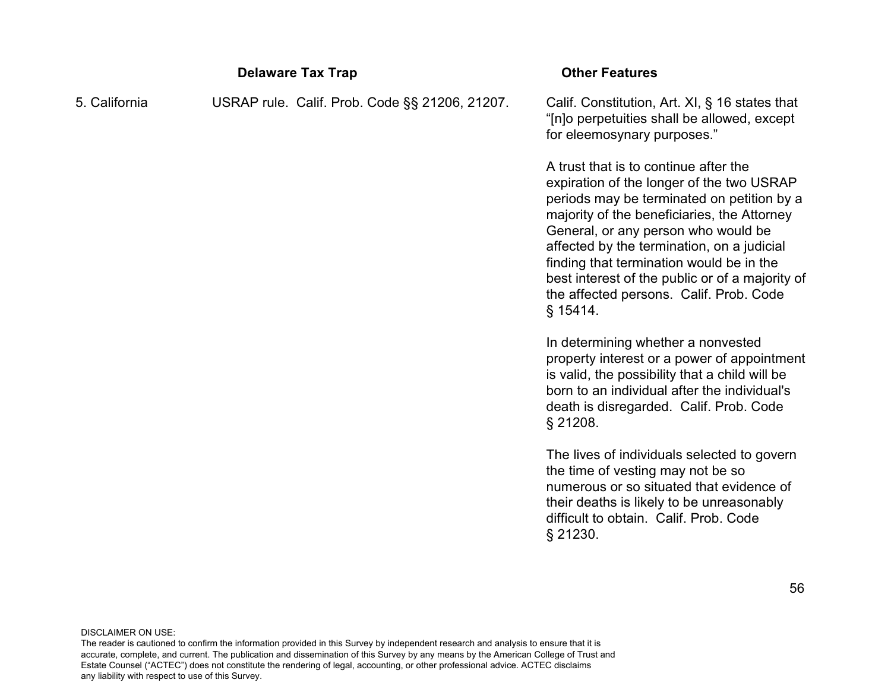| | Delaware Tax Trap | Other Features |
|---|---|---|
| 5. California | USRAP rule. Calif. Prob. Code §§ 21206, 21207. | Calif. Constitution, Art. XI, § 16 states that "[n]o perpetuities shall be allowed, except for eleemosynary purposes."<br><br>A trust that is to continue after the expiration of the longer of the two USRAP periods may be terminated on petition by a majority of the beneficiaries, the Attorney General, or any person who would be affected by the termination, on a judicial finding that termination would be in the best interest of the public or of a majority of the affected persons. Calif. Prob. Code § 15414.<br><br>In determining whether a nonvested property interest or a power of appointment is valid, the possibility that a child will be born to an individual after the individual's death is disregarded. Calif. Prob. Code § 21208.<br><br>The lives of individuals selected to govern the time of vesting may not be so numerous or so situated that evidence of their deaths is likely to be unreasonably difficult to obtain. Calif. Prob. Code § 21230. |

DISCLAIMER ON USE:
The reader is cautioned to confirm the information provided in this Survey by independent research and analysis to ensure that it is accurate, complete, and current. The publication and dissemination of this Survey by any means by the American College of Trust and Estate Counsel ("ACTEC") does not constitute the rendering of legal, accounting, or other professional advice. ACTEC disclaims any liability with respect to use of this Survey.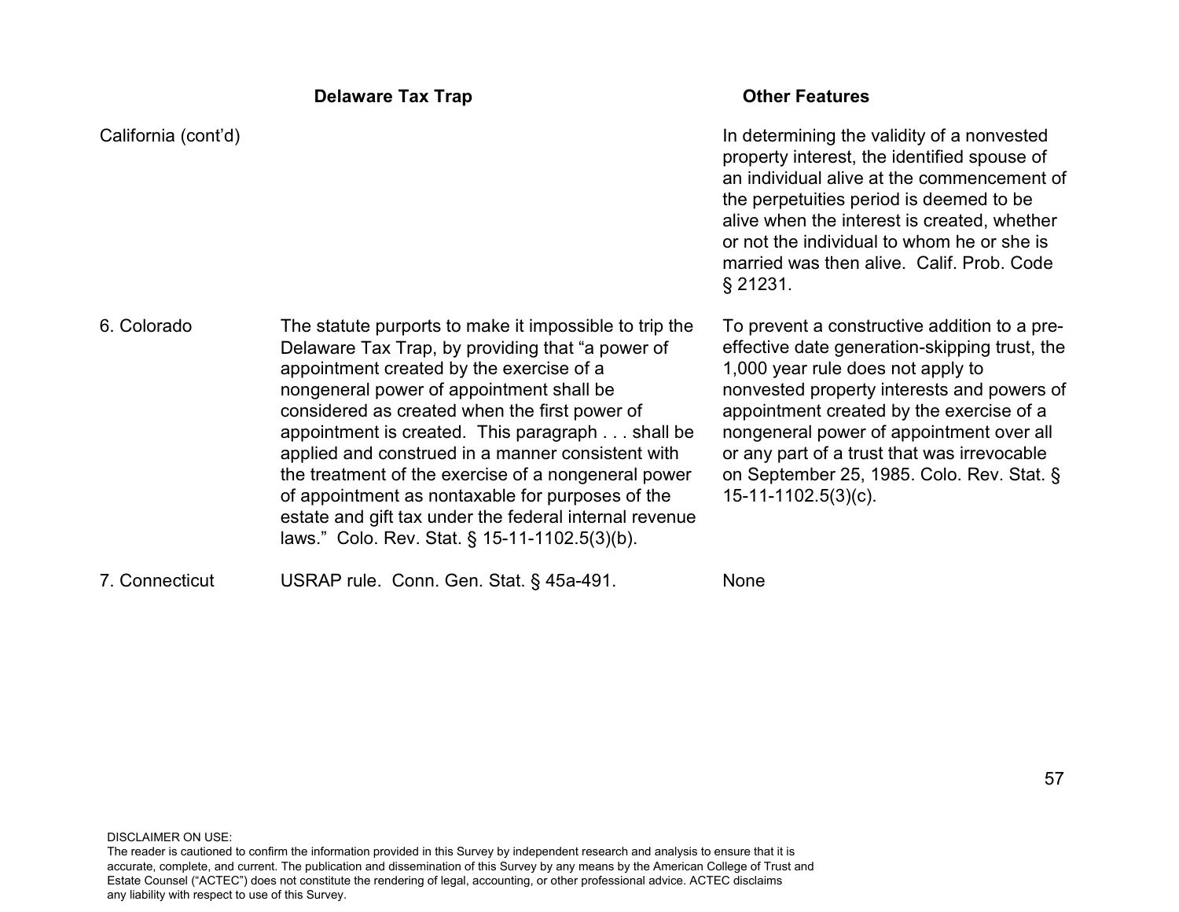| | Delaware Tax Trap | Other Features |
|---|---|---|
| California (cont'd) | | In determining the validity of a nonvested property interest, the identified spouse of an individual alive at the commencement of the perpetuities period is deemed to be alive when the interest is created, whether or not the individual to whom he or she is married was then alive. Calif. Prob. Code § 21231. |
| 6. Colorado | The statute purports to make it impossible to trip the Delaware Tax Trap, by providing that "a power of appointment created by the exercise of a nongeneral power of appointment shall be considered as created when the first power of appointment is created. This paragraph . . . shall be applied and construed in a manner consistent with the treatment of the exercise of a nongeneral power of appointment as nontaxable for purposes of the estate and gift tax under the federal internal revenue laws." Colo. Rev. Stat. § 15-11-1102.5(3)(b). | To prevent a constructive addition to a pre-effective date generation-skipping trust, the 1,000 year rule does not apply to nonvested property interests and powers of appointment created by the exercise of a nongeneral power of appointment over all or any part of a trust that was irrevocable on September 25, 1985. Colo. Rev. Stat. § 15-11-1102.5(3)(c). |
| 7. Connecticut | USRAP rule. Conn. Gen. Stat. § 45a-491. | None |

DISCLAIMER ON USE:
The reader is cautioned to confirm the information provided in this Survey by independent research and analysis to ensure that it is accurate, complete, and current. The publication and dissemination of this Survey by any means by the American College of Trust and Estate Counsel ("ACTEC") does not constitute the rendering of legal, accounting, or other professional advice. ACTEC disclaims any liability with respect to use of this Survey.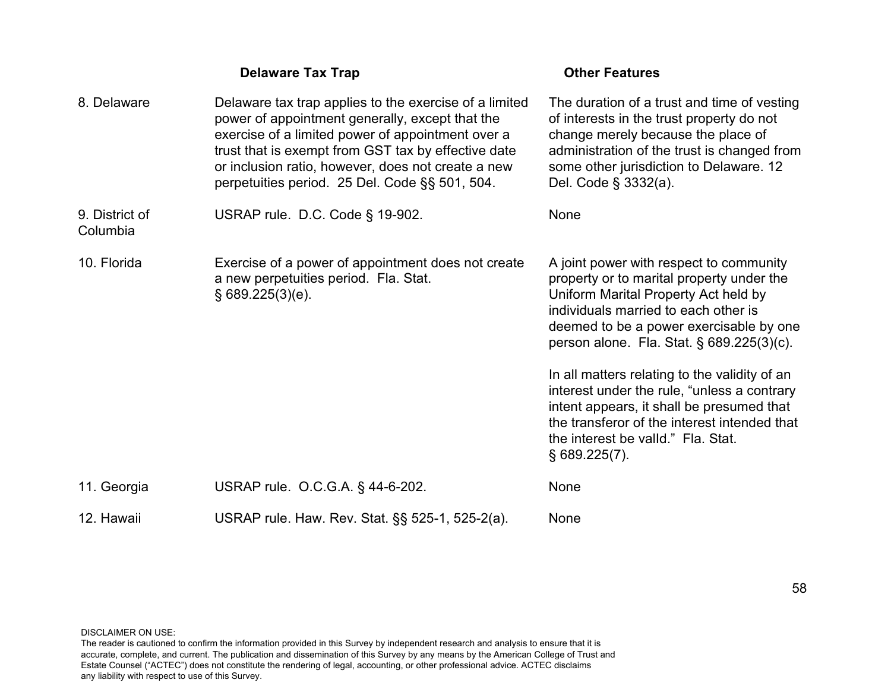| | Delaware Tax Trap | Other Features |
|---|---|---|
| 8. Delaware | Delaware tax trap applies to the exercise of a limited power of appointment generally, except that the exercise of a limited power of appointment over a trust that is exempt from GST tax by effective date or inclusion ratio, however, does not create a new perpetuities period. 25 Del. Code §§ 501, 504. | The duration of a trust and time of vesting of interests in the trust property do not change merely because the place of administration of the trust is changed from some other jurisdiction to Delaware. 12 Del. Code § 3332(a). |
| 9. District of Columbia | USRAP rule. D.C. Code § 19-902. | None |
| 10. Florida | Exercise of a power of appointment does not create a new perpetuities period. Fla. Stat. § 689.225(3)(e). | A joint power with respect to community property or to marital property under the Uniform Marital Property Act held by individuals married to each other is deemed to be a power exercisable by one person alone. Fla. Stat. § 689.225(3)(c).<br><br>In all matters relating to the validity of an interest under the rule, "unless a contrary intent appears, it shall be presumed that the transferor of the interest intended that the interest be vaIld." Fla. Stat. § 689.225(7). |
| 11. Georgia | USRAP rule. O.C.G.A. § 44-6-202. | None |
| 12. Hawaii | USRAP rule. Haw. Rev. Stat. §§ 525-1, 525-2(a). | None |

DISCLAIMER ON USE:
The reader is cautioned to confirm the information provided in this Survey by independent research and analysis to ensure that it is accurate, complete, and current. The publication and dissemination of this Survey by any means by the American College of Trust and Estate Counsel ("ACTEC") does not constitute the rendering of legal, accounting, or other professional advice. ACTEC disclaims any liability with respect to use of this Survey.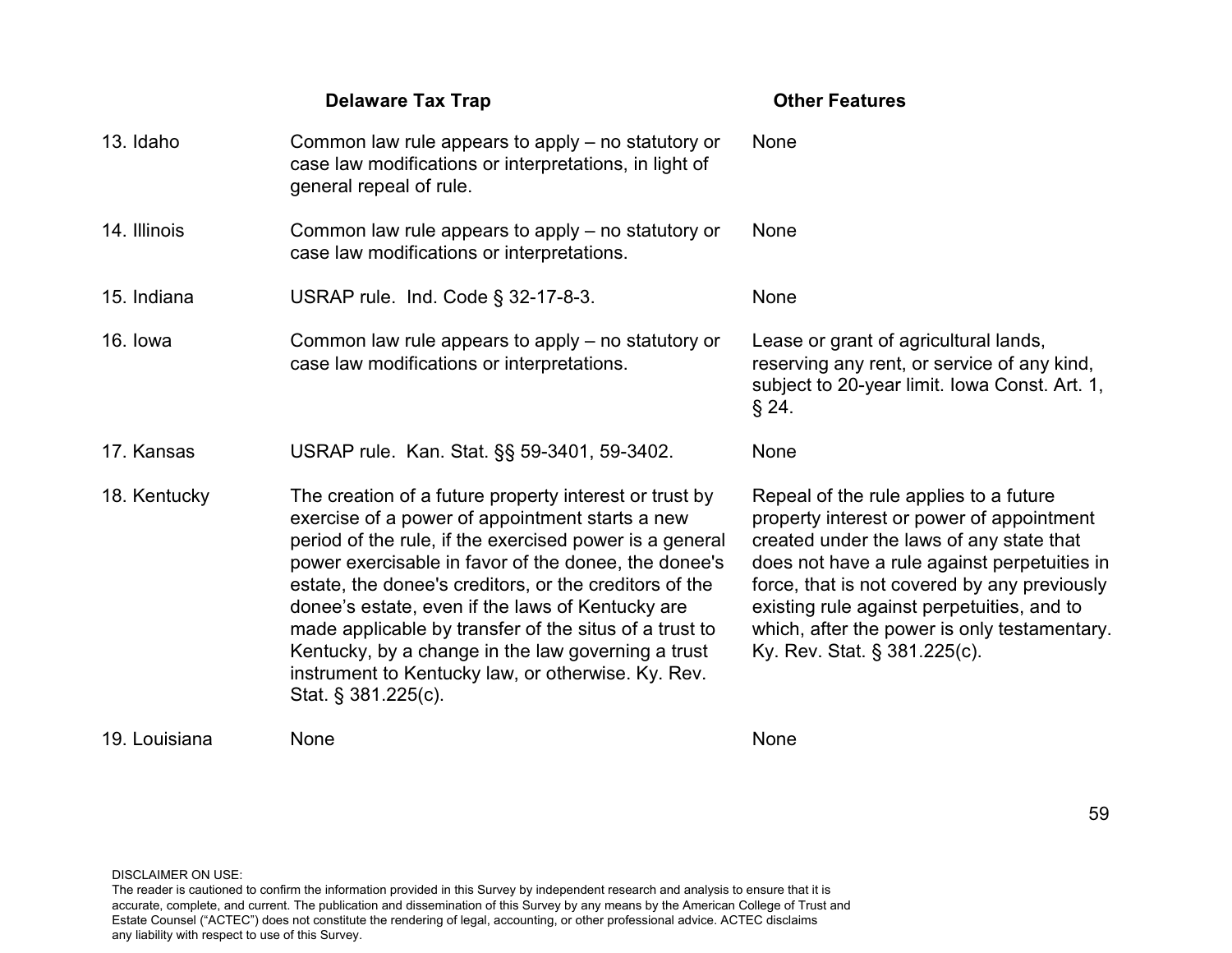| | Delaware Tax Trap | Other Features |
|---|---|---|
| 13. Idaho | Common law rule appears to apply – no statutory or case law modifications or interpretations, in light of general repeal of rule. | None |
| 14. Illinois | Common law rule appears to apply – no statutory or case law modifications or interpretations. | None |
| 15. Indiana | USRAP rule. Ind. Code § 32-17-8-3. | None |
| 16. Iowa | Common law rule appears to apply – no statutory or case law modifications or interpretations. | Lease or grant of agricultural lands, reserving any rent, or service of any kind, subject to 20-year limit. Iowa Const. Art. 1, § 24. |
| 17. Kansas | USRAP rule. Kan. Stat. §§ 59-3401, 59-3402. | None |
| 18. Kentucky | The creation of a future property interest or trust by exercise of a power of appointment starts a new period of the rule, if the exercised power is a general power exercisable in favor of the donee, the donee's estate, the donee's creditors, or the creditors of the donee's estate, even if the laws of Kentucky are made applicable by transfer of the situs of a trust to Kentucky, by a change in the law governing a trust instrument to Kentucky law, or otherwise. Ky. Rev. Stat. § 381.225(c). | Repeal of the rule applies to a future property interest or power of appointment created under the laws of any state that does not have a rule against perpetuities in force, that is not covered by any previously existing rule against perpetuities, and to which, after the power is only testamentary. Ky. Rev. Stat. § 381.225(c). |
| 19. Louisiana | None | None |

DISCLAIMER ON USE:
The reader is cautioned to confirm the information provided in this Survey by independent research and analysis to ensure that it is accurate, complete, and current. The publication and dissemination of this Survey by any means by the American College of Trust and Estate Counsel ("ACTEC") does not constitute the rendering of legal, accounting, or other professional advice. ACTEC disclaims any liability with respect to use of this Survey.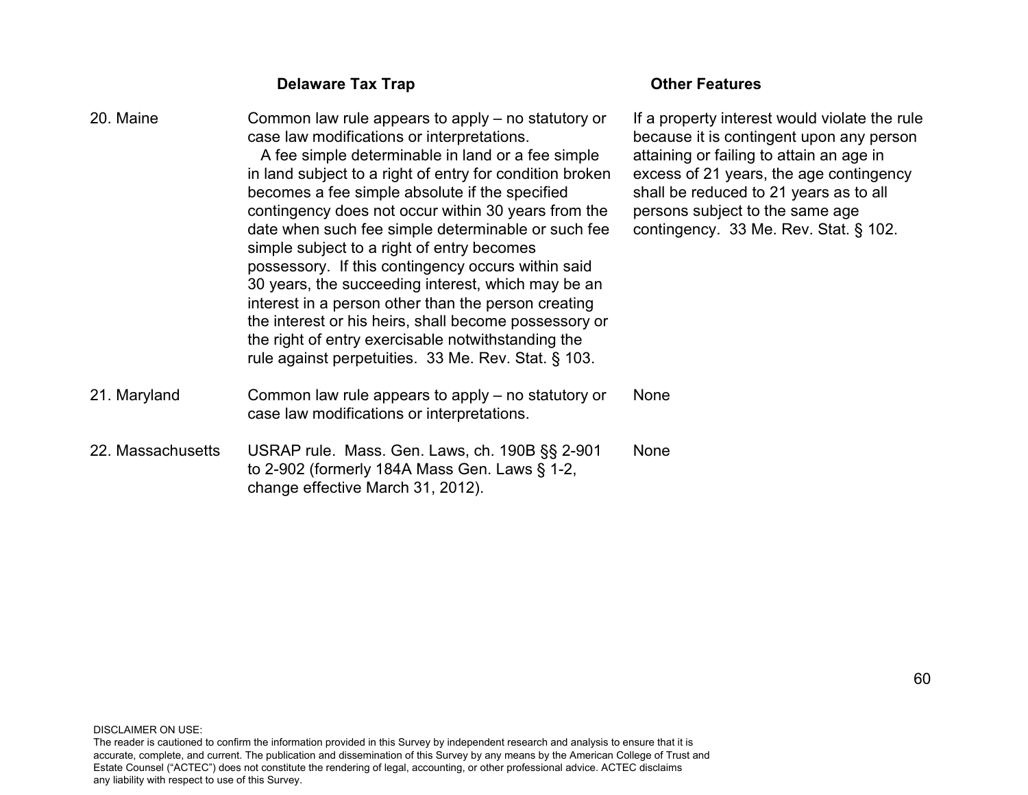| | Delaware Tax Trap | Other Features |
|---|---|---|
| 20. Maine | Common law rule appears to apply – no statutory or case law modifications or interpretations.<br>A fee simple determinable in land or a fee simple in land subject to a right of entry for condition broken becomes a fee simple absolute if the specified contingency does not occur within 30 years from the date when such fee simple determinable or such fee simple subject to a right of entry becomes possessory. If this contingency occurs within said 30 years, the succeeding interest, which may be an interest in a person other than the person creating the interest or his heirs, shall become possessory or the right of entry exercisable notwithstanding the rule against perpetuities. 33 Me. Rev. Stat. § 103. | If a property interest would violate the rule because it is contingent upon any person attaining or failing to attain an age in excess of 21 years, the age contingency shall be reduced to 21 years as to all persons subject to the same age contingency. 33 Me. Rev. Stat. § 102. |
| 21. Maryland | Common law rule appears to apply – no statutory or case law modifications or interpretations. | None |
| 22. Massachusetts | USRAP rule. Mass. Gen. Laws, ch. 190B §§ 2-901 to 2-902 (formerly 184A Mass Gen. Laws § 1-2, change effective March 31, 2012). | None |

DISCLAIMER ON USE:
The reader is cautioned to confirm the information provided in this Survey by independent research and analysis to ensure that it is accurate, complete, and current. The publication and dissemination of this Survey by any means by the American College of Trust and Estate Counsel ("ACTEC") does not constitute the rendering of legal, accounting, or other professional advice. ACTEC disclaims any liability with respect to use of this Survey.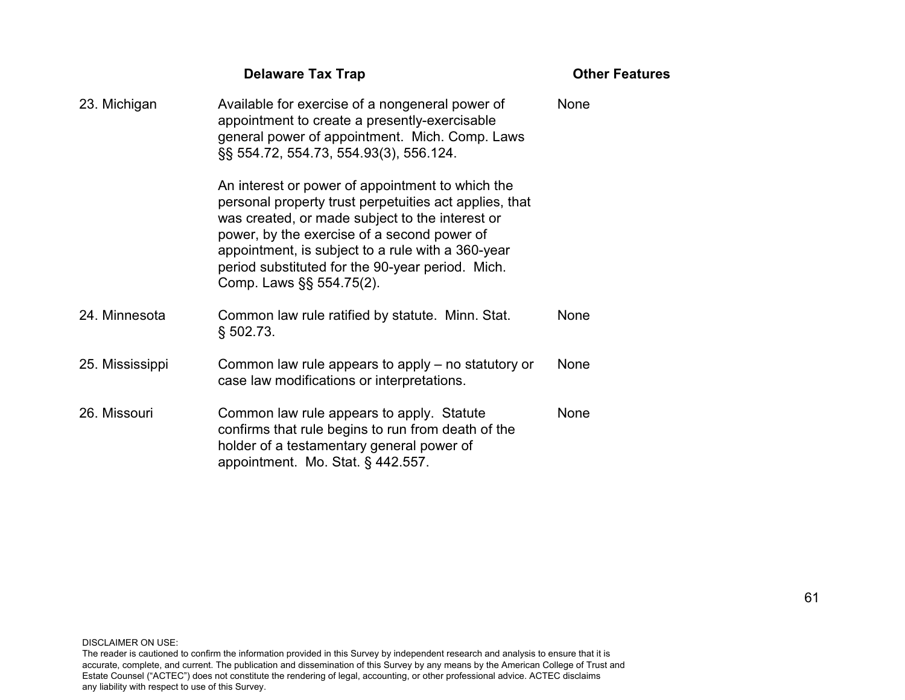| | Delaware Tax Trap | Other Features |
|---|---|---|
| 23. Michigan | Available for exercise of a nongeneral power of appointment to create a presently-exercisable general power of appointment. Mich. Comp. Laws §§ 554.72, 554.73, 554.93(3), 556.124.<br><br>An interest or power of appointment to which the personal property trust perpetuities act applies, that was created, or made subject to the interest or power, by the exercise of a second power of appointment, is subject to a rule with a 360-year period substituted for the 90-year period. Mich. Comp. Laws §§ 554.75(2). | None |
| 24. Minnesota | Common law rule ratified by statute. Minn. Stat. § 502.73. | None |
| 25. Mississippi | Common law rule appears to apply – no statutory or case law modifications or interpretations. | None |
| 26. Missouri | Common law rule appears to apply. Statute confirms that rule begins to run from death of the holder of a testamentary general power of appointment. Mo. Stat. § 442.557. | None |

DISCLAIMER ON USE:
The reader is cautioned to confirm the information provided in this Survey by independent research and analysis to ensure that it is accurate, complete, and current. The publication and dissemination of this Survey by any means by the American College of Trust and Estate Counsel ("ACTEC") does not constitute the rendering of legal, accounting, or other professional advice. ACTEC disclaims any liability with respect to use of this Survey.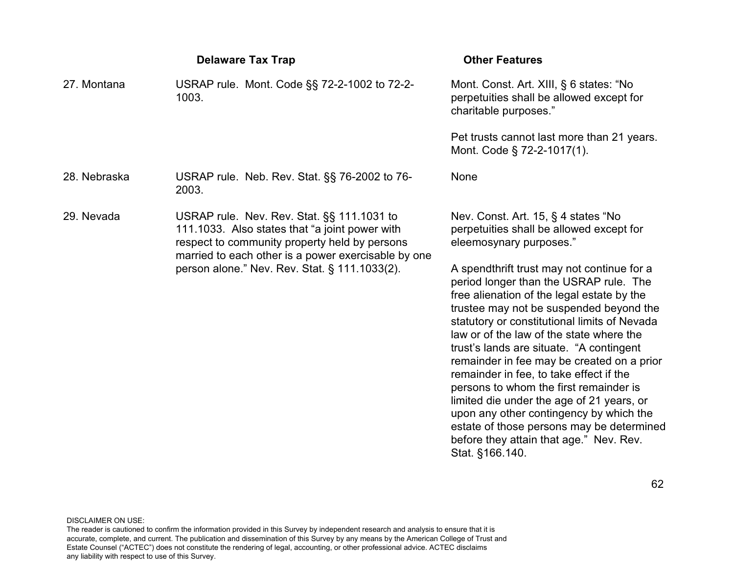| | Delaware Tax Trap | Other Features |
|---|---|---|
| 27. Montana | USRAP rule. Mont. Code §§ 72-2-1002 to 72-2-1003. | Mont. Const. Art. XIII, § 6 states: "No perpetuities shall be allowed except for charitable purposes."<br><br>Pet trusts cannot last more than 21 years. Mont. Code § 72-2-1017(1). |
| 28. Nebraska | USRAP rule. Neb. Rev. Stat. §§ 76-2002 to 76-2003. | None |
| 29. Nevada | USRAP rule. Nev. Rev. Stat. §§ 111.1031 to 111.1033. Also states that "a joint power with respect to community property held by persons married to each other is a power exercisable by one person alone." Nev. Rev. Stat. § 111.1033(2). | Nev. Const. Art. 15, § 4 states "No perpetuities shall be allowed except for eleemosynary purposes."<br><br>A spendthrift trust may not continue for a period longer than the USRAP rule. The free alienation of the legal estate by the trustee may not be suspended beyond the statutory or constitutional limits of Nevada law or of the law of the state where the trust's lands are situate. "A contingent remainder in fee may be created on a prior remainder in fee, to take effect if the persons to whom the first remainder is limited die under the age of 21 years, or upon any other contingency by which the estate of those persons may be determined before they attain that age." Nev. Rev. Stat. §166.140. |

DISCLAIMER ON USE:
The reader is cautioned to confirm the information provided in this Survey by independent research and analysis to ensure that it is accurate, complete, and current. The publication and dissemination of this Survey by any means by the American College of Trust and Estate Counsel ("ACTEC") does not constitute the rendering of legal, accounting, or other professional advice. ACTEC disclaims any liability with respect to use of this Survey.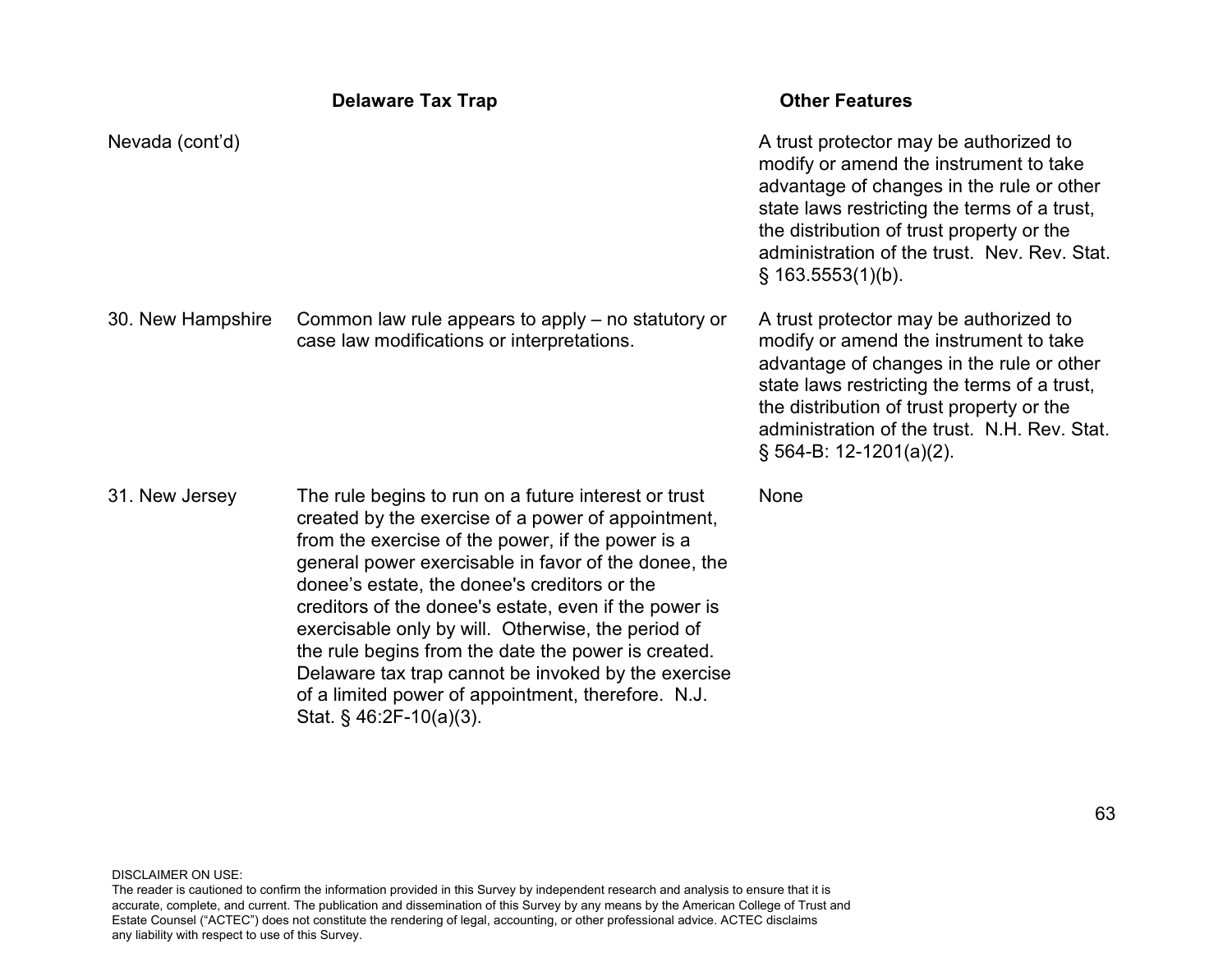| | Delaware Tax Trap | Other Features |
|---|---|---|
| Nevada (cont'd) | | A trust protector may be authorized to modify or amend the instrument to take advantage of changes in the rule or other state laws restricting the terms of a trust, the distribution of trust property or the administration of the trust. Nev. Rev. Stat. § 163.5553(1)(b). |
| 30. New Hampshire | Common law rule appears to apply – no statutory or case law modifications or interpretations. | A trust protector may be authorized to modify or amend the instrument to take advantage of changes in the rule or other state laws restricting the terms of a trust, the distribution of trust property or the administration of the trust. N.H. Rev. Stat. § 564-B: 12-1201(a)(2). |
| 31. New Jersey | The rule begins to run on a future interest or trust created by the exercise of a power of appointment, from the exercise of the power, if the power is a general power exercisable in favor of the donee, the donee's estate, the donee's creditors or the creditors of the donee's estate, even if the power is exercisable only by will. Otherwise, the period of the rule begins from the date the power is created. Delaware tax trap cannot be invoked by the exercise of a limited power of appointment, therefore. N.J. Stat. § 46:2F-10(a)(3). | None |

DISCLAIMER ON USE:
The reader is cautioned to confirm the information provided in this Survey by independent research and analysis to ensure that it is accurate, complete, and current. The publication and dissemination of this Survey by any means by the American College of Trust and Estate Counsel ("ACTEC") does not constitute the rendering of legal, accounting, or other professional advice. ACTEC disclaims any liability with respect to use of this Survey.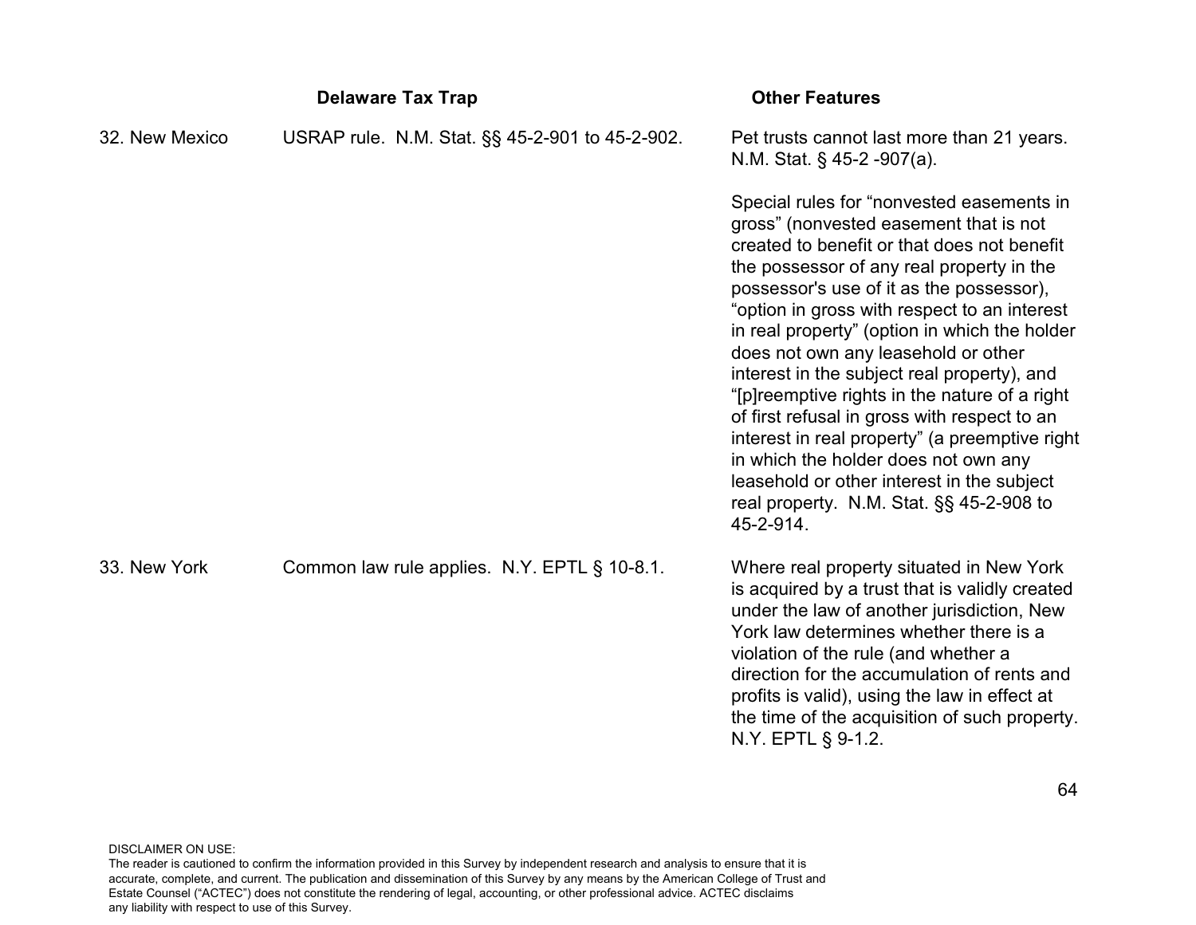| | Delaware Tax Trap | Other Features |
|---|---|---|
| 32. New Mexico | USRAP rule. N.M. Stat. §§ 45-2-901 to 45-2-902. | Pet trusts cannot last more than 21 years. N.M. Stat. § 45-2 -907(a).<br><br>Special rules for "nonvested easements in gross" (nonvested easement that is not created to benefit or that does not benefit the possessor of any real property in the possessor's use of it as the possessor), "option in gross with respect to an interest in real property" (option in which the holder does not own any leasehold or other interest in the subject real property), and "[p]reemptive rights in the nature of a right of first refusal in gross with respect to an interest in real property" (a preemptive right in which the holder does not own any leasehold or other interest in the subject real property. N.M. Stat. §§ 45-2-908 to 45-2-914. |
| 33. New York | Common law rule applies. N.Y. EPTL § 10-8.1. | Where real property situated in New York is acquired by a trust that is validly created under the law of another jurisdiction, New York law determines whether there is a violation of the rule (and whether a direction for the accumulation of rents and profits is valid), using the law in effect at the time of the acquisition of such property. N.Y. EPTL § 9-1.2. |

DISCLAIMER ON USE:
The reader is cautioned to confirm the information provided in this Survey by independent research and analysis to ensure that it is accurate, complete, and current. The publication and dissemination of this Survey by any means by the American College of Trust and Estate Counsel ("ACTEC") does not constitute the rendering of legal, accounting, or other professional advice. ACTEC disclaims any liability with respect to use of this Survey.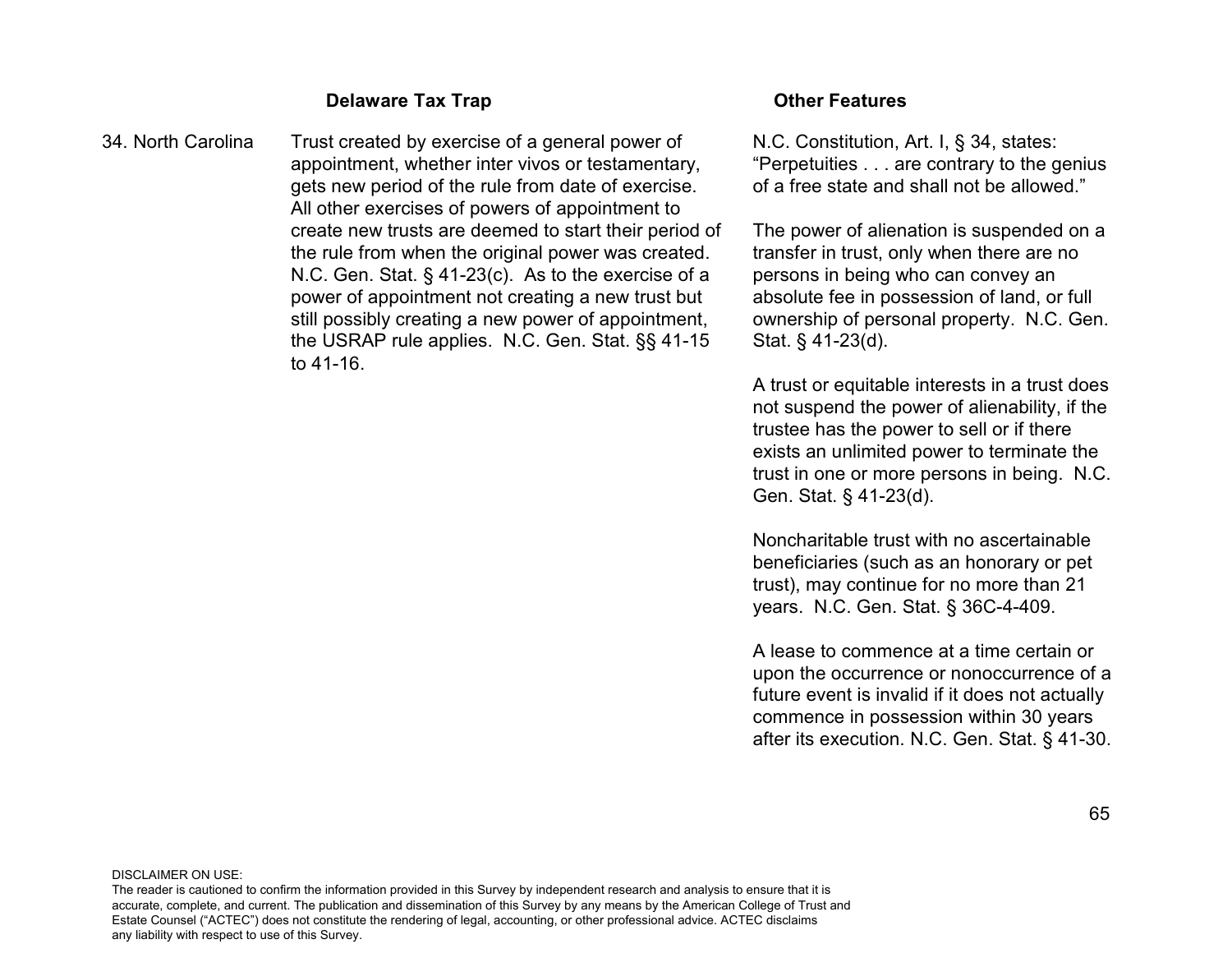| | Delaware Tax Trap | Other Features |
|---|---|---|
| 34. North Carolina | Trust created by exercise of a general power of appointment, whether inter vivos or testamentary, gets new period of the rule from date of exercise. All other exercises of powers of appointment to create new trusts are deemed to start their period of the rule from when the original power was created. N.C. Gen. Stat. § 41-23(c). As to the exercise of a power of appointment not creating a new trust but still possibly creating a new power of appointment, the USRAP rule applies. N.C. Gen. Stat. §§ 41-15 to 41-16. | N.C. Constitution, Art. I, § 34, states: "Perpetuities . . . are contrary to the genius of a free state and shall not be allowed."<br><br>The power of alienation is suspended on a transfer in trust, only when there are no persons in being who can convey an absolute fee in possession of land, or full ownership of personal property. N.C. Gen. Stat. § 41-23(d).<br><br>A trust or equitable interests in a trust does not suspend the power of alienability, if the trustee has the power to sell or if there exists an unlimited power to terminate the trust in one or more persons in being. N.C. Gen. Stat. § 41-23(d).<br><br>Noncharitable trust with no ascertainable beneficiaries (such as an honorary or pet trust), may continue for no more than 21 years. N.C. Gen. Stat. § 36C-4-409.<br><br>A lease to commence at a time certain or upon the occurrence or nonoccurrence of a future event is invalid if it does not actually commence in possession within 30 years after its execution. N.C. Gen. Stat. § 41-30. |

DISCLAIMER ON USE:
The reader is cautioned to confirm the information provided in this Survey by independent research and analysis to ensure that it is accurate, complete, and current. The publication and dissemination of this Survey by any means by the American College of Trust and Estate Counsel ("ACTEC") does not constitute the rendering of legal, accounting, or other professional advice. ACTEC disclaims any liability with respect to use of this Survey.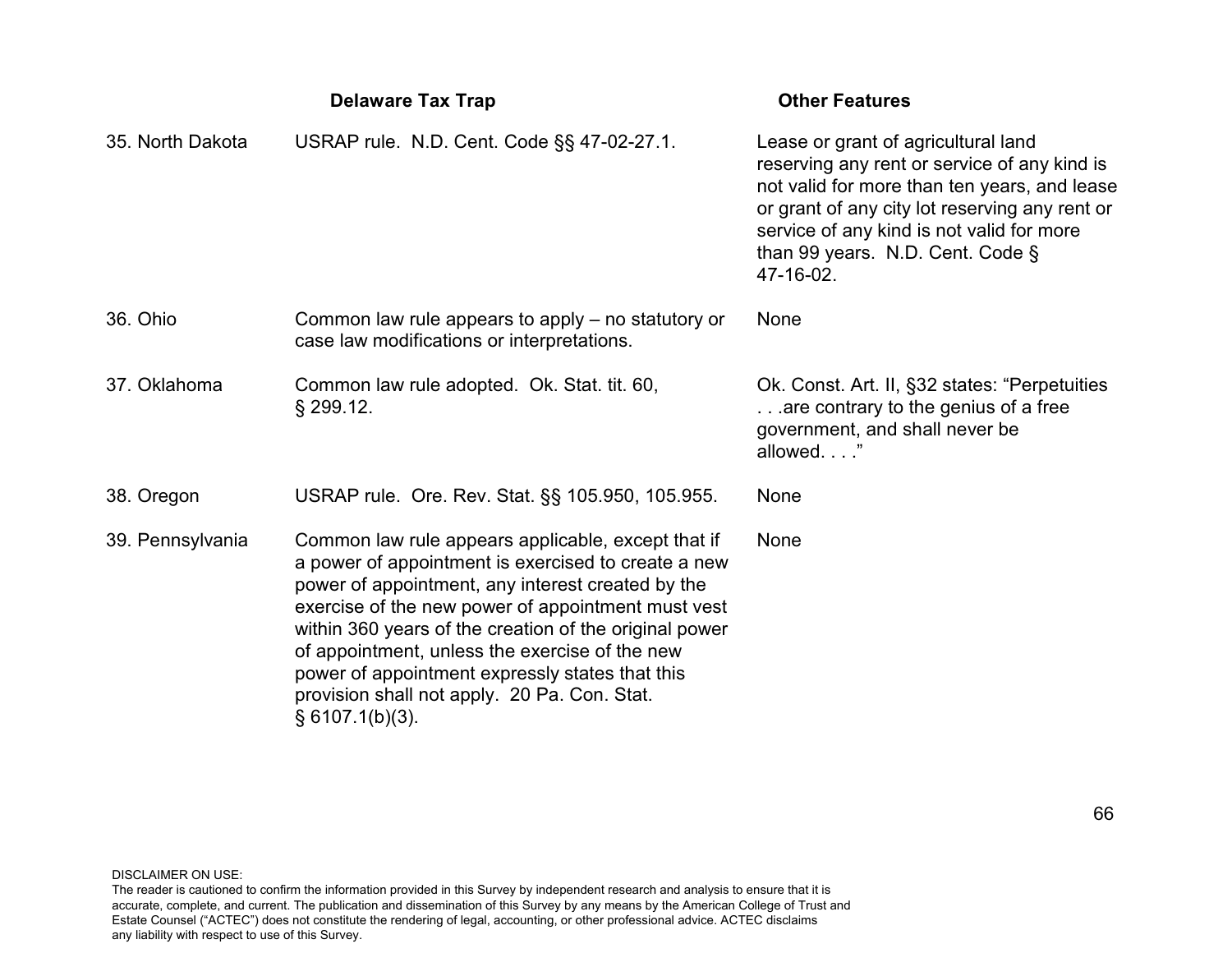| | Delaware Tax Trap | Other Features |
|---|---|---|
| 35. North Dakota | USRAP rule. N.D. Cent. Code §§ 47-02-27.1. | Lease or grant of agricultural land reserving any rent or service of any kind is not valid for more than ten years, and lease or grant of any city lot reserving any rent or service of any kind is not valid for more than 99 years. N.D. Cent. Code § 47-16-02. |
| 36. Ohio | Common law rule appears to apply – no statutory or case law modifications or interpretations. | None |
| 37. Oklahoma | Common law rule adopted. Ok. Stat. tit. 60, § 299.12. | Ok. Const. Art. II, §32 states: "Perpetuities . . .are contrary to the genius of a free government, and shall never be allowed. . . ." |
| 38. Oregon | USRAP rule. Ore. Rev. Stat. §§ 105.950, 105.955. | None |
| 39. Pennsylvania | Common law rule appears applicable, except that if a power of appointment is exercised to create a new power of appointment, any interest created by the exercise of the new power of appointment must vest within 360 years of the creation of the original power of appointment, unless the exercise of the new power of appointment expressly states that this provision shall not apply. 20 Pa. Con. Stat. § 6107.1(b)(3). | None |

DISCLAIMER ON USE:
The reader is cautioned to confirm the information provided in this Survey by independent research and analysis to ensure that it is accurate, complete, and current. The publication and dissemination of this Survey by any means by the American College of Trust and Estate Counsel ("ACTEC") does not constitute the rendering of legal, accounting, or other professional advice. ACTEC disclaims any liability with respect to use of this Survey.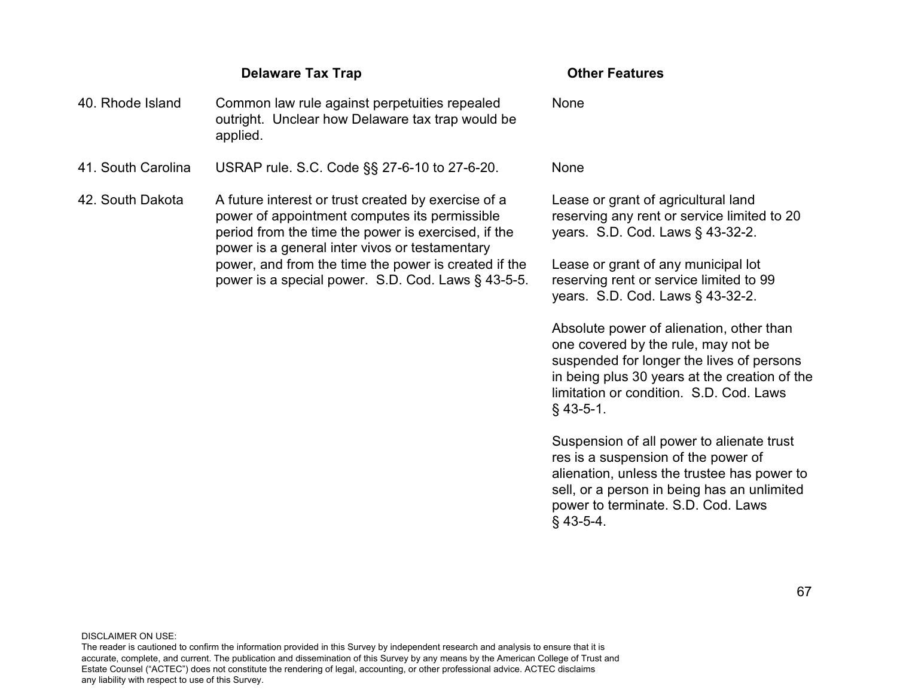| | Delaware Tax Trap | Other Features |
|---|---|---|
| 40. Rhode Island | Common law rule against perpetuities repealed outright. Unclear how Delaware tax trap would be applied. | None |
| 41. South Carolina | USRAP rule. S.C. Code §§ 27-6-10 to 27-6-20. | None |
| 42. South Dakota | A future interest or trust created by exercise of a power of appointment computes its permissible period from the time the power is exercised, if the power is a general inter vivos or testamentary power, and from the time the power is created if the power is a special power. S.D. Cod. Laws § 43-5-5. | Lease or grant of agricultural land reserving any rent or service limited to 20 years. S.D. Cod. Laws § 43-32-2.<br><br>Lease or grant of any municipal lot reserving rent or service limited to 99 years. S.D. Cod. Laws § 43-32-2.<br><br>Absolute power of alienation, other than one covered by the rule, may not be suspended for longer the lives of persons in being plus 30 years at the creation of the limitation or condition. S.D. Cod. Laws § 43-5-1.<br><br>Suspension of all power to alienate trust res is a suspension of the power of alienation, unless the trustee has power to sell, or a person in being has an unlimited power to terminate. S.D. Cod. Laws § 43-5-4. |

DISCLAIMER ON USE:
The reader is cautioned to confirm the information provided in this Survey by independent research and analysis to ensure that it is accurate, complete, and current. The publication and dissemination of this Survey by any means by the American College of Trust and Estate Counsel ("ACTEC") does not constitute the rendering of legal, accounting, or other professional advice. ACTEC disclaims any liability with respect to use of this Survey.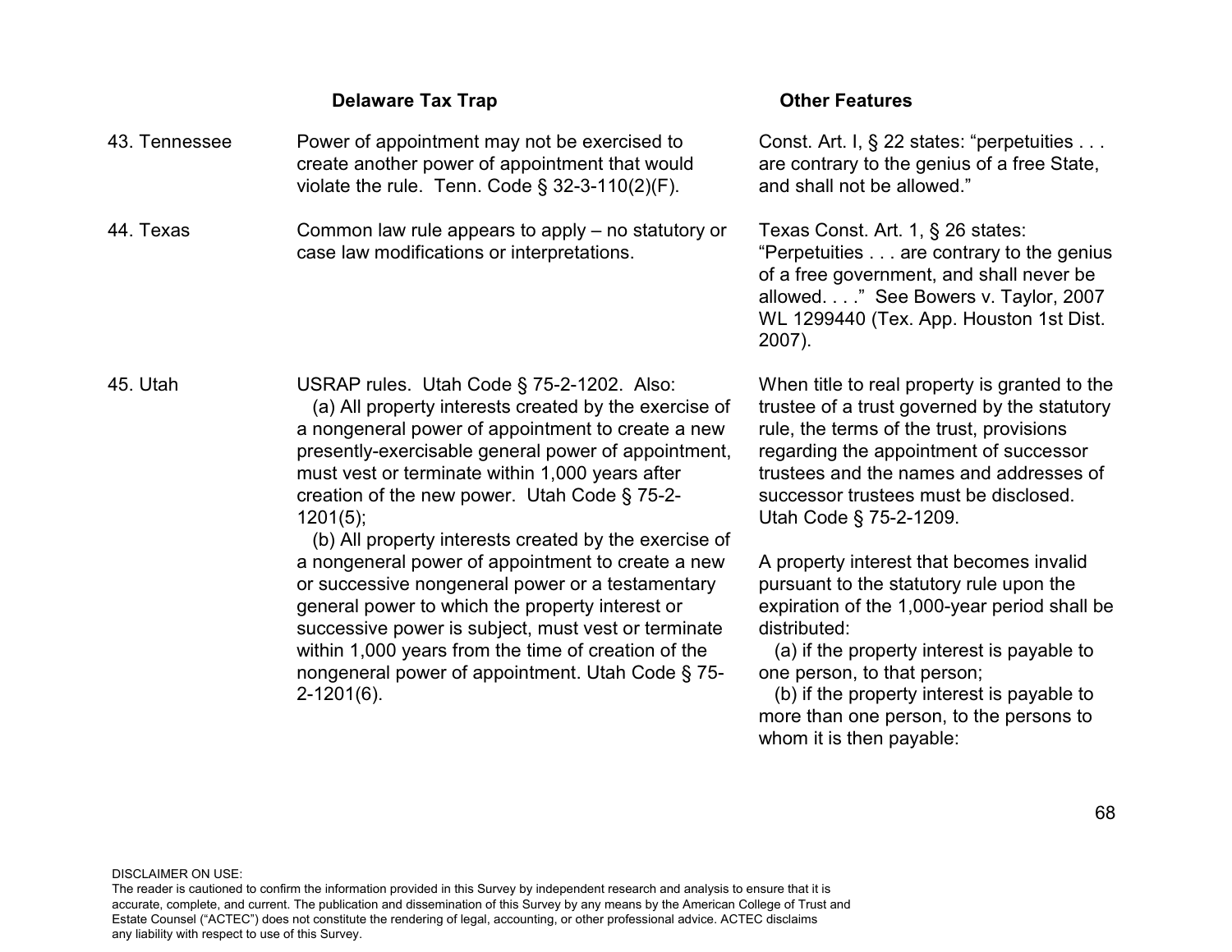| | Delaware Tax Trap | Other Features |
|---|---|---|
| 43. Tennessee | Power of appointment may not be exercised to create another power of appointment that would violate the rule. Tenn. Code § 32-3-110(2)(F). | Const. Art. I, § 22 states: "perpetuities . . . are contrary to the genius of a free State, and shall not be allowed." |
| 44. Texas | Common law rule appears to apply – no statutory or case law modifications or interpretations. | Texas Const. Art. 1, § 26 states: "Perpetuities . . . are contrary to the genius of a free government, and shall never be allowed. . . ." See Bowers v. Taylor, 2007 WL 1299440 (Tex. App. Houston 1st Dist. 2007). |
| 45. Utah | USRAP rules. Utah Code § 75-2-1202. Also:<br>(a) All property interests created by the exercise of a nongeneral power of appointment to create a new presently-exercisable general power of appointment, must vest or terminate within 1,000 years after creation of the new power. Utah Code § 75-2-1201(5);<br>(b) All property interests created by the exercise of a nongeneral power of appointment to create a new or successive nongeneral power or a testamentary general power to which the property interest or successive power is subject, must vest or terminate within 1,000 years from the time of creation of the nongeneral power of appointment. Utah Code § 75-2-1201(6). | When title to real property is granted to the trustee of a trust governed by the statutory rule, the terms of the trust, provisions regarding the appointment of successor trustees and the names and addresses of successor trustees must be disclosed. Utah Code § 75-2-1209.<br><br>A property interest that becomes invalid pursuant to the statutory rule upon the expiration of the 1,000-year period shall be distributed:<br>(a) if the property interest is payable to one person, to that person;<br>(b) if the property interest is payable to more than one person, to the persons to whom it is then payable: |

DISCLAIMER ON USE:
The reader is cautioned to confirm the information provided in this Survey by independent research and analysis to ensure that it is accurate, complete, and current. The publication and dissemination of this Survey by any means by the American College of Trust and Estate Counsel ("ACTEC") does not constitute the rendering of legal, accounting, or other professional advice. ACTEC disclaims any liability with respect to use of this Survey.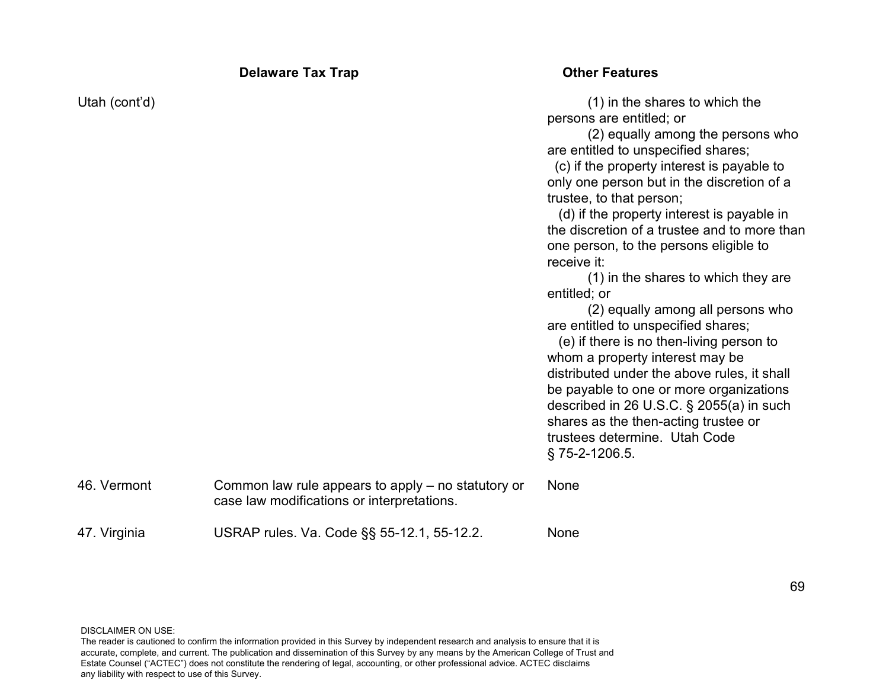| | Delaware Tax Trap | Other Features |
|---|---|---|
| Utah (cont'd) | | (1) in the shares to which the persons are entitled; or<br>(2) equally among the persons who are entitled to unspecified shares;<br>(c) if the property interest is payable to only one person but in the discretion of a trustee, to that person;<br>(d) if the property interest is payable in the discretion of a trustee and to more than one person, to the persons eligible to receive it:<br>(1) in the shares to which they are entitled; or<br>(2) equally among all persons who are entitled to unspecified shares;<br>(e) if there is no then-living person to whom a property interest may be distributed under the above rules, it shall be payable to one or more organizations described in 26 U.S.C. § 2055(a) in such shares as the then-acting trustee or trustees determine. Utah Code § 75-2-1206.5. |
| 46. Vermont | Common law rule appears to apply – no statutory or case law modifications or interpretations. | None |
| 47. Virginia | USRAP rules. Va. Code §§ 55-12.1, 55-12.2. | None |

DISCLAIMER ON USE:
The reader is cautioned to confirm the information provided in this Survey by independent research and analysis to ensure that it is accurate, complete, and current. The publication and dissemination of this Survey by any means by the American College of Trust and Estate Counsel ("ACTEC") does not constitute the rendering of legal, accounting, or other professional advice. ACTEC disclaims any liability with respect to use of this Survey.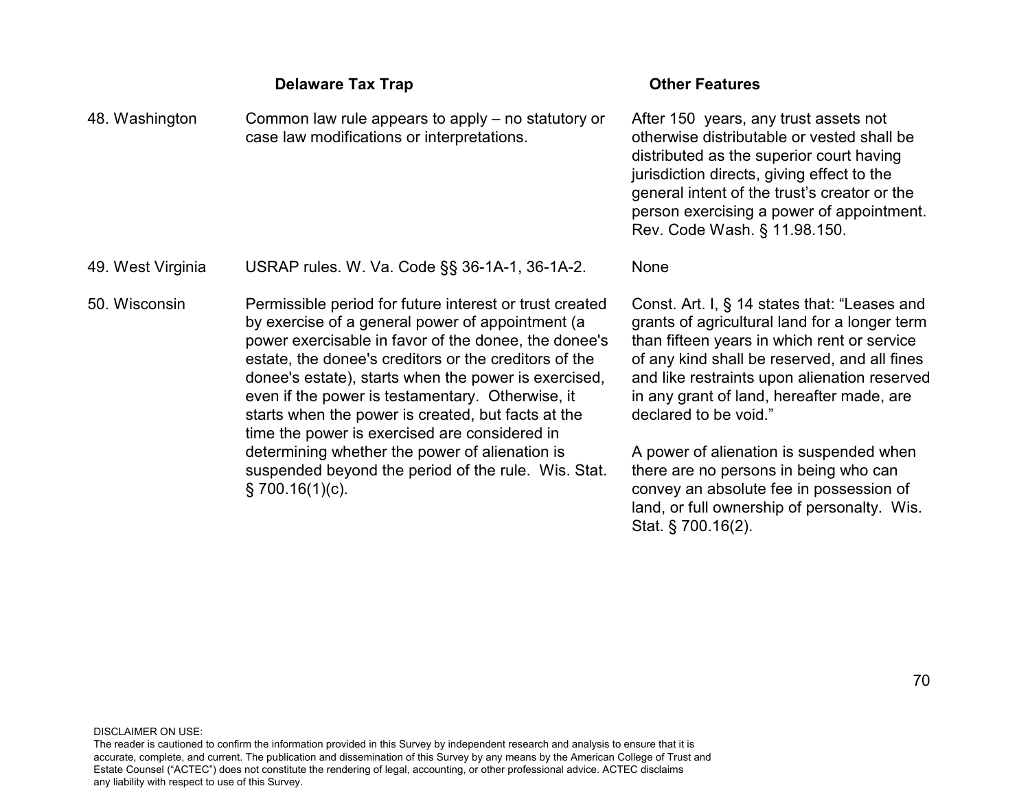| | Delaware Tax Trap | Other Features |
|---|---|---|
| 48. Washington | Common law rule appears to apply – no statutory or case law modifications or interpretations. | After 150 years, any trust assets not otherwise distributable or vested shall be distributed as the superior court having jurisdiction directs, giving effect to the general intent of the trust's creator or the person exercising a power of appointment. Rev. Code Wash. § 11.98.150. |
| 49. West Virginia | USRAP rules. W. Va. Code §§ 36-1A-1, 36-1A-2. | None |
| 50. Wisconsin | Permissible period for future interest or trust created by exercise of a general power of appointment (a power exercisable in favor of the donee, the donee's estate, the donee's creditors or the creditors of the donee's estate), starts when the power is exercised, even if the power is testamentary. Otherwise, it starts when the power is created, but facts at the time the power is exercised are considered in determining whether the power of alienation is suspended beyond the period of the rule. Wis. Stat. § 700.16(1)(c). | Const. Art. I, § 14 states that: "Leases and grants of agricultural land for a longer term than fifteen years in which rent or service of any kind shall be reserved, and all fines and like restraints upon alienation reserved in any grant of land, hereafter made, are declared to be void."<br><br>A power of alienation is suspended when there are no persons in being who can convey an absolute fee in possession of land, or full ownership of personalty. Wis. Stat. § 700.16(2). |

DISCLAIMER ON USE:
The reader is cautioned to confirm the information provided in this Survey by independent research and analysis to ensure that it is accurate, complete, and current. The publication and dissemination of this Survey by any means by the American College of Trust and Estate Counsel ("ACTEC") does not constitute the rendering of legal, accounting, or other professional advice. ACTEC disclaims any liability with respect to use of this Survey.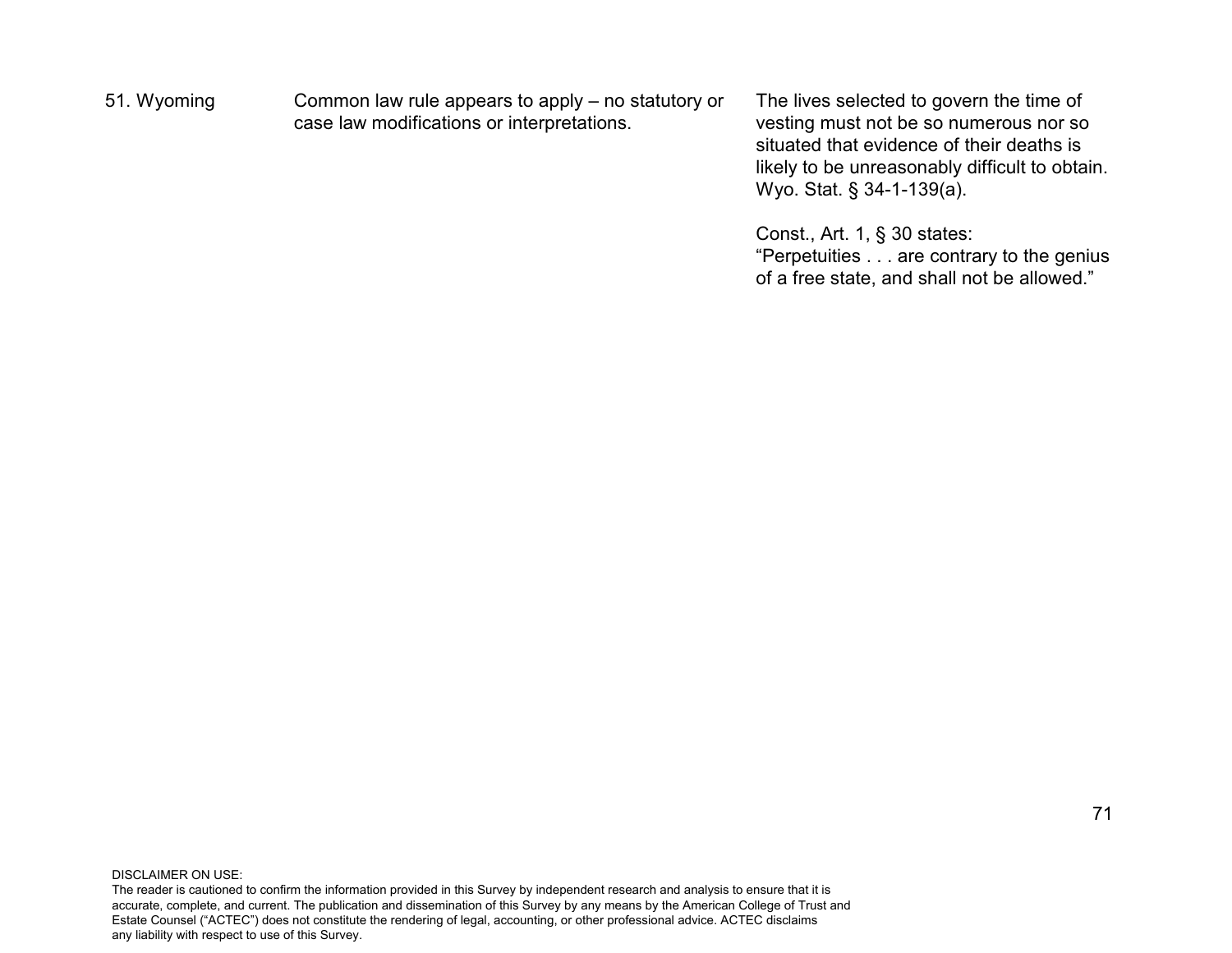| | | |
|---|---|---|
| 51. Wyoming | Common law rule appears to apply – no statutory or case law modifications or interpretations. | The lives selected to govern the time of vesting must not be so numerous nor so situated that evidence of their deaths is likely to be unreasonably difficult to obtain. Wyo. Stat. § 34-1-139(a).<br><br>Const., Art. 1, § 30 states: "Perpetuities . . . are contrary to the genius of a free state, and shall not be allowed." |

DISCLAIMER ON USE:
The reader is cautioned to confirm the information provided in this Survey by independent research and analysis to ensure that it is accurate, complete, and current. The publication and dissemination of this Survey by any means by the American College of Trust and Estate Counsel ("ACTEC") does not constitute the rendering of legal, accounting, or other professional advice. ACTEC disclaims any liability with respect to use of this Survey.